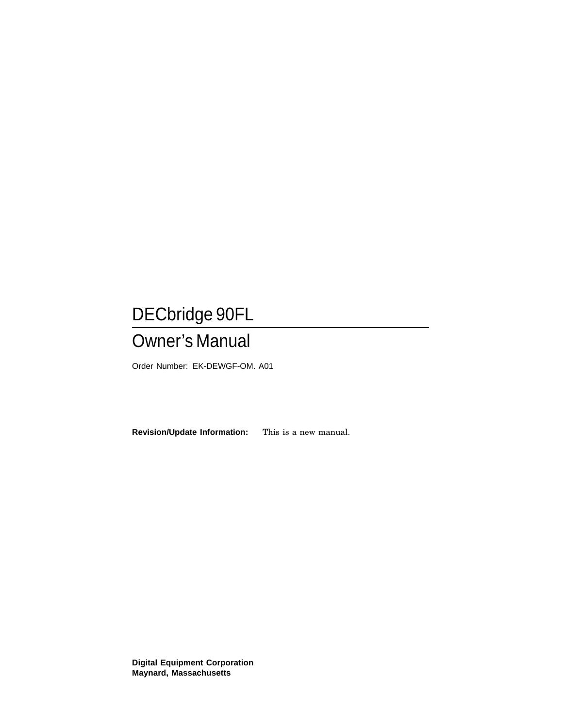# DECbridge 90FL

## Owner's Manual

Order Number: EK-DEWGF-OM. A01

**Revision/Update Information:** This is a new manual.

**Digital Equipment Corporation**
**Maynard, Massachusetts**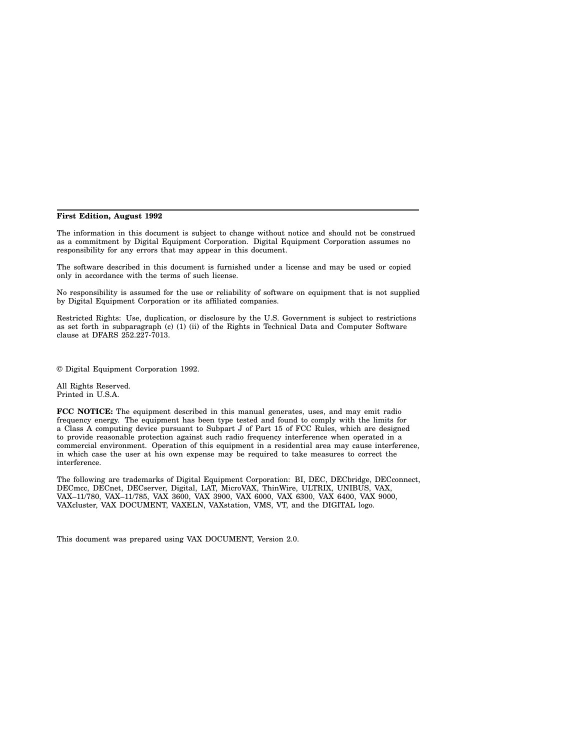**First Edition, August 1992**

The information in this document is subject to change without notice and should not be construed as a commitment by Digital Equipment Corporation. Digital Equipment Corporation assumes no responsibility for any errors that may appear in this document.

The software described in this document is furnished under a license and may be used or copied only in accordance with the terms of such license.

No responsibility is assumed for the use or reliability of software on equipment that is not supplied by Digital Equipment Corporation or its affiliated companies.

Restricted Rights: Use, duplication, or disclosure by the U.S. Government is subject to restrictions as set forth in subparagraph (c) (1) (ii) of the Rights in Technical Data and Computer Software clause at DFARS 252.227-7013.

© Digital Equipment Corporation 1992.

All Rights Reserved.
Printed in U.S.A.

**FCC NOTICE:** The equipment described in this manual generates, uses, and may emit radio frequency energy. The equipment has been type tested and found to comply with the limits for a Class A computing device pursuant to Subpart J of Part 15 of FCC Rules, which are designed to provide reasonable protection against such radio frequency interference when operated in a commercial environment. Operation of this equipment in a residential area may cause interference, in which case the user at his own expense may be required to take measures to correct the interference.

The following are trademarks of Digital Equipment Corporation: BI, DEC, DECbridge, DECconnect, DECmcc, DECnet, DECserver, Digital, LAT, MicroVAX, ThinWire, ULTRIX, UNIBUS, VAX, VAX–11/780, VAX–11/785, VAX 3600, VAX 3900, VAX 6000, VAX 6300, VAX 6400, VAX 9000, VAXcluster, VAX DOCUMENT, VAXELN, VAXstation, VMS, VT, and the DIGITAL logo.

This document was prepared using VAX DOCUMENT, Version 2.0.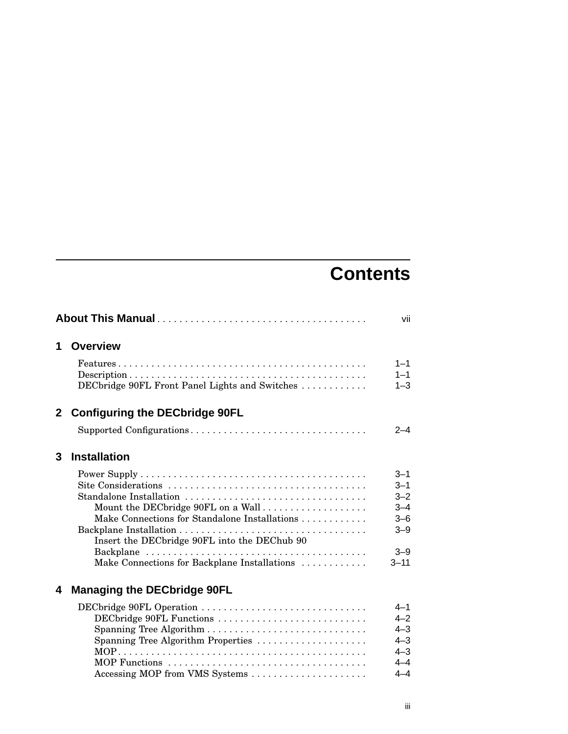# Contents

**About This Manual** . . . . . . . . . . . . . . . . . . . . . . . . . . . . . . . . . . . . . vii

## 1 Overview

Features . . . . . . . . . . . . . . . . . . . . . . . . . . . . . . . . . . . . . . . . . . . . . 1–1
Description . . . . . . . . . . . . . . . . . . . . . . . . . . . . . . . . . . . . . . . . . . . 1–1
DECbridge 90FL Front Panel Lights and Switches . . . . . . . . . . . . 1–3

## 2 Configuring the DECbridge 90FL

Supported Configurations . . . . . . . . . . . . . . . . . . . . . . . . . . . . . . . . 2–4

## 3 Installation

Power Supply . . . . . . . . . . . . . . . . . . . . . . . . . . . . . . . . . . . . . . . . . 3–1
Site Considerations . . . . . . . . . . . . . . . . . . . . . . . . . . . . . . . . . . . . 3–1
Standalone Installation . . . . . . . . . . . . . . . . . . . . . . . . . . . . . . . . . 3–2
  Mount the DECbridge 90FL on a Wall . . . . . . . . . . . . . . . . . . . 3–4
  Make Connections for Standalone Installations . . . . . . . . . . . . 3–6
Backplane Installation . . . . . . . . . . . . . . . . . . . . . . . . . . . . . . . . . . 3–9
  Insert the DECbridge 90FL into the DEChub 90 Backplane . . . . . . . . . . . . . . . . . . . . . . . . . . . . . . . . . . . . . . . 3–9
  Make Connections for Backplane Installations . . . . . . . . . . . . 3–11

## 4 Managing the DECbridge 90FL

DECbridge 90FL Operation . . . . . . . . . . . . . . . . . . . . . . . . . . . . . . 4–1
  DECbridge 90FL Functions . . . . . . . . . . . . . . . . . . . . . . . . . . . 4–2
  Spanning Tree Algorithm . . . . . . . . . . . . . . . . . . . . . . . . . . . . . 4–3
  Spanning Tree Algorithm Properties . . . . . . . . . . . . . . . . . . . . 4–3
  MOP . . . . . . . . . . . . . . . . . . . . . . . . . . . . . . . . . . . . . . . . . . . . . 4–3
  MOP Functions . . . . . . . . . . . . . . . . . . . . . . . . . . . . . . . . . . . . 4–4
  Accessing MOP from VMS Systems . . . . . . . . . . . . . . . . . . . . . 4–4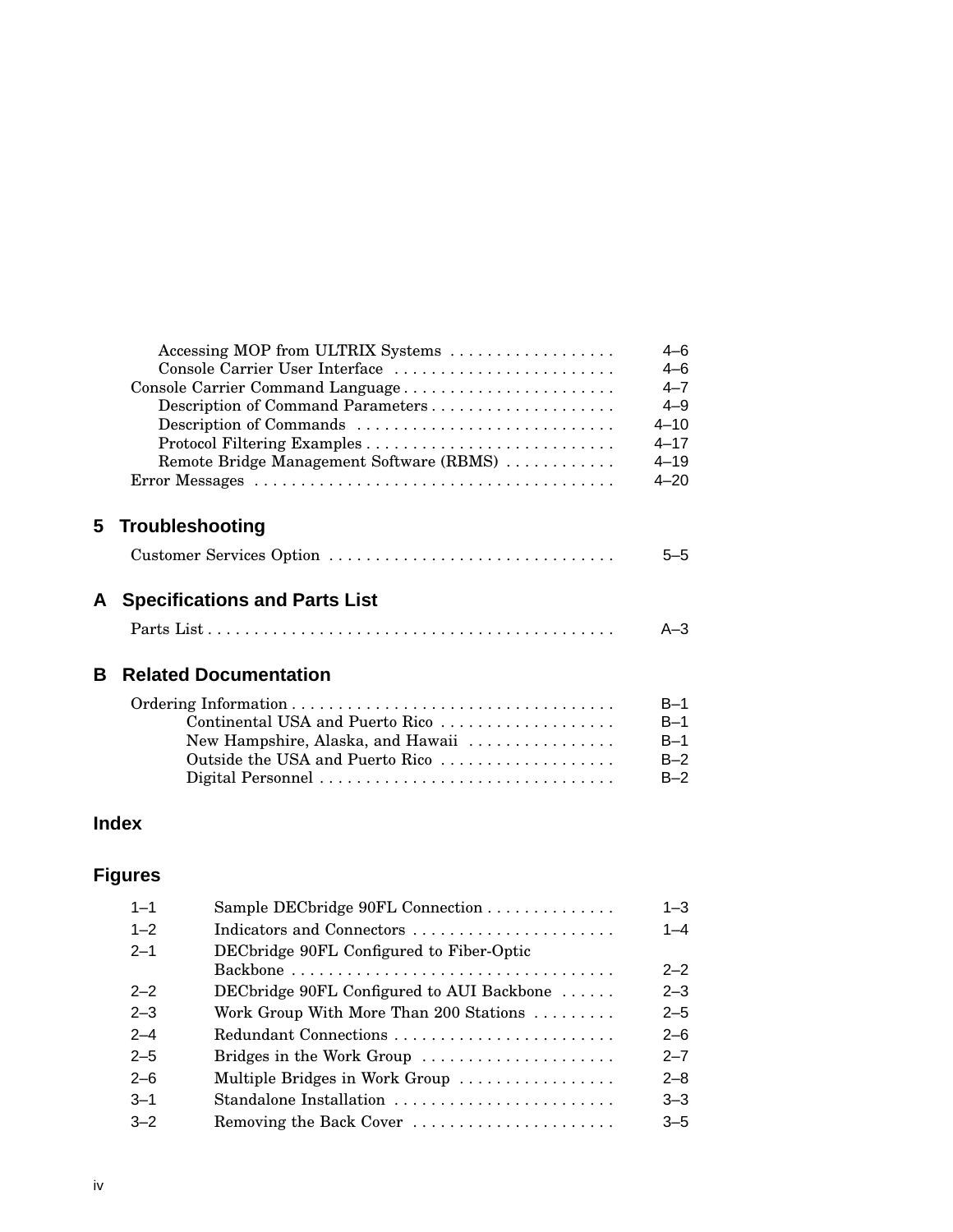Accessing MOP from ULTRIX Systems . . . . . . . . . . . . . . . . . . 4–6
Console Carrier User Interface . . . . . . . . . . . . . . . . . . . . . . . . 4–6
Console Carrier Command Language . . . . . . . . . . . . . . . . . . . . . . . 4–7
Description of Command Parameters . . . . . . . . . . . . . . . . . . . . 4–9
Description of Commands . . . . . . . . . . . . . . . . . . . . . . . . . . . . 4–10
Protocol Filtering Examples . . . . . . . . . . . . . . . . . . . . . . . . . . . 4–17
Remote Bridge Management Software (RBMS) . . . . . . . . . . . . 4–19
Error Messages . . . . . . . . . . . . . . . . . . . . . . . . . . . . . . . . . . . . . . . 4–20

## 5 Troubleshooting

Customer Services Option . . . . . . . . . . . . . . . . . . . . . . . . . . . . . . . 5–5

## A Specifications and Parts List

Parts List . . . . . . . . . . . . . . . . . . . . . . . . . . . . . . . . . . . . . . . . . . . . A–3

## B Related Documentation

Ordering Information . . . . . . . . . . . . . . . . . . . . . . . . . . . . . . . . . . . B–1
Continental USA and Puerto Rico . . . . . . . . . . . . . . . . . . . B–1
New Hampshire, Alaska, and Hawaii . . . . . . . . . . . . . . . . B–1
Outside the USA and Puerto Rico . . . . . . . . . . . . . . . . . . . B–2
Digital Personnel . . . . . . . . . . . . . . . . . . . . . . . . . . . . . . . . B–2

## Index

## Figures

| | | |
|---|---|---|
| 1–1 | Sample DECbridge 90FL Connection . . . . . . . . . . . . . . | 1–3 |
| 1–2 | Indicators and Connectors . . . . . . . . . . . . . . . . . . . . . . | 1–4 |
| 2–1 | DECbridge 90FL Configured to Fiber-Optic Backbone . . . . . . . . . . . . . . . . . . . . . . . . . . . . . . . . . . | 2–2 |
| 2–2 | DECbridge 90FL Configured to AUI Backbone . . . . . . | 2–3 |
| 2–3 | Work Group With More Than 200 Stations . . . . . . . . . | 2–5 |
| 2–4 | Redundant Connections . . . . . . . . . . . . . . . . . . . . . . . . | 2–6 |
| 2–5 | Bridges in the Work Group . . . . . . . . . . . . . . . . . . . . . | 2–7 |
| 2–6 | Multiple Bridges in Work Group . . . . . . . . . . . . . . . . . | 2–8 |
| 3–1 | Standalone Installation . . . . . . . . . . . . . . . . . . . . . . . . | 3–3 |
| 3–2 | Removing the Back Cover . . . . . . . . . . . . . . . . . . . . . . | 3–5 |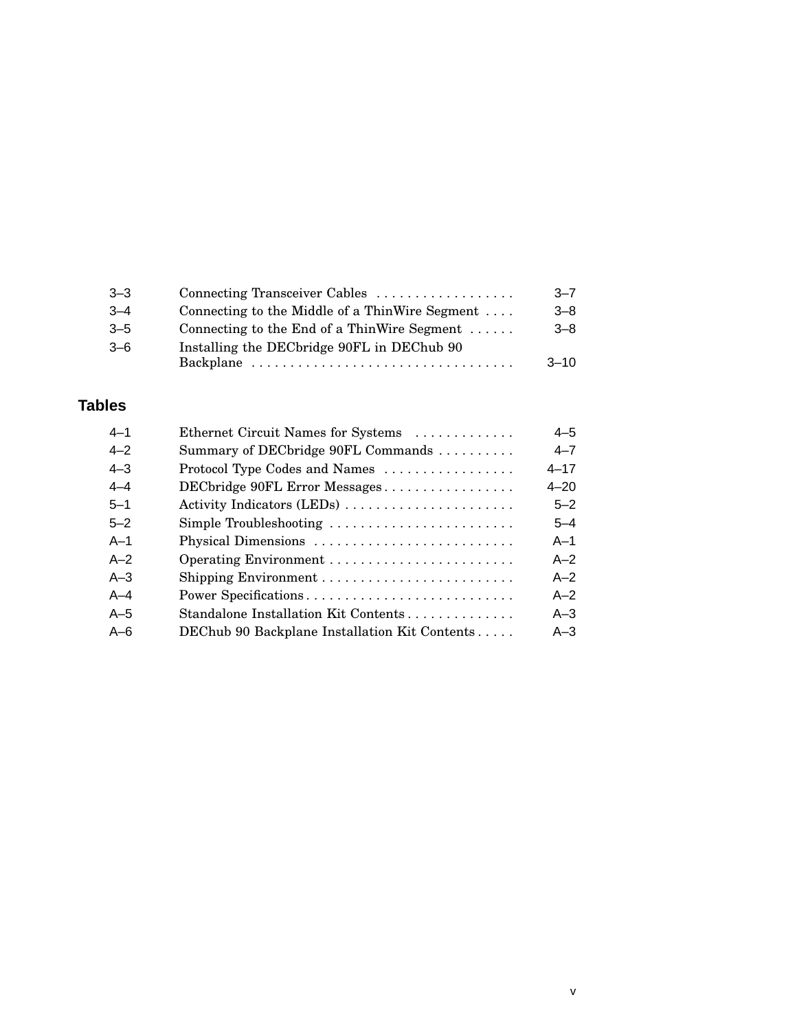| | | |
|---|---|---|
| 3–3 | Connecting Transceiver Cables | 3–7 |
| 3–4 | Connecting to the Middle of a ThinWire Segment | 3–8 |
| 3–5 | Connecting to the End of a ThinWire Segment | 3–8 |
| 3–6 | Installing the DECbridge 90FL in DEChub 90 Backplane | 3–10 |

## Tables

| | | |
|---|---|---|
| 4–1 | Ethernet Circuit Names for Systems | 4–5 |
| 4–2 | Summary of DECbridge 90FL Commands | 4–7 |
| 4–3 | Protocol Type Codes and Names | 4–17 |
| 4–4 | DECbridge 90FL Error Messages | 4–20 |
| 5–1 | Activity Indicators (LEDs) | 5–2 |
| 5–2 | Simple Troubleshooting | 5–4 |
| A–1 | Physical Dimensions | A–1 |
| A–2 | Operating Environment | A–2 |
| A–3 | Shipping Environment | A–2 |
| A–4 | Power Specifications | A–2 |
| A–5 | Standalone Installation Kit Contents | A–3 |
| A–6 | DEChub 90 Backplane Installation Kit Contents | A–3 |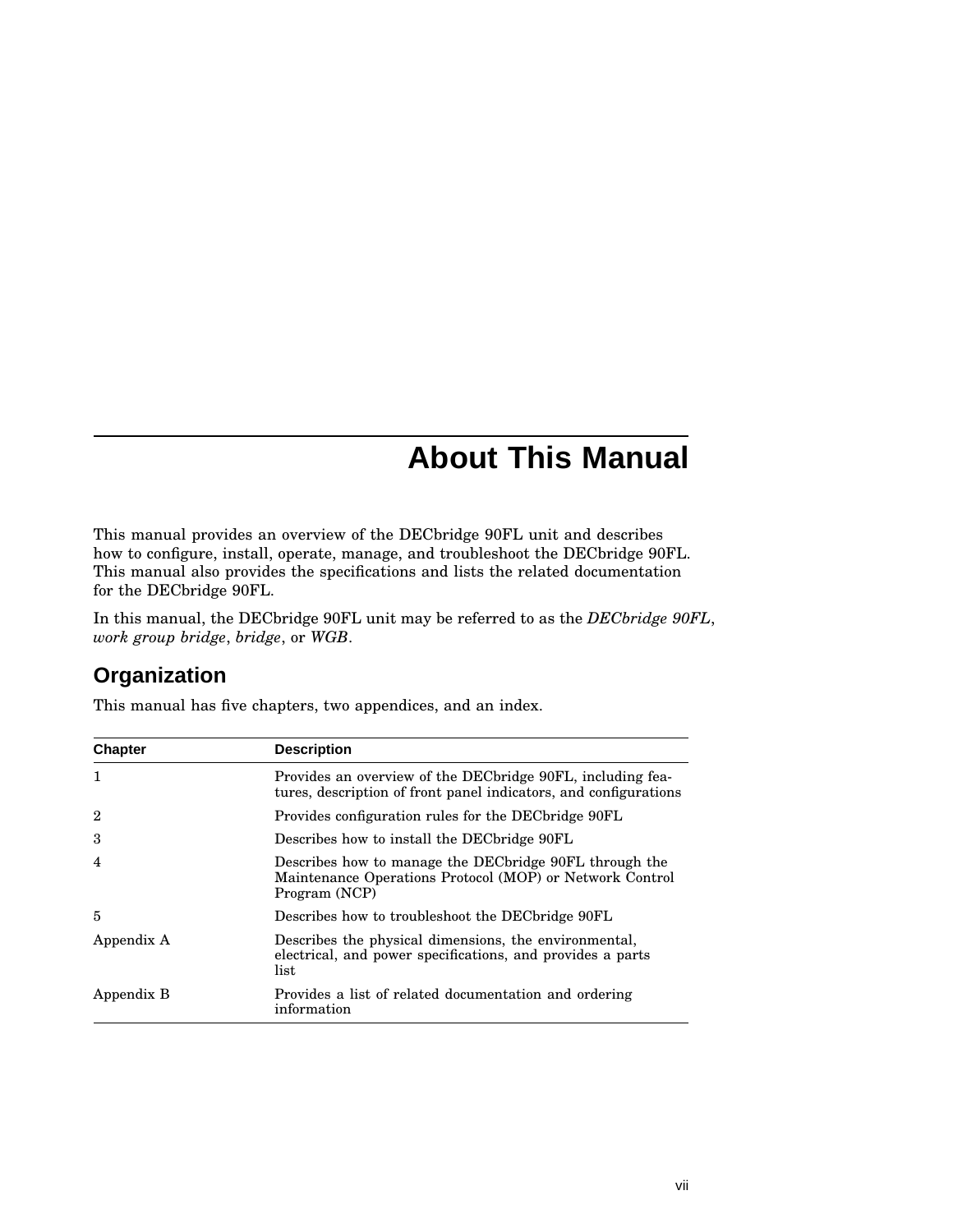# About This Manual

This manual provides an overview of the DECbridge 90FL unit and describes how to configure, install, operate, manage, and troubleshoot the DECbridge 90FL. This manual also provides the specifications and lists the related documentation for the DECbridge 90FL.

In this manual, the DECbridge 90FL unit may be referred to as the *DECbridge 90FL*, *work group bridge*, *bridge*, or *WGB*.

## Organization

This manual has five chapters, two appendices, and an index.

| Chapter | Description |
| --- | --- |
| 1 | Provides an overview of the DECbridge 90FL, including features, description of front panel indicators, and configurations |
| 2 | Provides configuration rules for the DECbridge 90FL |
| 3 | Describes how to install the DECbridge 90FL |
| 4 | Describes how to manage the DECbridge 90FL through the Maintenance Operations Protocol (MOP) or Network Control Program (NCP) |
| 5 | Describes how to troubleshoot the DECbridge 90FL |
| Appendix A | Describes the physical dimensions, the environmental, electrical, and power specifications, and provides a parts list |
| Appendix B | Provides a list of related documentation and ordering information |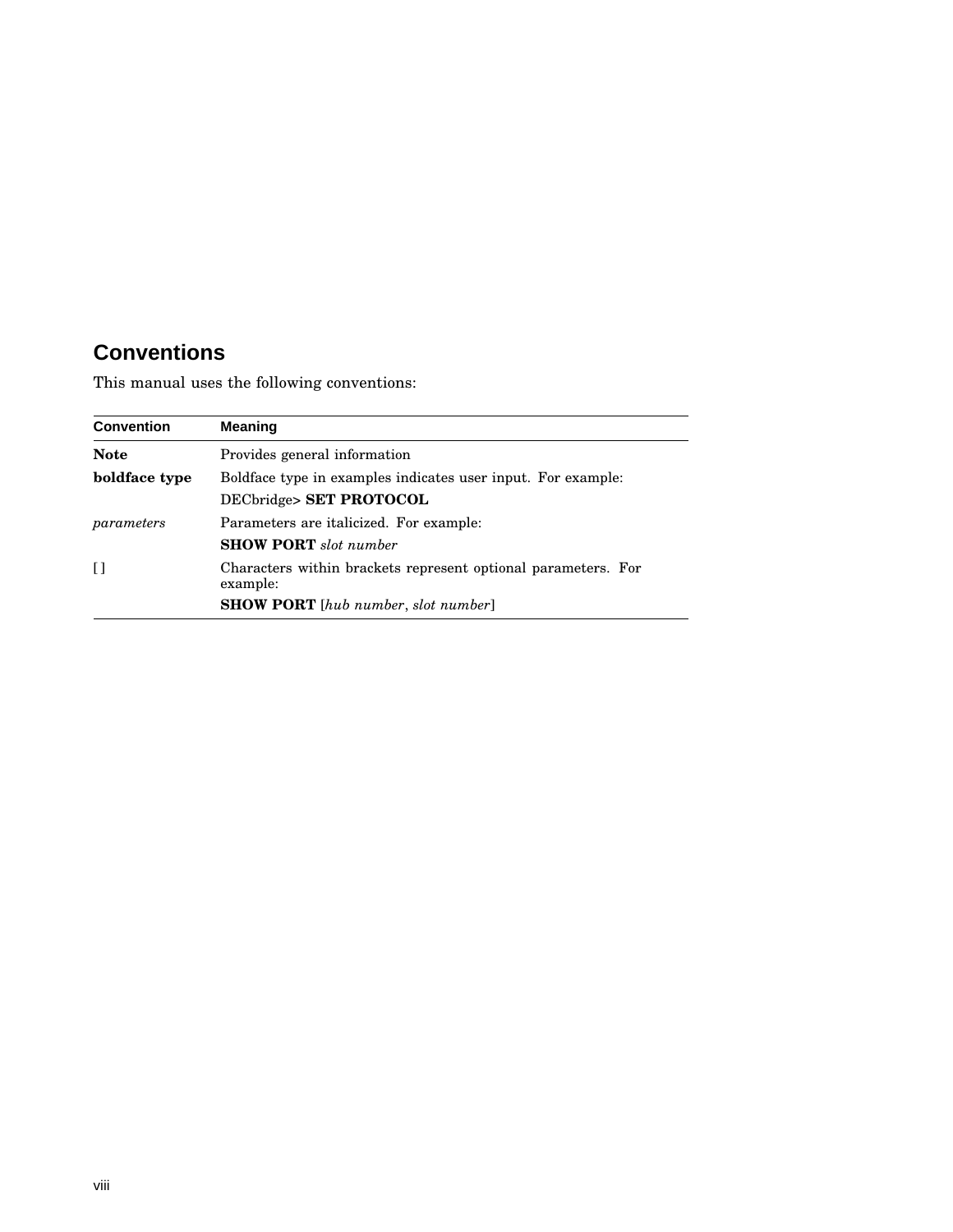## Conventions

This manual uses the following conventions:

| Convention | Meaning |
| --- | --- |
| **Note** | Provides general information |
| **boldface type** | Boldface type in examples indicates user input. For example: |
| | DECbridge> **SET PROTOCOL** |
| *parameters* | Parameters are italicized. For example: |
| | **SHOW PORT** *slot number* |
| [ ] | Characters within brackets represent optional parameters. For example: |
| | **SHOW PORT** [*hub number*, *slot number*] |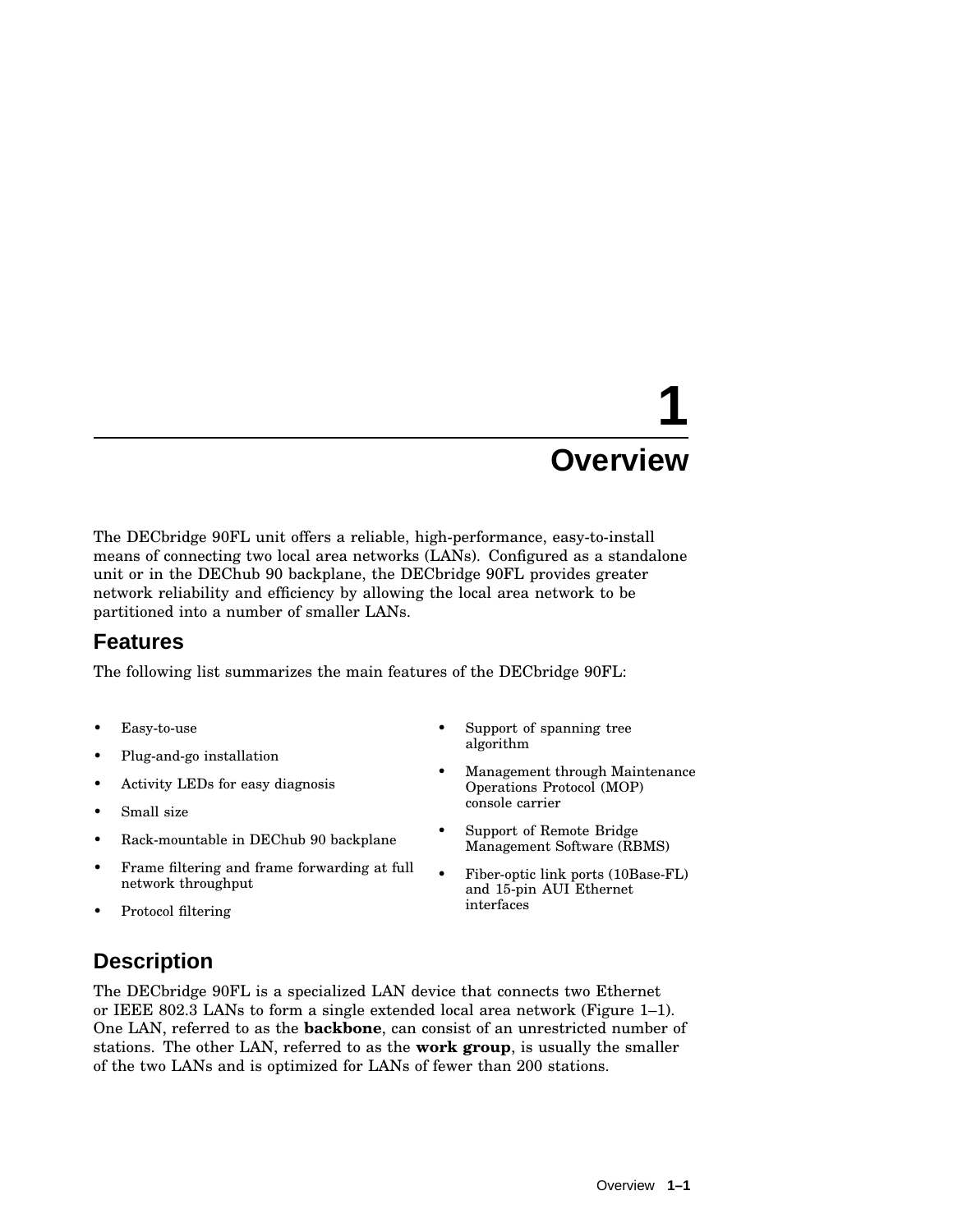# 1 Overview

The DECbridge 90FL unit offers a reliable, high-performance, easy-to-install means of connecting two local area networks (LANs). Configured as a standalone unit or in the DEChub 90 backplane, the DECbridge 90FL provides greater network reliability and efficiency by allowing the local area network to be partitioned into a number of smaller LANs.

## Features

The following list summarizes the main features of the DECbridge 90FL:

- Easy-to-use
- Plug-and-go installation
- Activity LEDs for easy diagnosis
- Small size
- Rack-mountable in DEChub 90 backplane
- Frame filtering and frame forwarding at full network throughput
- Protocol filtering
- Support of spanning tree algorithm
- Management through Maintenance Operations Protocol (MOP) console carrier
- Support of Remote Bridge Management Software (RBMS)
- Fiber-optic link ports (10Base-FL) and 15-pin AUI Ethernet interfaces

## Description

The DECbridge 90FL is a specialized LAN device that connects two Ethernet or IEEE 802.3 LANs to form a single extended local area network (Figure 1–1). One LAN, referred to as the **backbone**, can consist of an unrestricted number of stations. The other LAN, referred to as the **work group**, is usually the smaller of the two LANs and is optimized for LANs of fewer than 200 stations.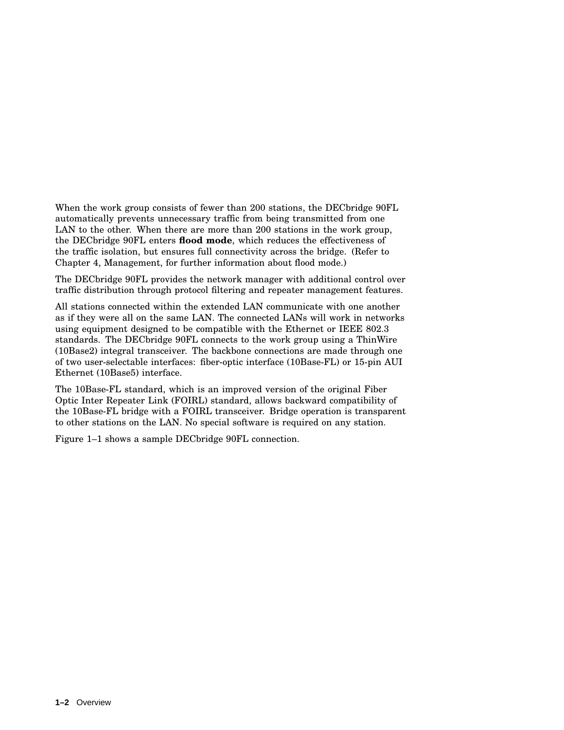When the work group consists of fewer than 200 stations, the DECbridge 90FL automatically prevents unnecessary traffic from being transmitted from one LAN to the other. When there are more than 200 stations in the work group, the DECbridge 90FL enters **flood mode**, which reduces the effectiveness of the traffic isolation, but ensures full connectivity across the bridge. (Refer to Chapter 4, Management, for further information about flood mode.)

The DECbridge 90FL provides the network manager with additional control over traffic distribution through protocol filtering and repeater management features.

All stations connected within the extended LAN communicate with one another as if they were all on the same LAN. The connected LANs will work in networks using equipment designed to be compatible with the Ethernet or IEEE 802.3 standards. The DECbridge 90FL connects to the work group using a ThinWire (10Base2) integral transceiver. The backbone connections are made through one of two user-selectable interfaces: fiber-optic interface (10Base-FL) or 15-pin AUI Ethernet (10Base5) interface.

The 10Base-FL standard, which is an improved version of the original Fiber Optic Inter Repeater Link (FOIRL) standard, allows backward compatibility of the 10Base-FL bridge with a FOIRL transceiver. Bridge operation is transparent to other stations on the LAN. No special software is required on any station.

Figure 1–1 shows a sample DECbridge 90FL connection.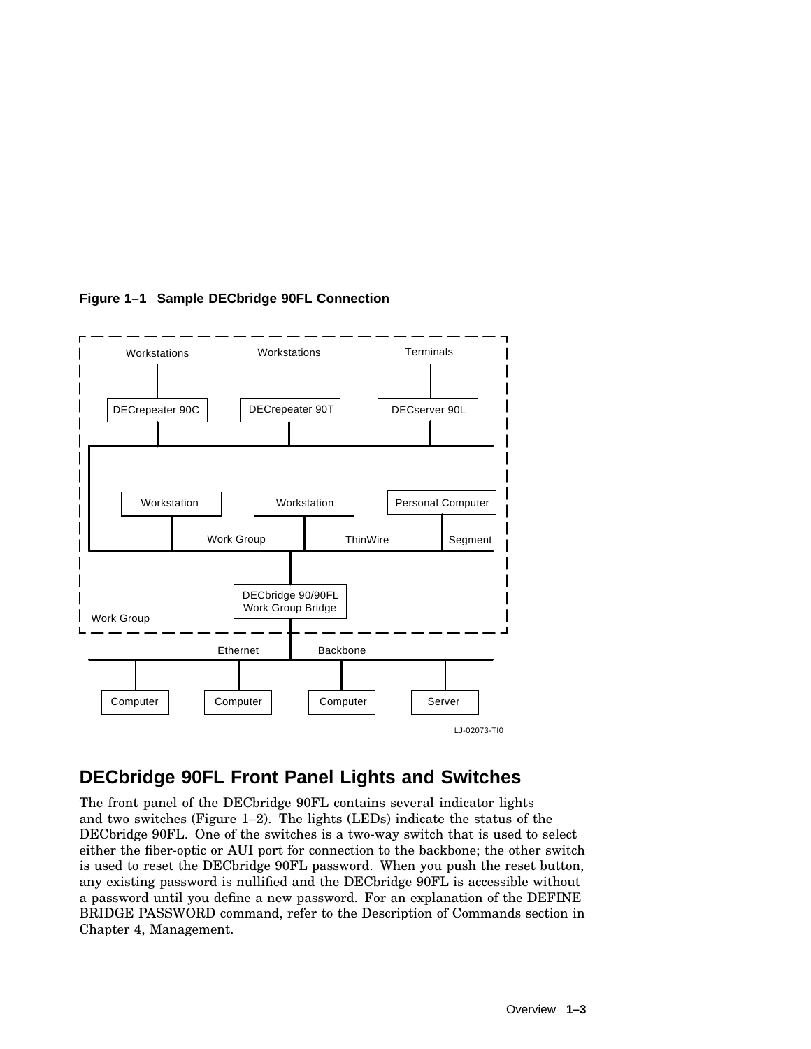**Figure 1–1 Sample DECbridge 90FL Connection**

## DECbridge 90FL Front Panel Lights and Switches

The front panel of the DECbridge 90FL contains several indicator lights and two switches (Figure 1–2). The lights (LEDs) indicate the status of the DECbridge 90FL. One of the switches is a two-way switch that is used to select either the fiber-optic or AUI port for connection to the backbone; the other switch is used to reset the DECbridge 90FL password. When you push the reset button, any existing password is nullified and the DECbridge 90FL is accessible without a password until you define a new password. For an explanation of the DEFINE BRIDGE PASSWORD command, refer to the Description of Commands section in Chapter 4, Management.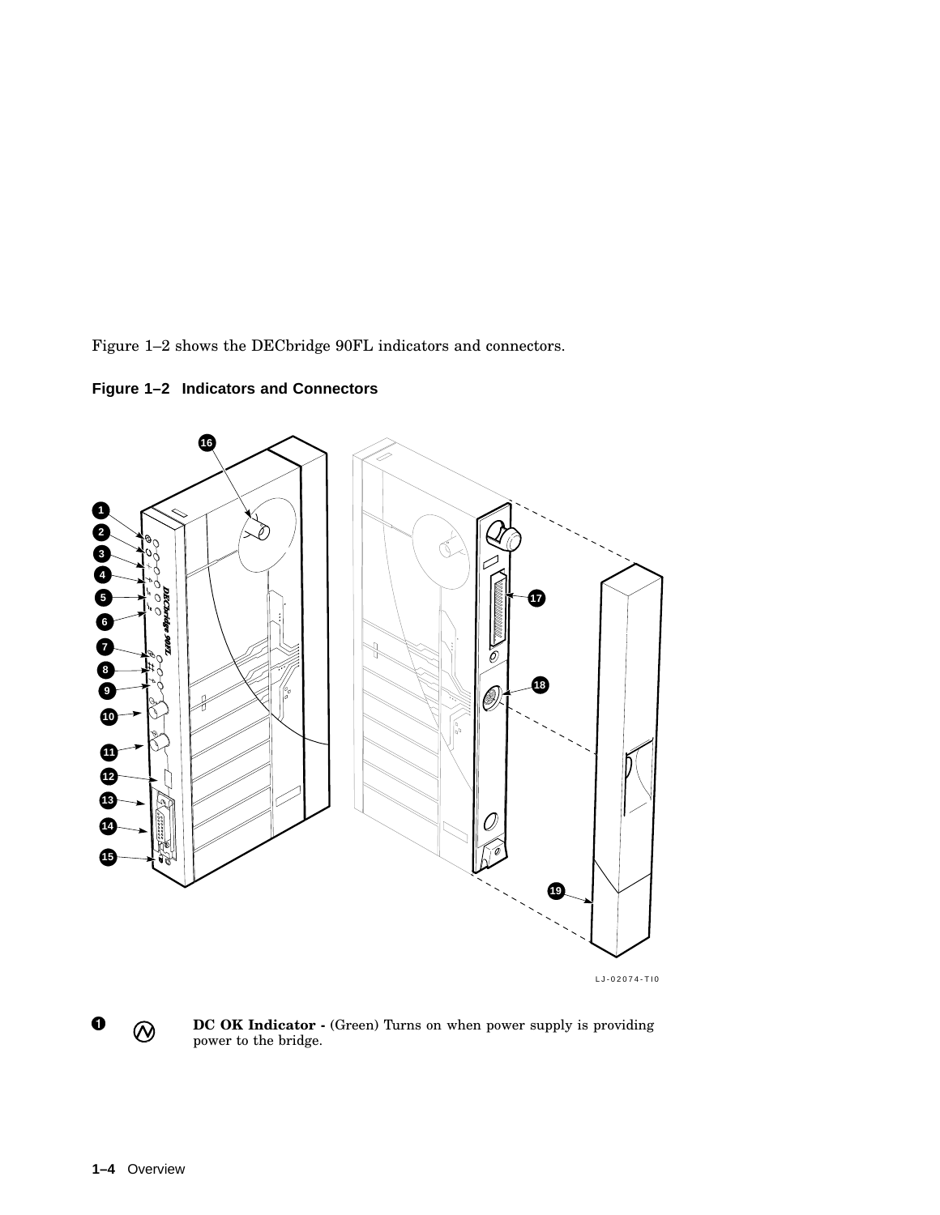Figure 1–2 shows the DECbridge 90FL indicators and connectors.

**Figure 1–2 Indicators and Connectors**

LJ-02074-TI0

1 **DC OK Indicator -** (Green) Turns on when power supply is providing power to the bridge.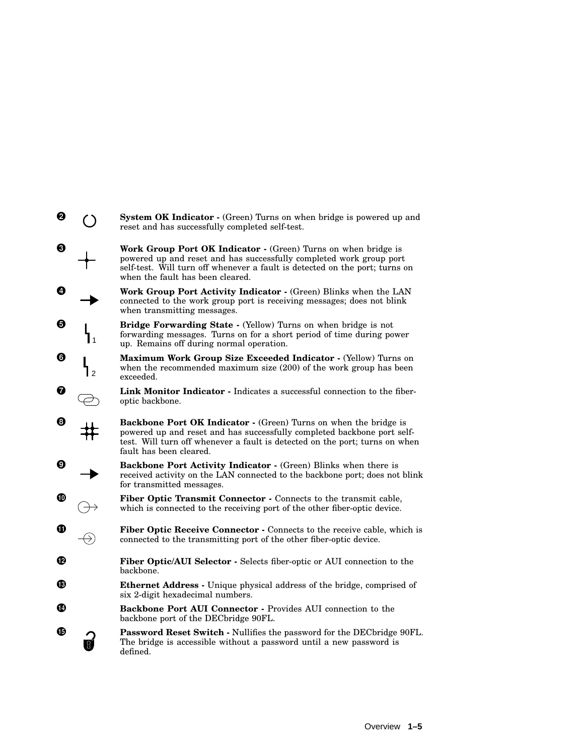❷ **System OK Indicator -** (Green) Turns on when bridge is powered up and reset and has successfully completed self-test.

❸ **Work Group Port OK Indicator -** (Green) Turns on when bridge is powered up and reset and has successfully completed work group port self-test. Will turn off whenever a fault is detected on the port; turns on when the fault has been cleared.

❹ **Work Group Port Activity Indicator -** (Green) Blinks when the LAN connected to the work group port is receiving messages; does not blink when transmitting messages.

❺ **Bridge Forwarding State -** (Yellow) Turns on when bridge is not forwarding messages. Turns on for a short period of time during power up. Remains off during normal operation.

❻ **Maximum Work Group Size Exceeded Indicator -** (Yellow) Turns on when the recommended maximum size (200) of the work group has been exceeded.

❼ **Link Monitor Indicator -** Indicates a successful connection to the fiber-optic backbone.

❽ **Backbone Port OK Indicator -** (Green) Turns on when the bridge is powered up and reset and has successfully completed backbone port self-test. Will turn off whenever a fault is detected on the port; turns on when fault has been cleared.

❾ **Backbone Port Activity Indicator -** (Green) Blinks when there is received activity on the LAN connected to the backbone port; does not blink for transmitted messages.

❿ **Fiber Optic Transmit Connector -** Connects to the transmit cable, which is connected to the receiving port of the other fiber-optic device.

⓫ **Fiber Optic Receive Connector -** Connects to the receive cable, which is connected to the transmitting port of the other fiber-optic device.

⓬ **Fiber Optic/AUI Selector -** Selects fiber-optic or AUI connection to the backbone.

⓭ **Ethernet Address -** Unique physical address of the bridge, comprised of six 2-digit hexadecimal numbers.

⓮ **Backbone Port AUI Connector -** Provides AUI connection to the backbone port of the DECbridge 90FL.

⓯ **Password Reset Switch -** Nullifies the password for the DECbridge 90FL. The bridge is accessible without a password until a new password is defined.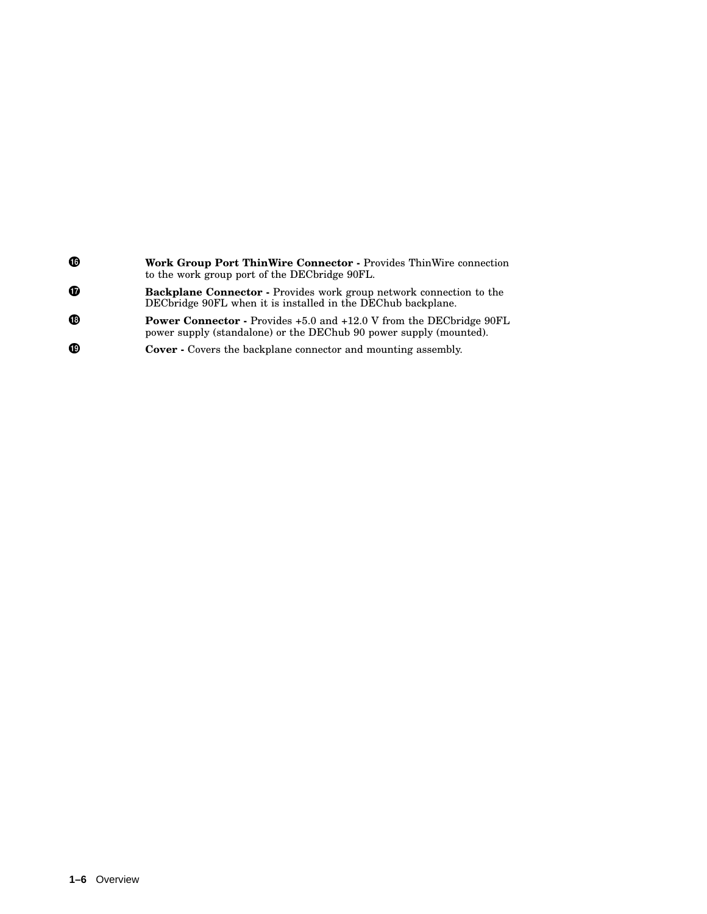⓰ **Work Group Port ThinWire Connector -** Provides ThinWire connection to the work group port of the DECbridge 90FL.

⓱ **Backplane Connector -** Provides work group network connection to the DECbridge 90FL when it is installed in the DEChub backplane.

⓲ **Power Connector -** Provides +5.0 and +12.0 V from the DECbridge 90FL power supply (standalone) or the DEChub 90 power supply (mounted).

⓳ **Cover -** Covers the backplane connector and mounting assembly.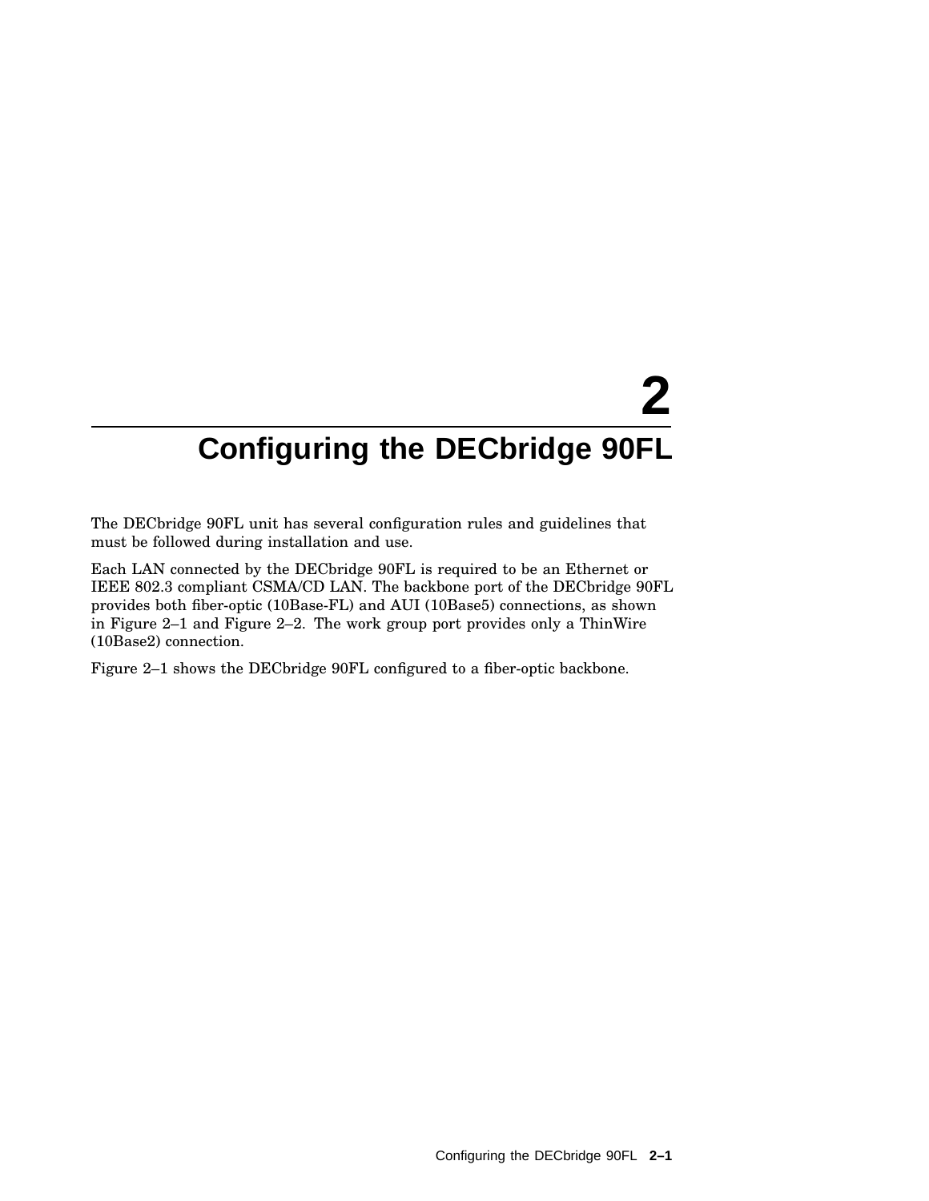# 2 Configuring the DECbridge 90FL

The DECbridge 90FL unit has several configuration rules and guidelines that must be followed during installation and use.

Each LAN connected by the DECbridge 90FL is required to be an Ethernet or IEEE 802.3 compliant CSMA/CD LAN. The backbone port of the DECbridge 90FL provides both fiber-optic (10Base-FL) and AUI (10Base5) connections, as shown in Figure 2–1 and Figure 2–2. The work group port provides only a ThinWire (10Base2) connection.

Figure 2–1 shows the DECbridge 90FL configured to a fiber-optic backbone.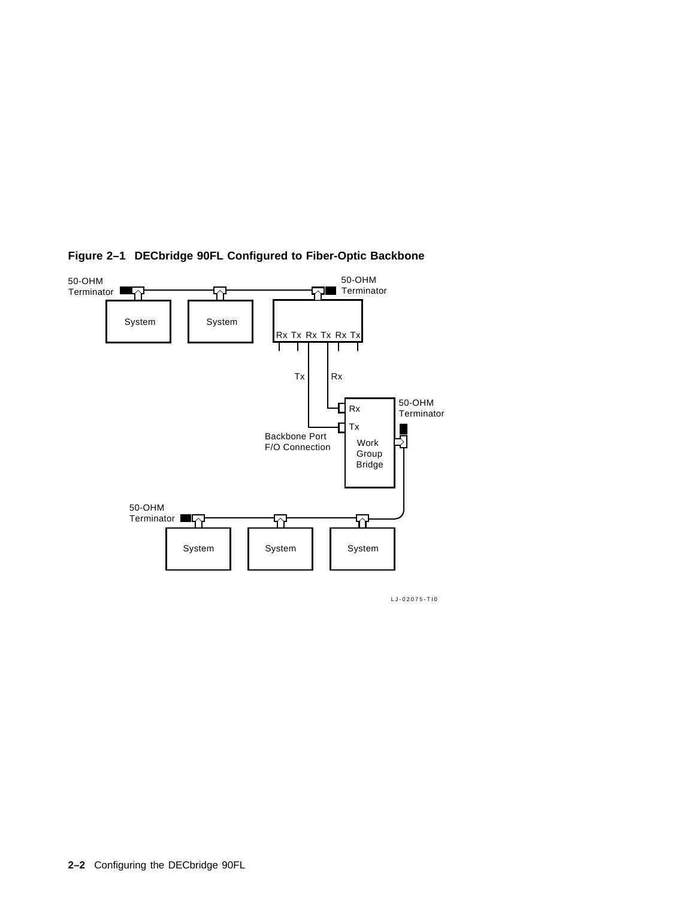**Figure 2–1 DECbridge 90FL Configured to Fiber-Optic Backbone**

50-OHM Terminator

System

System

50-OHM Terminator

Rx Tx Rx Tx Rx Tx

Tx

Rx

Rx

Tx

50-OHM Terminator

Backbone Port F/O Connection

Work Group Bridge

50-OHM Terminator

System

System

System

LJ-02075-TI0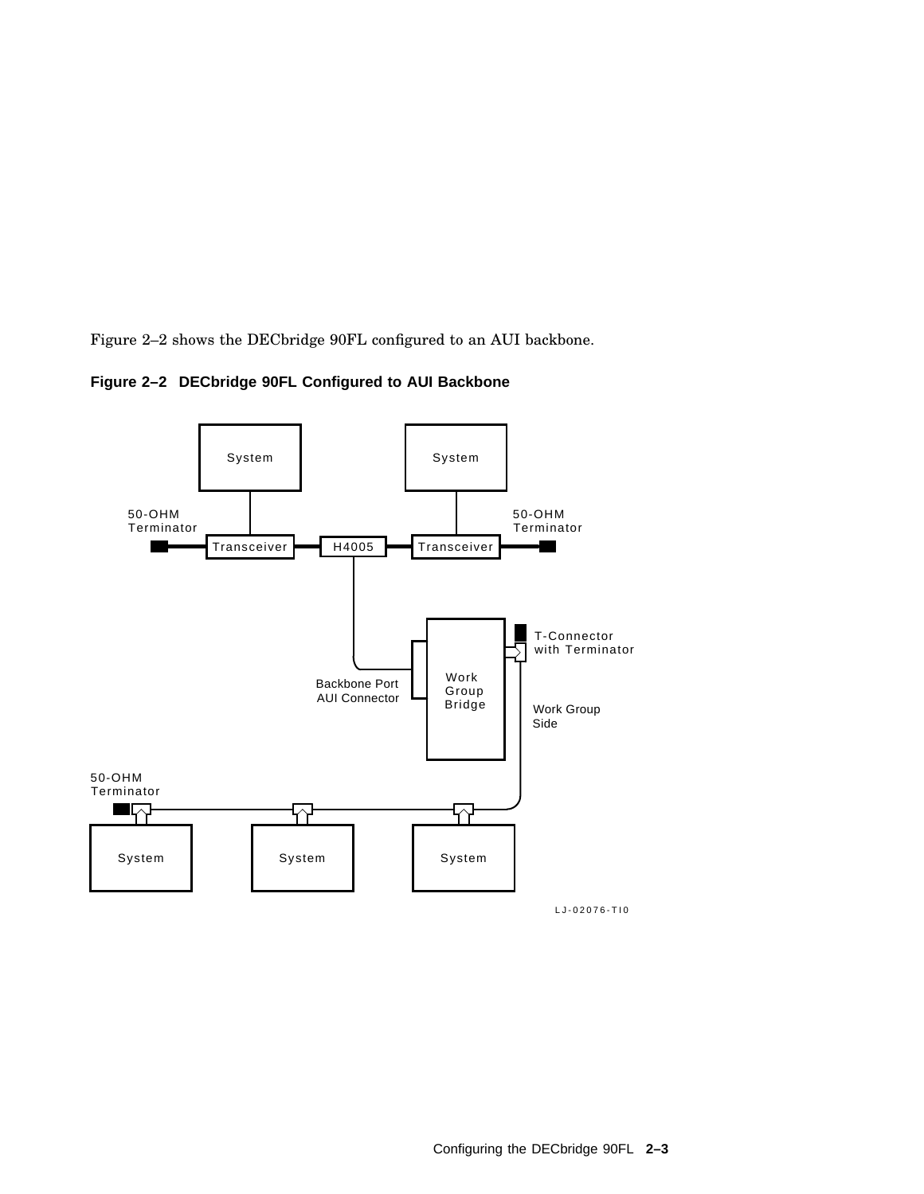Figure 2–2 shows the DECbridge 90FL configured to an AUI backbone.

**Figure 2–2 DECbridge 90FL Configured to AUI Backbone**

System

System

50-OHM Terminator

50-OHM Terminator

Transceiver

H4005

Transceiver

T-Connector with Terminator

Work Group Bridge

Backbone Port AUI Connector

Work Group Side

50-OHM Terminator

System

System

System

LJ-02076-TI0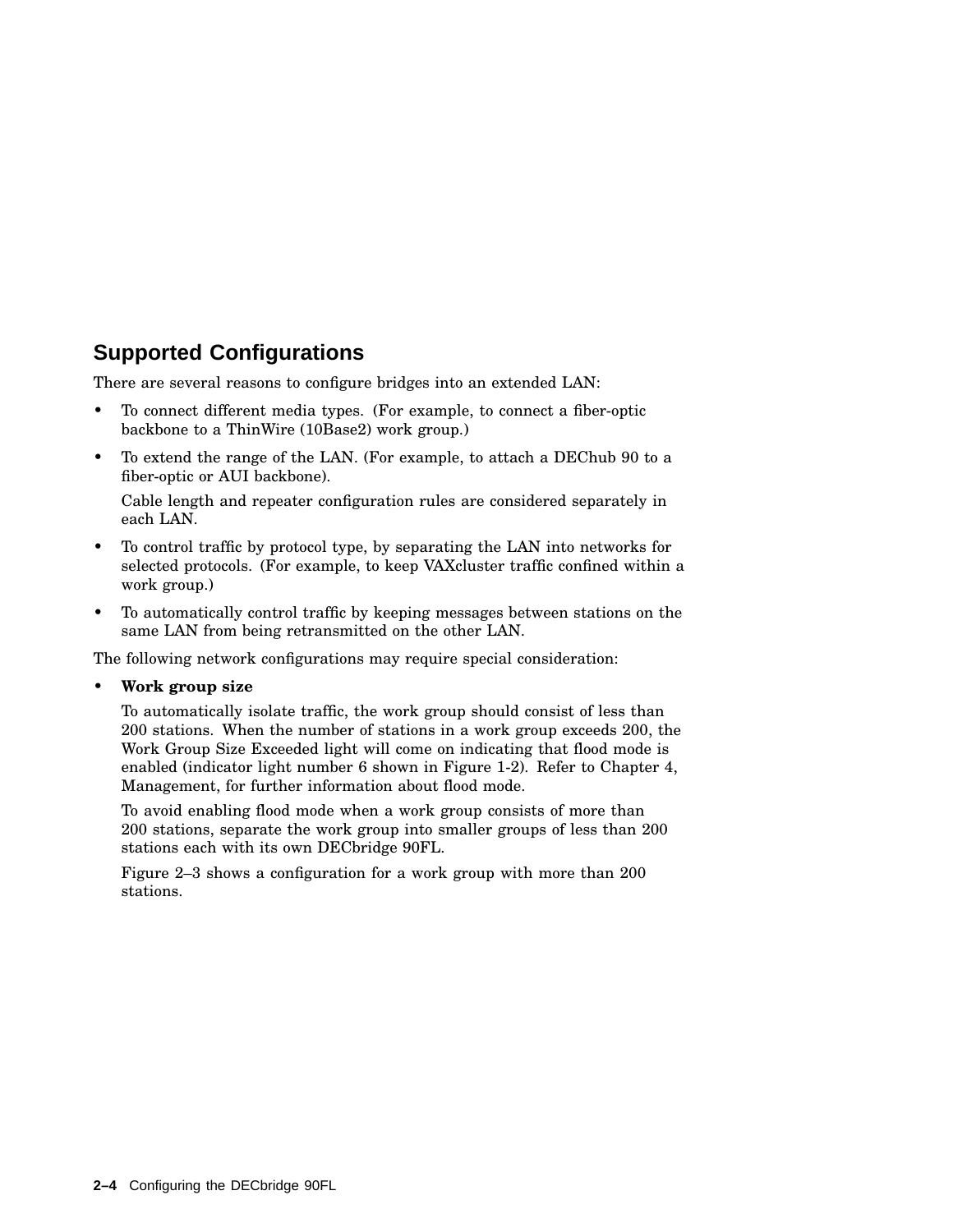## Supported Configurations

There are several reasons to configure bridges into an extended LAN:

- To connect different media types. (For example, to connect a fiber-optic backbone to a ThinWire (10Base2) work group.)
- To extend the range of the LAN. (For example, to attach a DEChub 90 to a fiber-optic or AUI backbone).

  Cable length and repeater configuration rules are considered separately in each LAN.
- To control traffic by protocol type, by separating the LAN into networks for selected protocols. (For example, to keep VAXcluster traffic confined within a work group.)
- To automatically control traffic by keeping messages between stations on the same LAN from being retransmitted on the other LAN.

The following network configurations may require special consideration:

- **Work group size**

  To automatically isolate traffic, the work group should consist of less than 200 stations. When the number of stations in a work group exceeds 200, the Work Group Size Exceeded light will come on indicating that flood mode is enabled (indicator light number 6 shown in Figure 1-2). Refer to Chapter 4, Management, for further information about flood mode.

  To avoid enabling flood mode when a work group consists of more than 200 stations, separate the work group into smaller groups of less than 200 stations each with its own DECbridge 90FL.

  Figure 2–3 shows a configuration for a work group with more than 200 stations.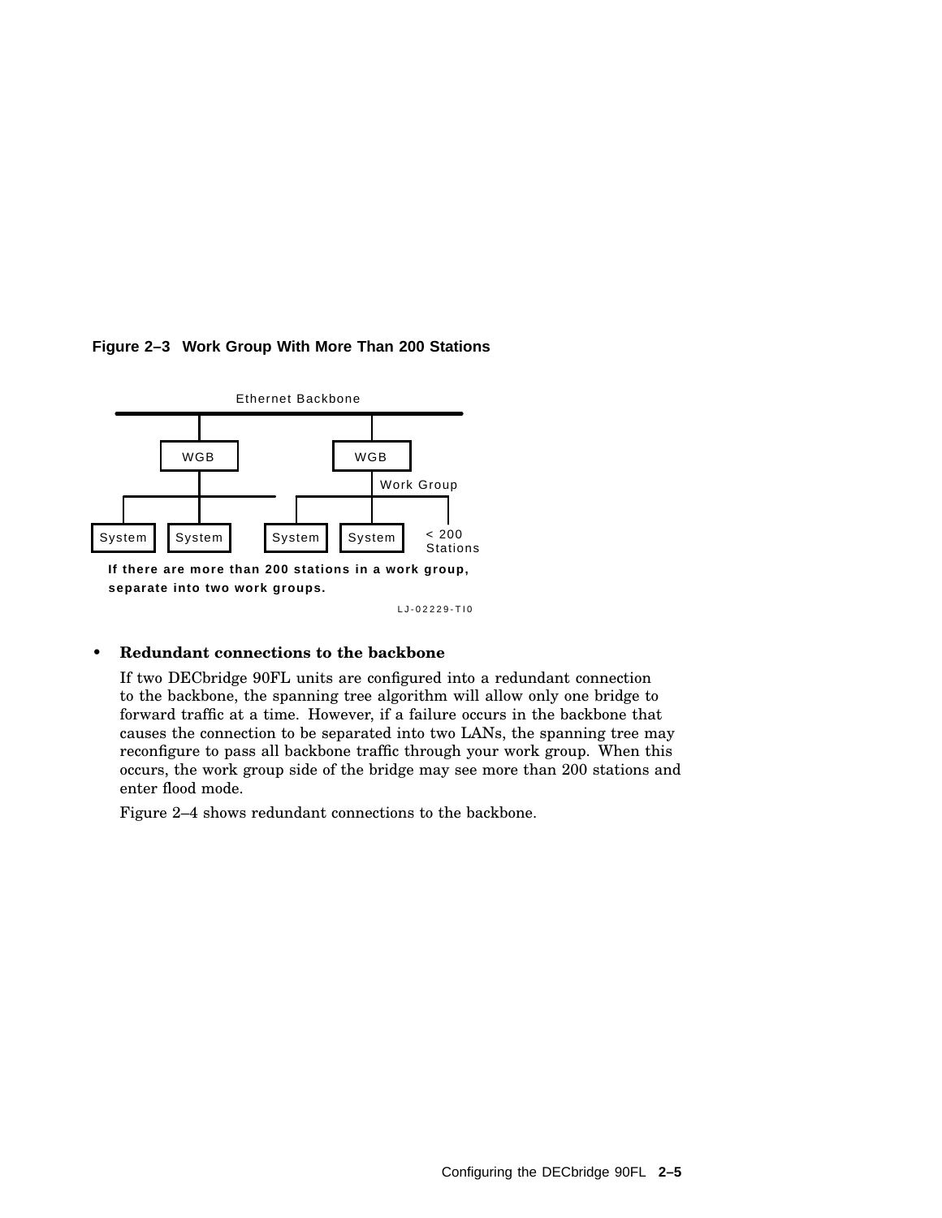**Figure 2–3 Work Group With More Than 200 Stations**

Ethernet Backbone

WGB WGB

Work Group

System System System System < 200 Stations

**If there are more than 200 stations in a work group, separate into two work groups.**

LJ-02229-TI0

- **Redundant connections to the backbone**

  If two DECbridge 90FL units are configured into a redundant connection to the backbone, the spanning tree algorithm will allow only one bridge to forward traffic at a time. However, if a failure occurs in the backbone that causes the connection to be separated into two LANs, the spanning tree may reconfigure to pass all backbone traffic through your work group. When this occurs, the work group side of the bridge may see more than 200 stations and enter flood mode.

  Figure 2–4 shows redundant connections to the backbone.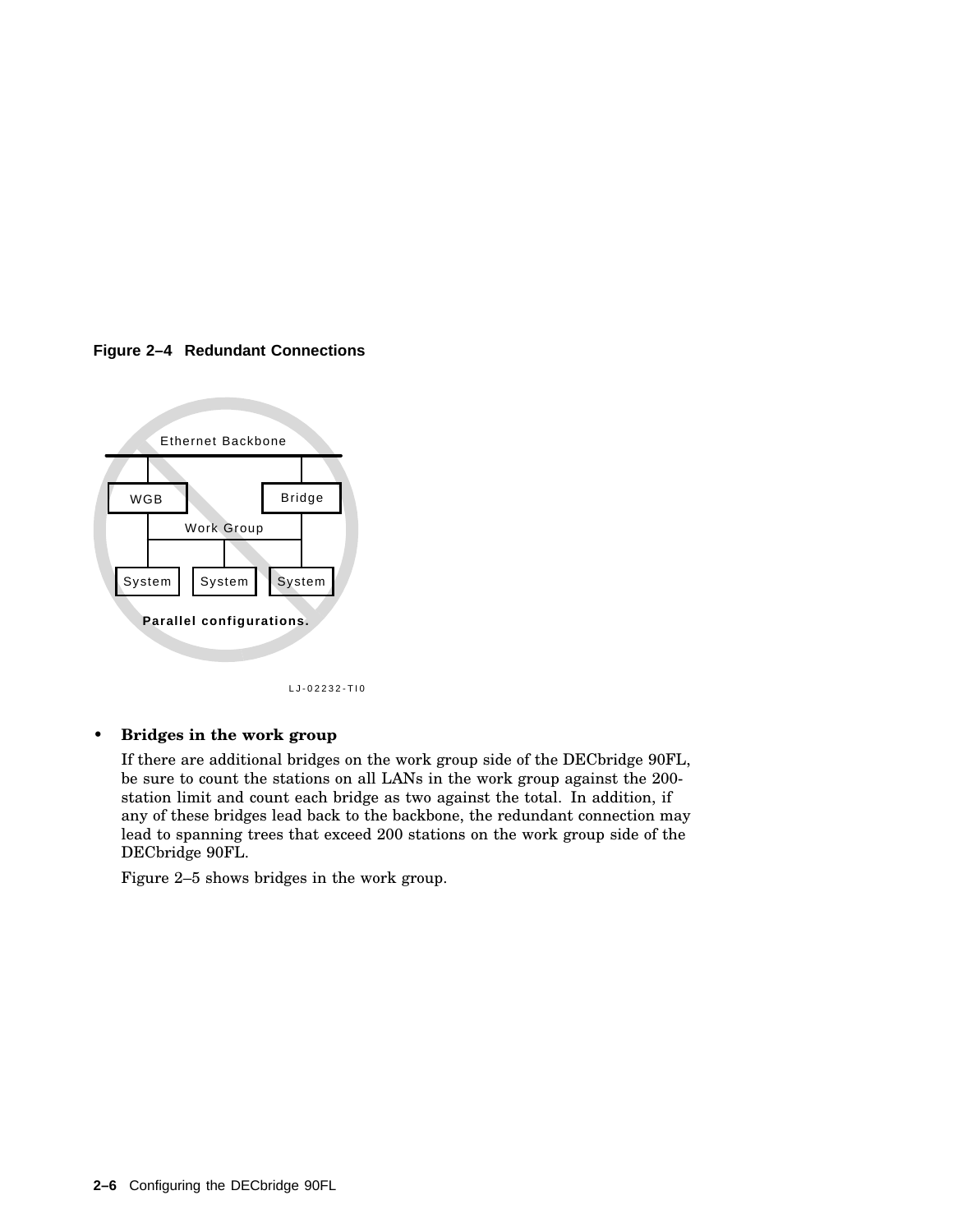**Figure 2–4 Redundant Connections**

Ethernet Backbone

WGB

Bridge

Work Group

System System System

**Parallel configurations.**

LJ-02232-TI0

- **Bridges in the work group**

  If there are additional bridges on the work group side of the DECbridge 90FL, be sure to count the stations on all LANs in the work group against the 200-station limit and count each bridge as two against the total. In addition, if any of these bridges lead back to the backbone, the redundant connection may lead to spanning trees that exceed 200 stations on the work group side of the DECbridge 90FL.

  Figure 2–5 shows bridges in the work group.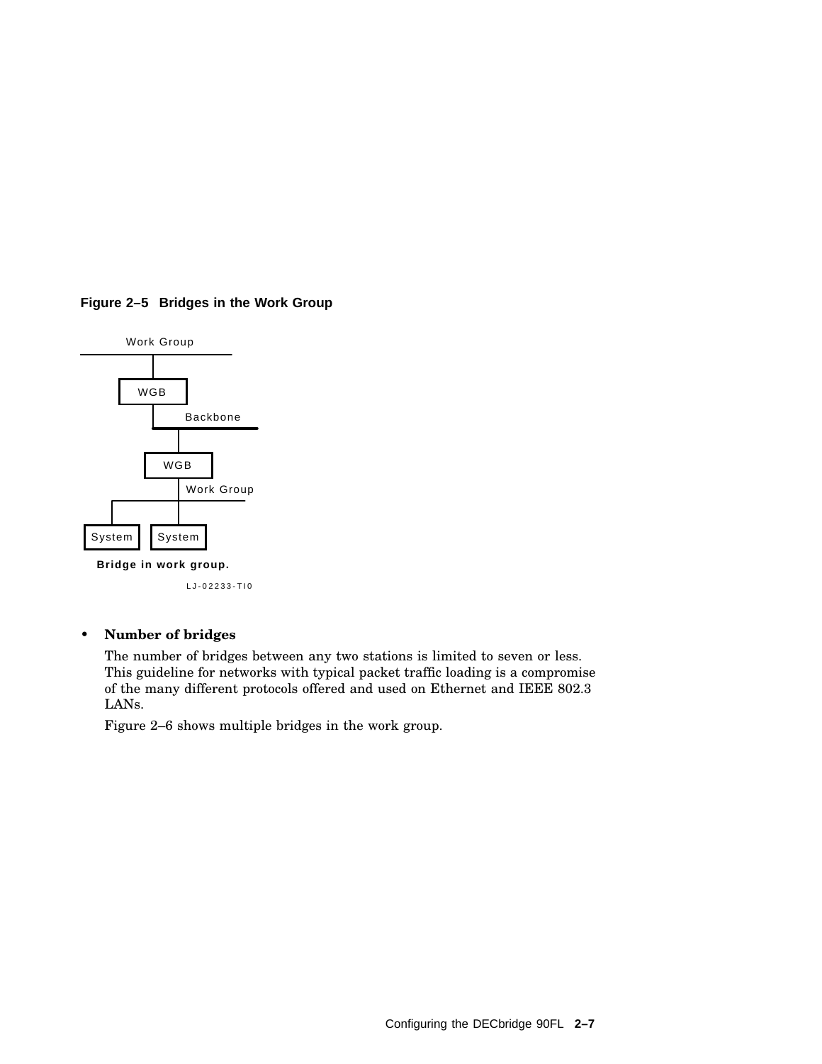**Figure 2–5 Bridges in the Work Group**

Work Group

WGB

Backbone

WGB

Work Group

System System

**Bridge in work group.**

LJ-02233-TI0

- **Number of bridges**

  The number of bridges between any two stations is limited to seven or less. This guideline for networks with typical packet traffic loading is a compromise of the many different protocols offered and used on Ethernet and IEEE 802.3 LANs.

  Figure 2–6 shows multiple bridges in the work group.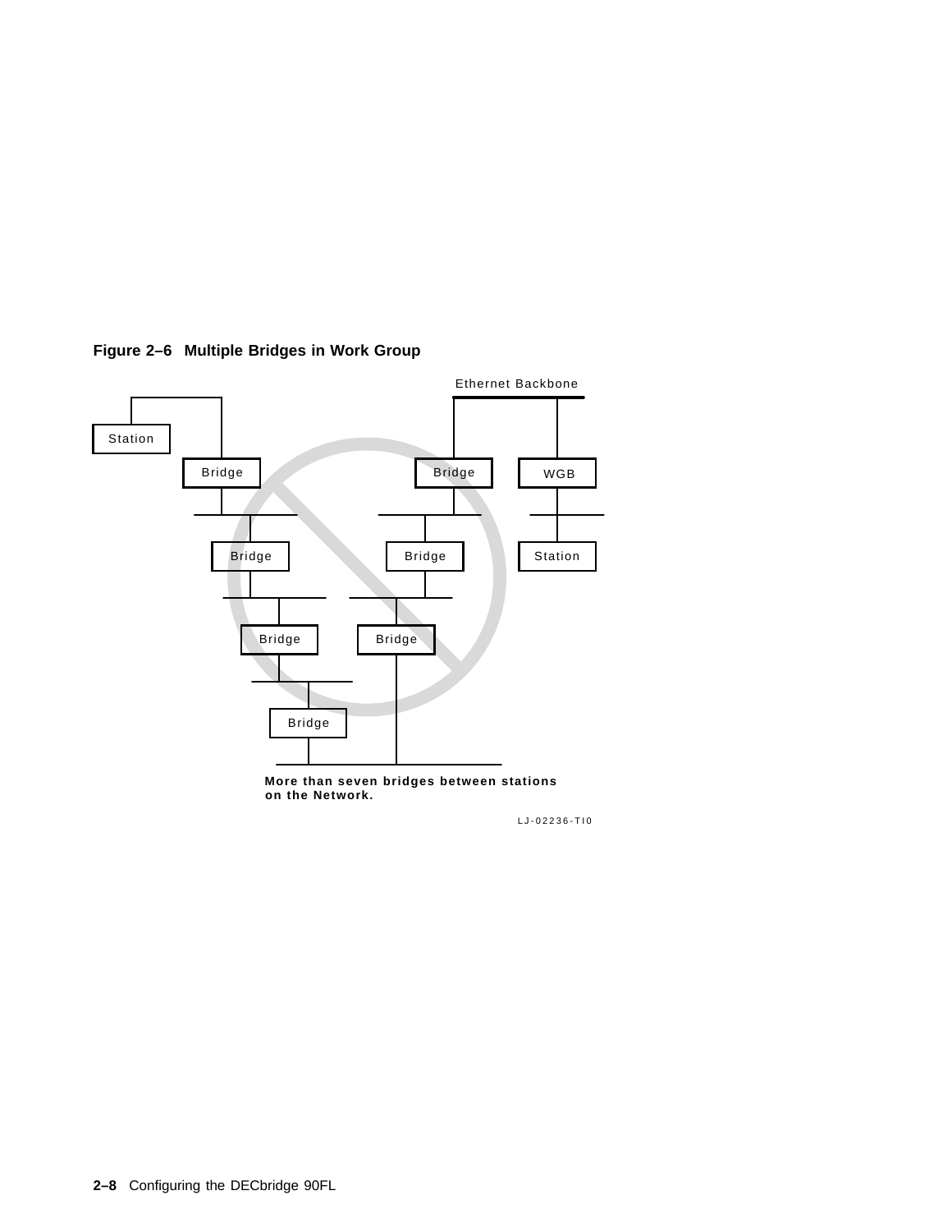**Figure 2–6 Multiple Bridges in Work Group**

Ethernet Backbone

Station

Bridge

Bridge

WGB

Bridge

Bridge

Station

Bridge

Bridge

Bridge

**More than seven bridges between stations on the Network.**

LJ-02236-TI0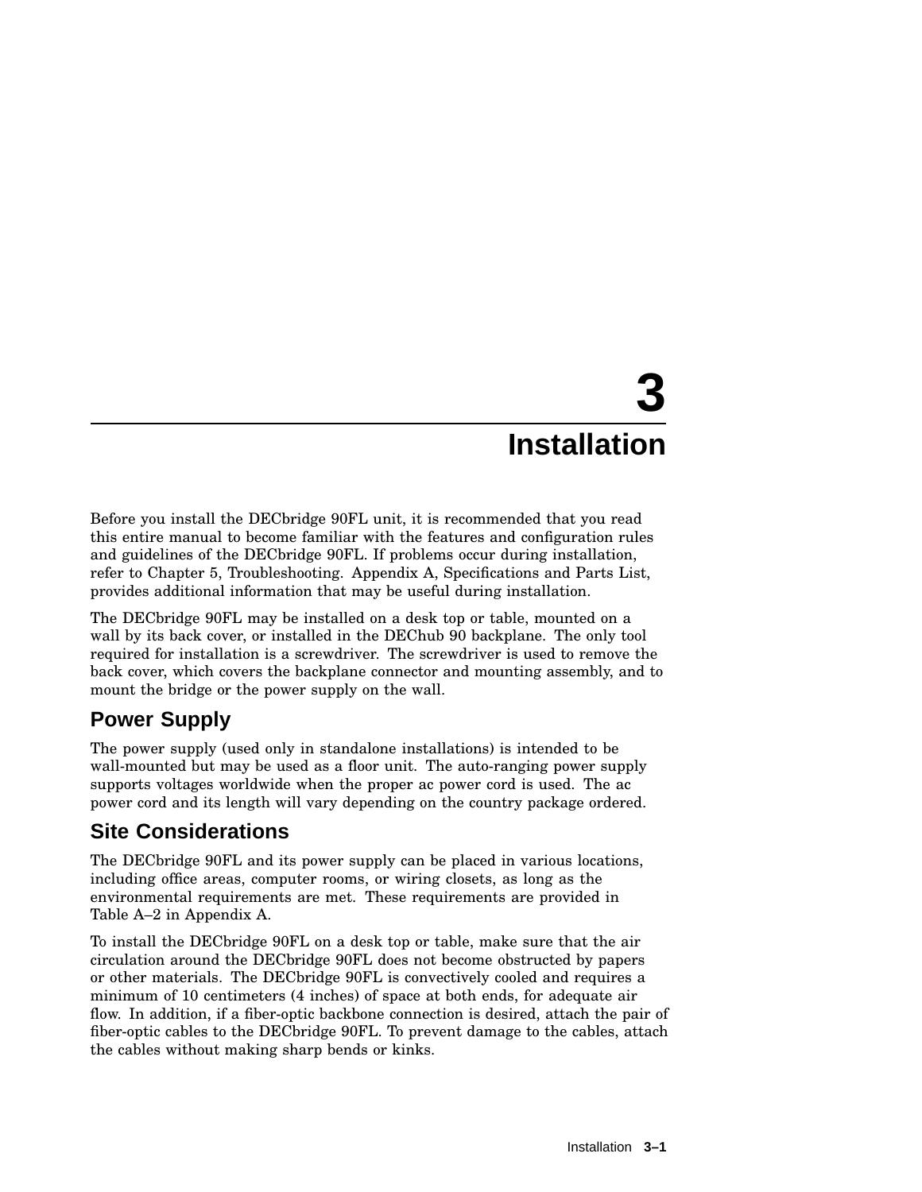# 3 Installation

Before you install the DECbridge 90FL unit, it is recommended that you read this entire manual to become familiar with the features and configuration rules and guidelines of the DECbridge 90FL. If problems occur during installation, refer to Chapter 5, Troubleshooting. Appendix A, Specifications and Parts List, provides additional information that may be useful during installation.

The DECbridge 90FL may be installed on a desk top or table, mounted on a wall by its back cover, or installed in the DEChub 90 backplane. The only tool required for installation is a screwdriver. The screwdriver is used to remove the back cover, which covers the backplane connector and mounting assembly, and to mount the bridge or the power supply on the wall.

## Power Supply

The power supply (used only in standalone installations) is intended to be wall-mounted but may be used as a floor unit. The auto-ranging power supply supports voltages worldwide when the proper ac power cord is used. The ac power cord and its length will vary depending on the country package ordered.

## Site Considerations

The DECbridge 90FL and its power supply can be placed in various locations, including office areas, computer rooms, or wiring closets, as long as the environmental requirements are met. These requirements are provided in Table A–2 in Appendix A.

To install the DECbridge 90FL on a desk top or table, make sure that the air circulation around the DECbridge 90FL does not become obstructed by papers or other materials. The DECbridge 90FL is convectively cooled and requires a minimum of 10 centimeters (4 inches) of space at both ends, for adequate air flow. In addition, if a fiber-optic backbone connection is desired, attach the pair of fiber-optic cables to the DECbridge 90FL. To prevent damage to the cables, attach the cables without making sharp bends or kinks.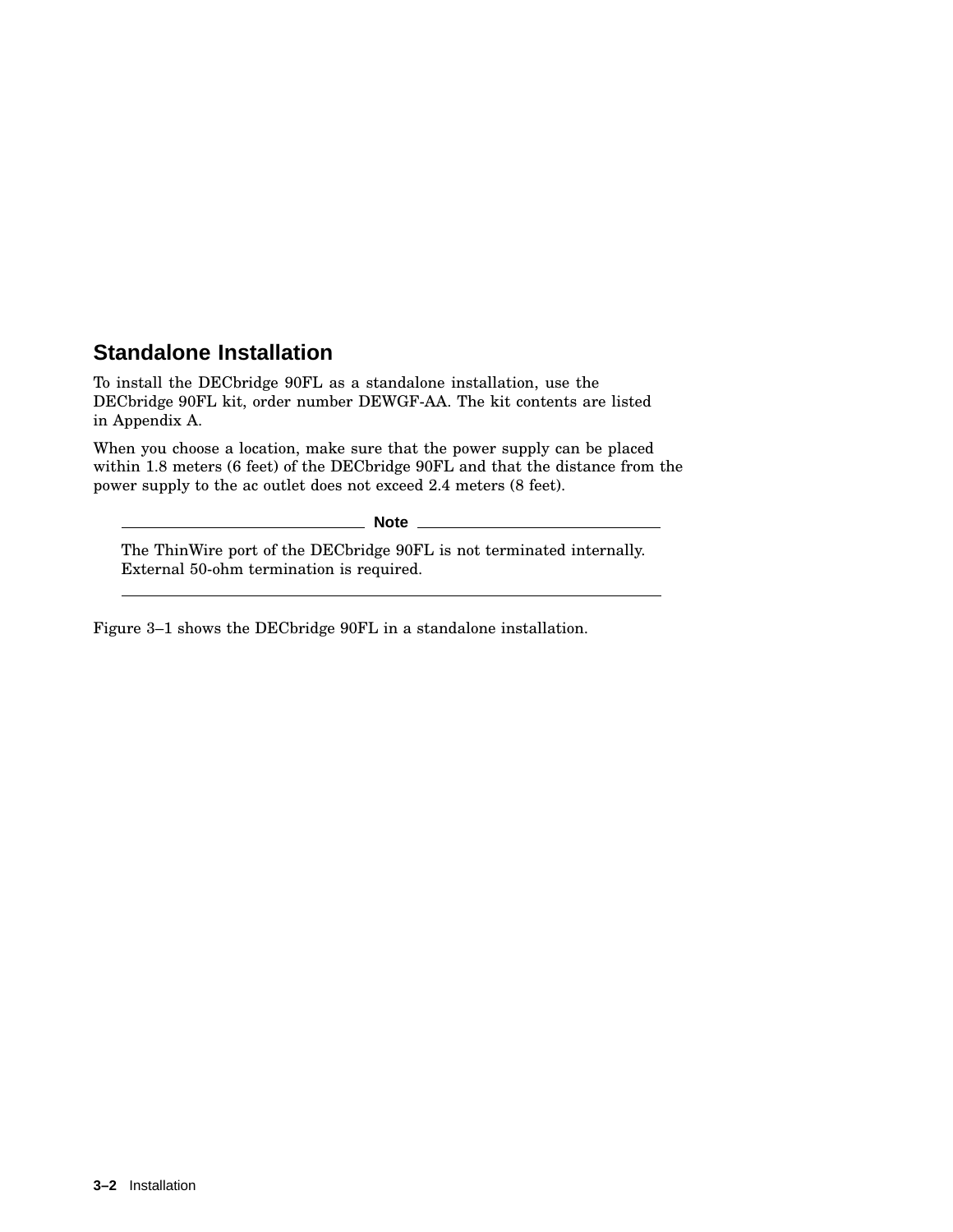## Standalone Installation

To install the DECbridge 90FL as a standalone installation, use the DECbridge 90FL kit, order number DEWGF-AA. The kit contents are listed in Appendix A.

When you choose a location, make sure that the power supply can be placed within 1.8 meters (6 feet) of the DECbridge 90FL and that the distance from the power supply to the ac outlet does not exceed 2.4 meters (8 feet).

**Note**

The ThinWire port of the DECbridge 90FL is not terminated internally. External 50-ohm termination is required.

---

Figure 3–1 shows the DECbridge 90FL in a standalone installation.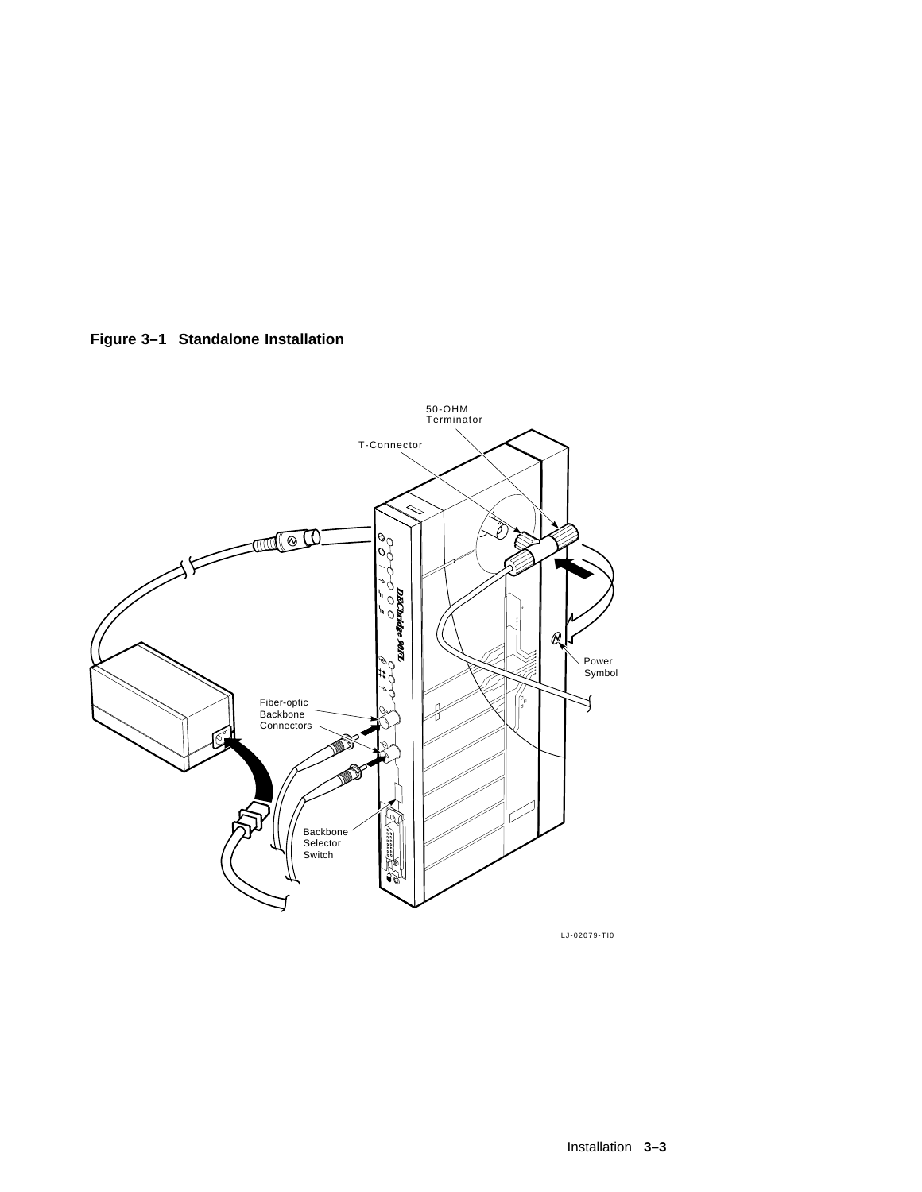**Figure 3–1 Standalone Installation**

50-OHM Terminator

T-Connector

Power Symbol

Fiber-optic Backbone Connectors

Backbone Selector Switch

LJ-02079-TI0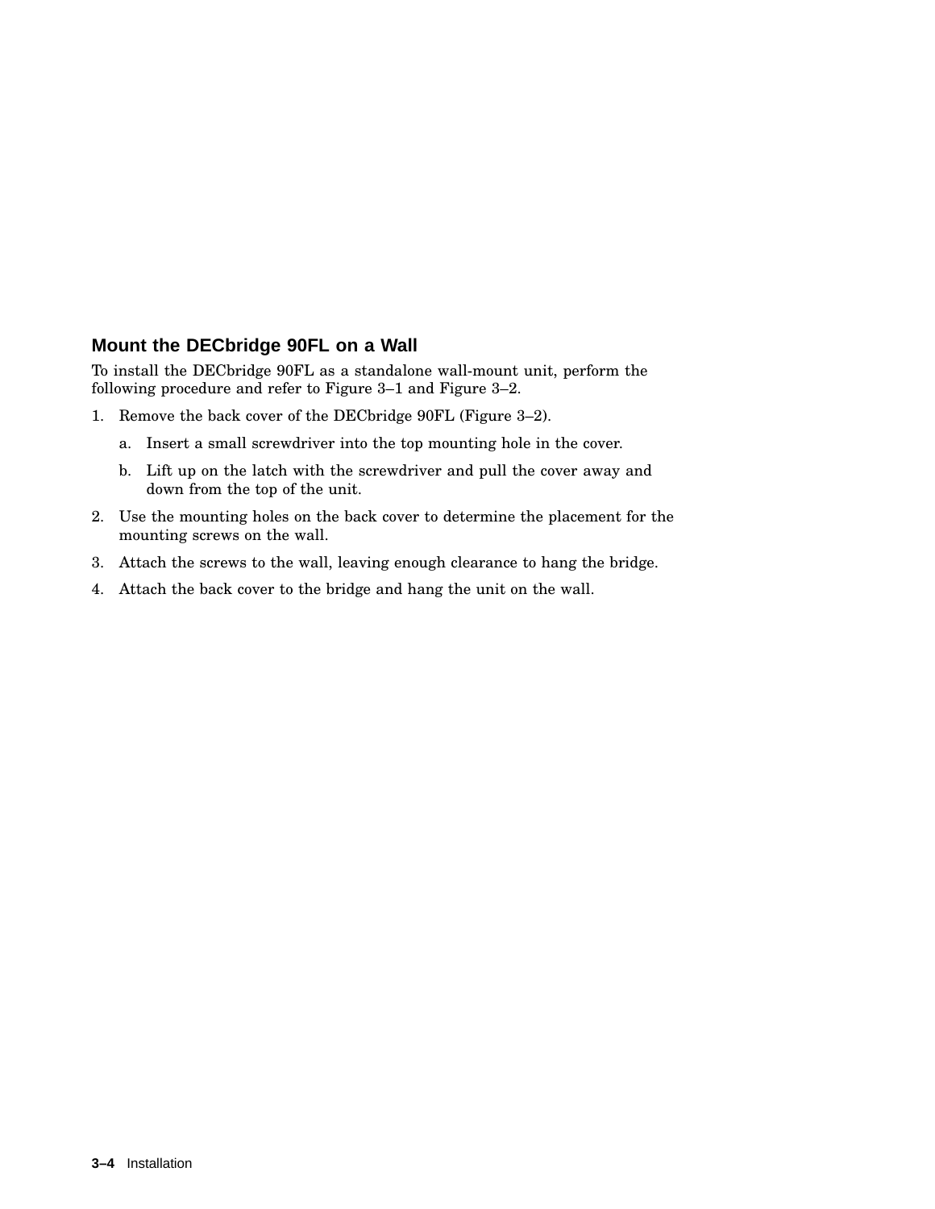## Mount the DECbridge 90FL on a Wall

To install the DECbridge 90FL as a standalone wall-mount unit, perform the following procedure and refer to Figure 3–1 and Figure 3–2.

1. Remove the back cover of the DECbridge 90FL (Figure 3–2).
   a. Insert a small screwdriver into the top mounting hole in the cover.
   b. Lift up on the latch with the screwdriver and pull the cover away and down from the top of the unit.
2. Use the mounting holes on the back cover to determine the placement for the mounting screws on the wall.
3. Attach the screws to the wall, leaving enough clearance to hang the bridge.
4. Attach the back cover to the bridge and hang the unit on the wall.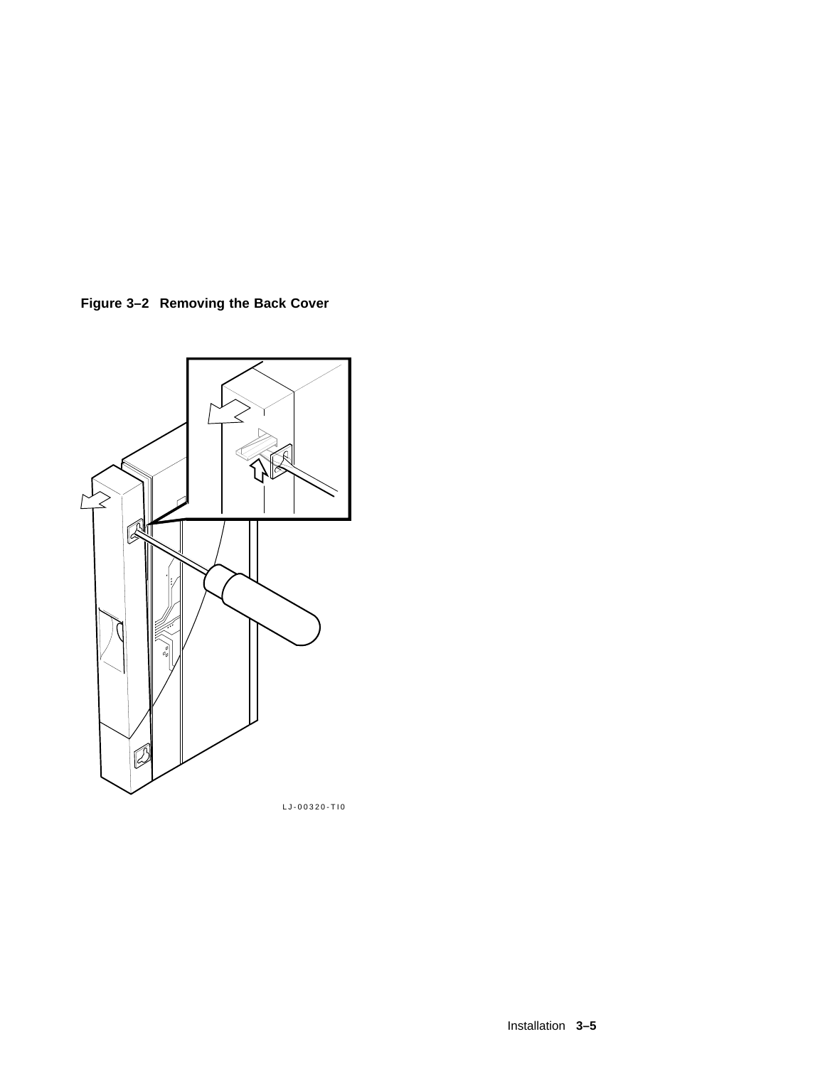**Figure 3–2 Removing the Back Cover**

LJ-00320-TI0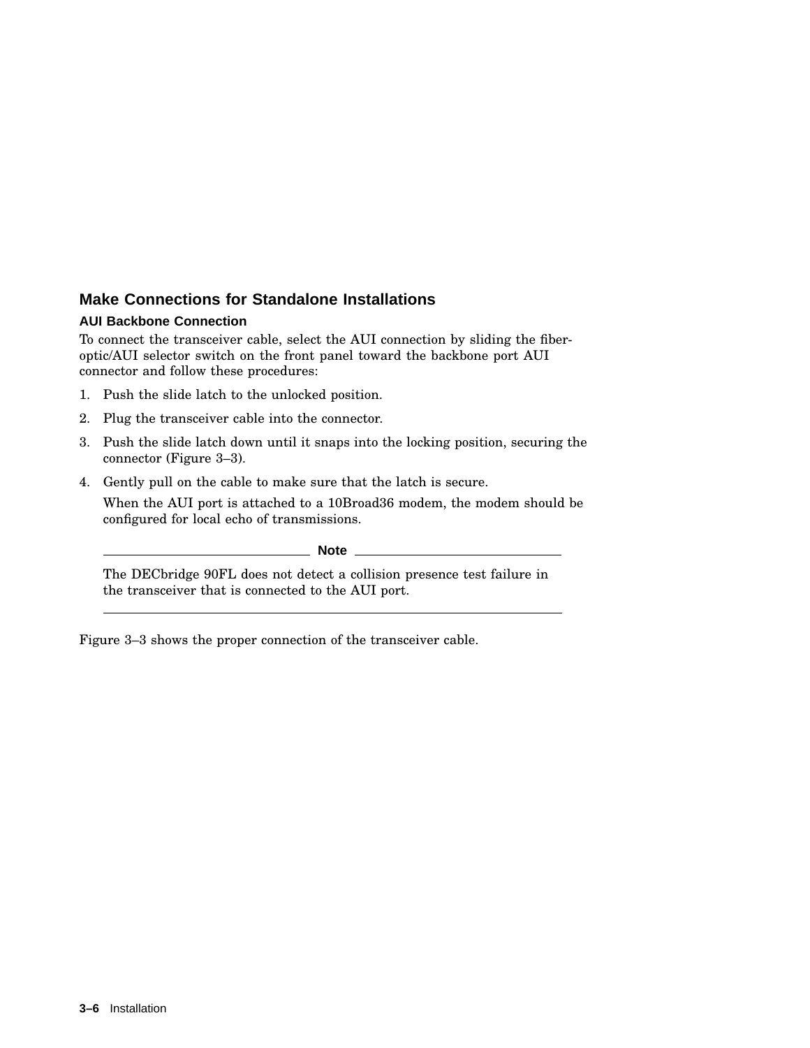## Make Connections for Standalone Installations

### AUI Backbone Connection

To connect the transceiver cable, select the AUI connection by sliding the fiber-optic/AUI selector switch on the front panel toward the backbone port AUI connector and follow these procedures:

1. Push the slide latch to the unlocked position.
2. Plug the transceiver cable into the connector.
3. Push the slide latch down until it snaps into the locking position, securing the connector (Figure 3–3).
4. Gently pull on the cable to make sure that the latch is secure.

   When the AUI port is attached to a 10Broad36 modem, the modem should be configured for local echo of transmissions.

**Note**

The DECbridge 90FL does not detect a collision presence test failure in the transceiver that is connected to the AUI port.

---

Figure 3–3 shows the proper connection of the transceiver cable.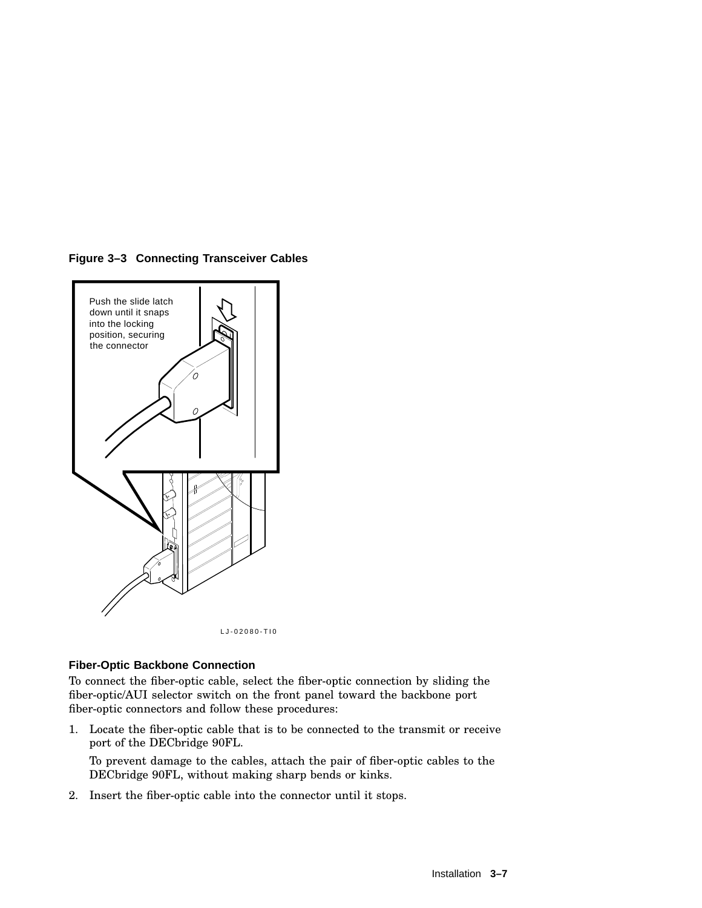**Figure 3–3 Connecting Transceiver Cables**

Push the slide latch down until it snaps into the locking position, securing the connector

LJ-02080-TI0

### Fiber-Optic Backbone Connection

To connect the fiber-optic cable, select the fiber-optic connection by sliding the fiber-optic/AUI selector switch on the front panel toward the backbone port fiber-optic connectors and follow these procedures:

1. Locate the fiber-optic cable that is to be connected to the transmit or receive port of the DECbridge 90FL.

   To prevent damage to the cables, attach the pair of fiber-optic cables to the DECbridge 90FL, without making sharp bends or kinks.

2. Insert the fiber-optic cable into the connector until it stops.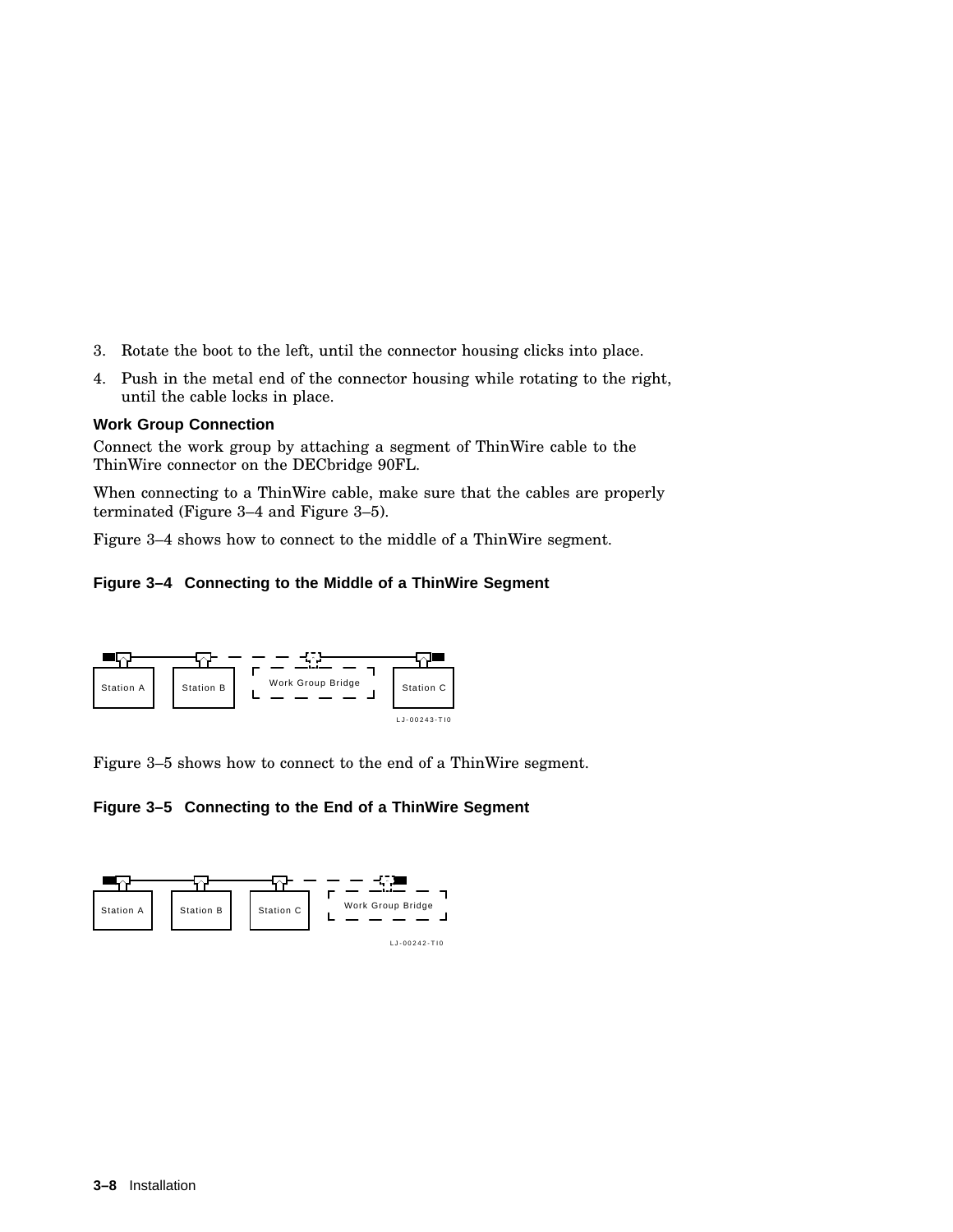3. Rotate the boot to the left, until the connector housing clicks into place.
4. Push in the metal end of the connector housing while rotating to the right, until the cable locks in place.

### Work Group Connection

Connect the work group by attaching a segment of ThinWire cable to the ThinWire connector on the DECbridge 90FL.

When connecting to a ThinWire cable, make sure that the cables are properly terminated (Figure 3–4 and Figure 3–5).

Figure 3–4 shows how to connect to the middle of a ThinWire segment.

**Figure 3–4 Connecting to the Middle of a ThinWire Segment**

Station A Station B Work Group Bridge Station C

LJ-00243-TI0

Figure 3–5 shows how to connect to the end of a ThinWire segment.

**Figure 3–5 Connecting to the End of a ThinWire Segment**

Station A Station B Station C Work Group Bridge

LJ-00242-TI0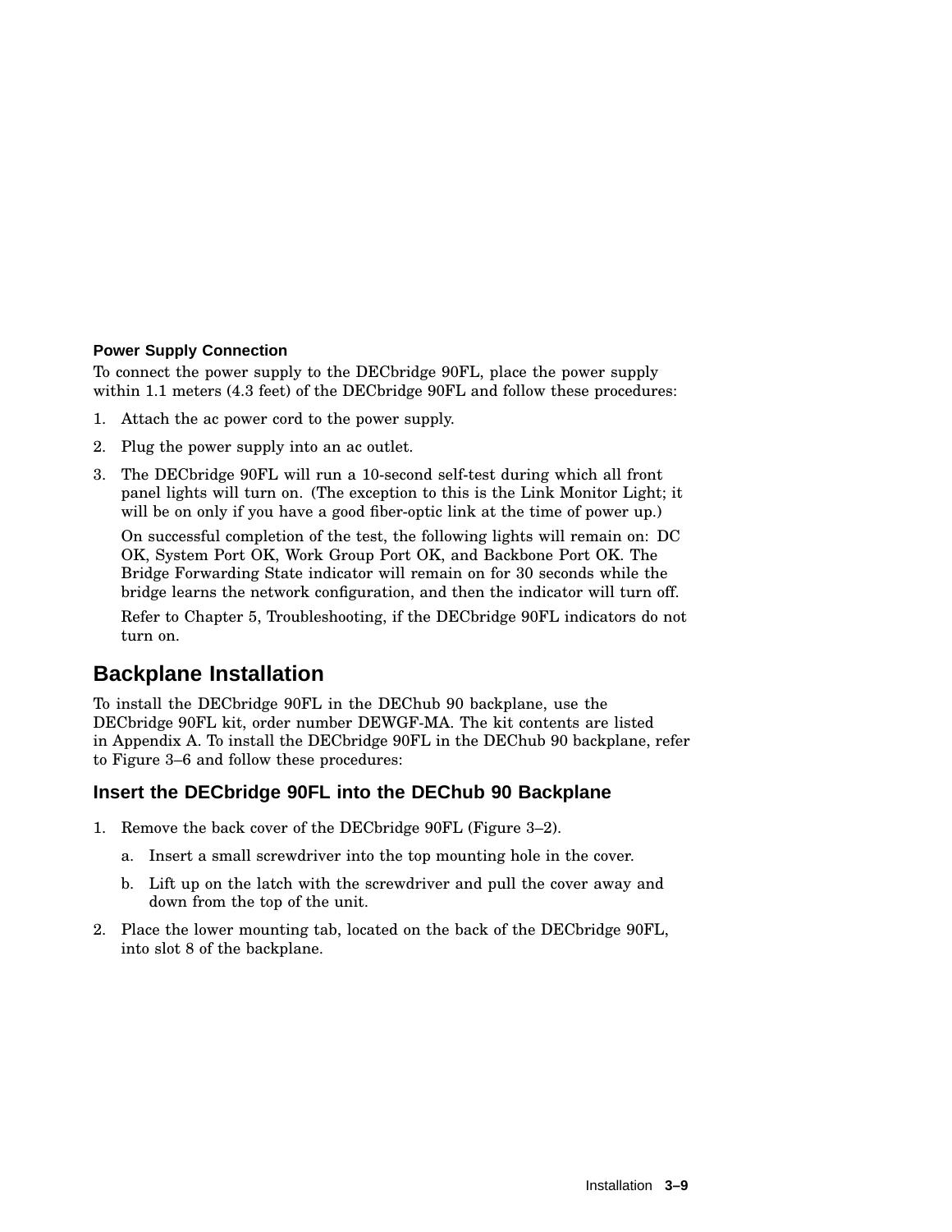#### Power Supply Connection

To connect the power supply to the DECbridge 90FL, place the power supply within 1.1 meters (4.3 feet) of the DECbridge 90FL and follow these procedures:

1. Attach the ac power cord to the power supply.
2. Plug the power supply into an ac outlet.
3. The DECbridge 90FL will run a 10-second self-test during which all front panel lights will turn on. (The exception to this is the Link Monitor Light; it will be on only if you have a good fiber-optic link at the time of power up.)

   On successful completion of the test, the following lights will remain on: DC OK, System Port OK, Work Group Port OK, and Backbone Port OK. The Bridge Forwarding State indicator will remain on for 30 seconds while the bridge learns the network configuration, and then the indicator will turn off.

   Refer to Chapter 5, Troubleshooting, if the DECbridge 90FL indicators do not turn on.

## Backplane Installation

To install the DECbridge 90FL in the DEChub 90 backplane, use the DECbridge 90FL kit, order number DEWGF-MA. The kit contents are listed in Appendix A. To install the DECbridge 90FL in the DEChub 90 backplane, refer to Figure 3–6 and follow these procedures:

### Insert the DECbridge 90FL into the DEChub 90 Backplane

1. Remove the back cover of the DECbridge 90FL (Figure 3–2).
   a. Insert a small screwdriver into the top mounting hole in the cover.
   b. Lift up on the latch with the screwdriver and pull the cover away and down from the top of the unit.
2. Place the lower mounting tab, located on the back of the DECbridge 90FL, into slot 8 of the backplane.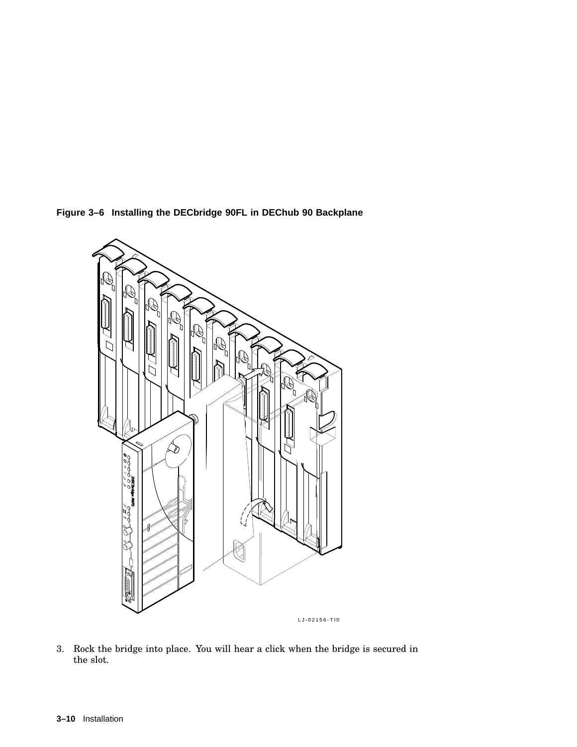**Figure 3–6 Installing the DECbridge 90FL in DEChub 90 Backplane**

LJ-02156-TI0

3. Rock the bridge into place. You will hear a click when the bridge is secured in the slot.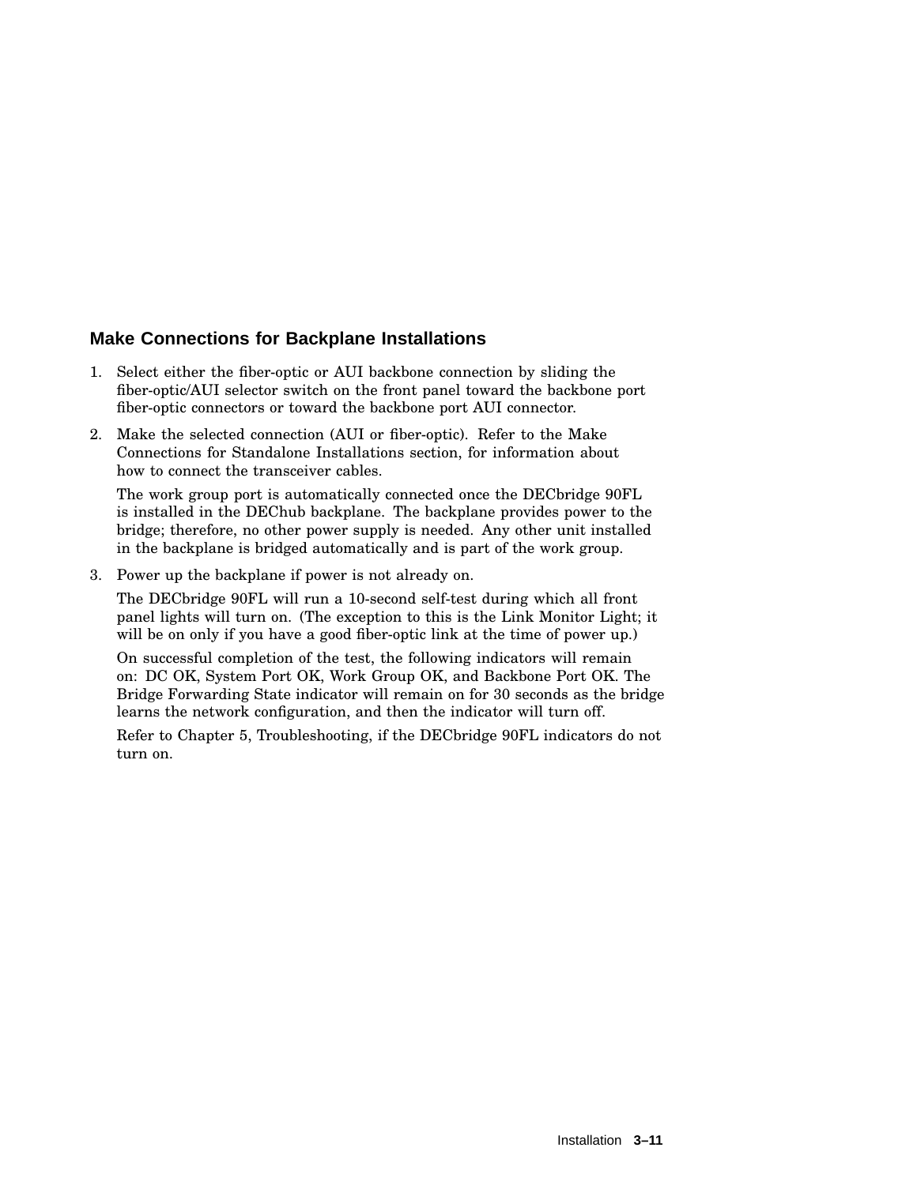## Make Connections for Backplane Installations

1. Select either the fiber-optic or AUI backbone connection by sliding the fiber-optic/AUI selector switch on the front panel toward the backbone port fiber-optic connectors or toward the backbone port AUI connector.

2. Make the selected connection (AUI or fiber-optic). Refer to the Make Connections for Standalone Installations section, for information about how to connect the transceiver cables.

   The work group port is automatically connected once the DECbridge 90FL is installed in the DEChub backplane. The backplane provides power to the bridge; therefore, no other power supply is needed. Any other unit installed in the backplane is bridged automatically and is part of the work group.

3. Power up the backplane if power is not already on.

   The DECbridge 90FL will run a 10-second self-test during which all front panel lights will turn on. (The exception to this is the Link Monitor Light; it will be on only if you have a good fiber-optic link at the time of power up.)

   On successful completion of the test, the following indicators will remain on: DC OK, System Port OK, Work Group OK, and Backbone Port OK. The Bridge Forwarding State indicator will remain on for 30 seconds as the bridge learns the network configuration, and then the indicator will turn off.

   Refer to Chapter 5, Troubleshooting, if the DECbridge 90FL indicators do not turn on.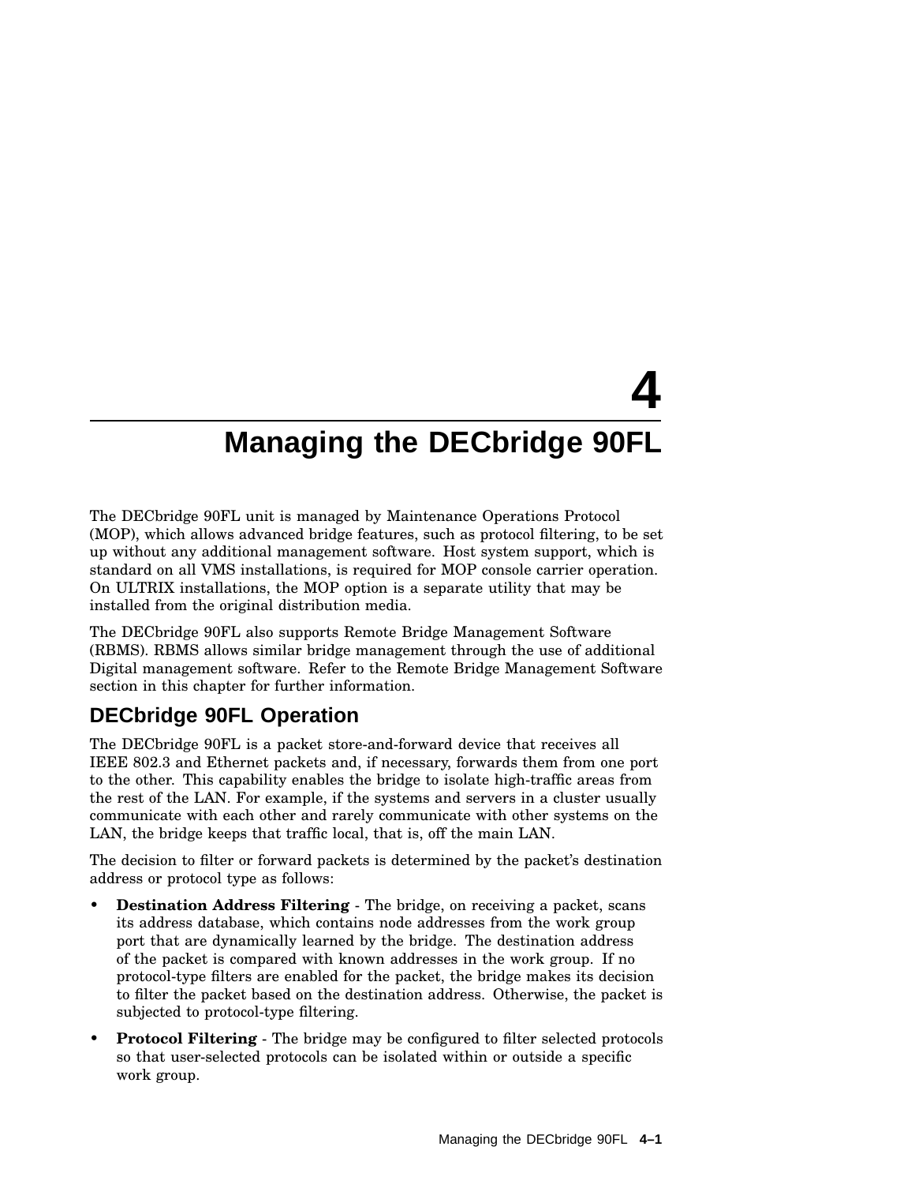# 4 Managing the DECbridge 90FL

The DECbridge 90FL unit is managed by Maintenance Operations Protocol (MOP), which allows advanced bridge features, such as protocol filtering, to be set up without any additional management software. Host system support, which is standard on all VMS installations, is required for MOP console carrier operation. On ULTRIX installations, the MOP option is a separate utility that may be installed from the original distribution media.

The DECbridge 90FL also supports Remote Bridge Management Software (RBMS). RBMS allows similar bridge management through the use of additional Digital management software. Refer to the Remote Bridge Management Software section in this chapter for further information.

## DECbridge 90FL Operation

The DECbridge 90FL is a packet store-and-forward device that receives all IEEE 802.3 and Ethernet packets and, if necessary, forwards them from one port to the other. This capability enables the bridge to isolate high-traffic areas from the rest of the LAN. For example, if the systems and servers in a cluster usually communicate with each other and rarely communicate with other systems on the LAN, the bridge keeps that traffic local, that is, off the main LAN.

The decision to filter or forward packets is determined by the packet's destination address or protocol type as follows:

- **Destination Address Filtering** - The bridge, on receiving a packet, scans its address database, which contains node addresses from the work group port that are dynamically learned by the bridge. The destination address of the packet is compared with known addresses in the work group. If no protocol-type filters are enabled for the packet, the bridge makes its decision to filter the packet based on the destination address. Otherwise, the packet is subjected to protocol-type filtering.
- **Protocol Filtering** - The bridge may be configured to filter selected protocols so that user-selected protocols can be isolated within or outside a specific work group.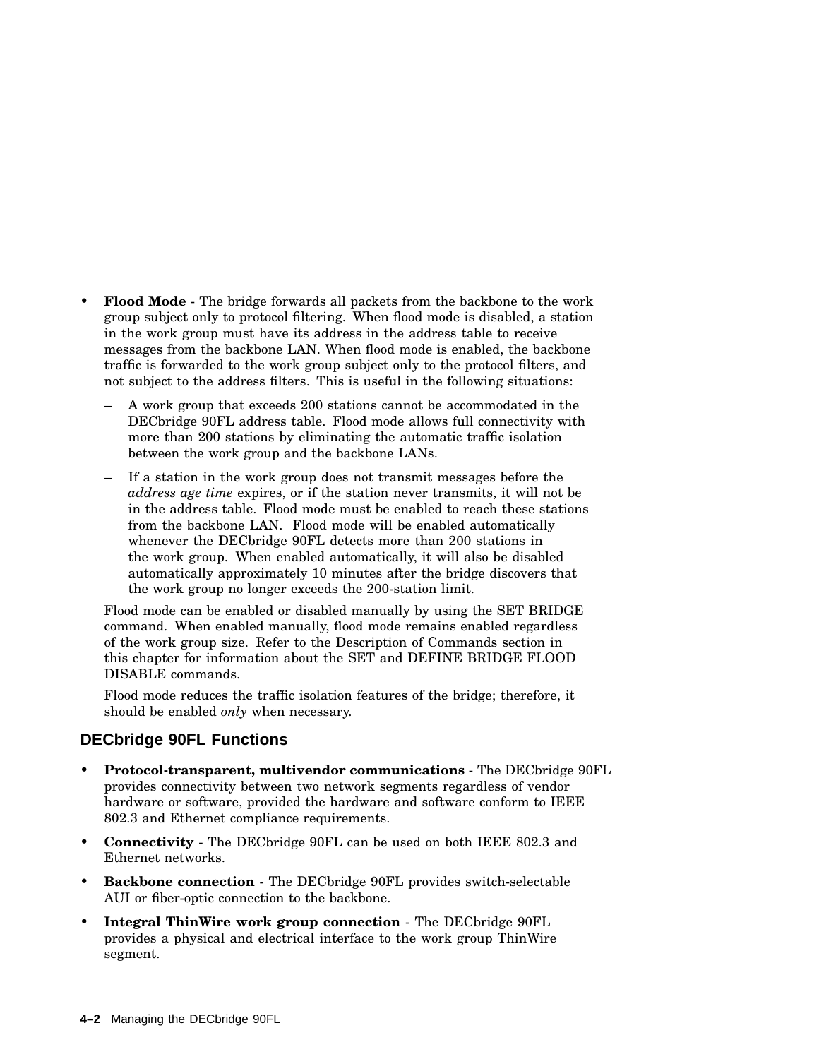- **Flood Mode** - The bridge forwards all packets from the backbone to the work group subject only to protocol filtering. When flood mode is disabled, a station in the work group must have its address in the address table to receive messages from the backbone LAN. When flood mode is enabled, the backbone traffic is forwarded to the work group subject only to the protocol filters, and not subject to the address filters. This is useful in the following situations:
  - A work group that exceeds 200 stations cannot be accommodated in the DECbridge 90FL address table. Flood mode allows full connectivity with more than 200 stations by eliminating the automatic traffic isolation between the work group and the backbone LANs.
  - If a station in the work group does not transmit messages before the *address age time* expires, or if the station never transmits, it will not be in the address table. Flood mode must be enabled to reach these stations from the backbone LAN. Flood mode will be enabled automatically whenever the DECbridge 90FL detects more than 200 stations in the work group. When enabled automatically, it will also be disabled automatically approximately 10 minutes after the bridge discovers that the work group no longer exceeds the 200-station limit.

  Flood mode can be enabled or disabled manually by using the SET BRIDGE command. When enabled manually, flood mode remains enabled regardless of the work group size. Refer to the Description of Commands section in this chapter for information about the SET and DEFINE BRIDGE FLOOD DISABLE commands.

  Flood mode reduces the traffic isolation features of the bridge; therefore, it should be enabled *only* when necessary.

## DECbridge 90FL Functions

- **Protocol-transparent, multivendor communications** - The DECbridge 90FL provides connectivity between two network segments regardless of vendor hardware or software, provided the hardware and software conform to IEEE 802.3 and Ethernet compliance requirements.
- **Connectivity** - The DECbridge 90FL can be used on both IEEE 802.3 and Ethernet networks.
- **Backbone connection** - The DECbridge 90FL provides switch-selectable AUI or fiber-optic connection to the backbone.
- **Integral ThinWire work group connection** - The DECbridge 90FL provides a physical and electrical interface to the work group ThinWire segment.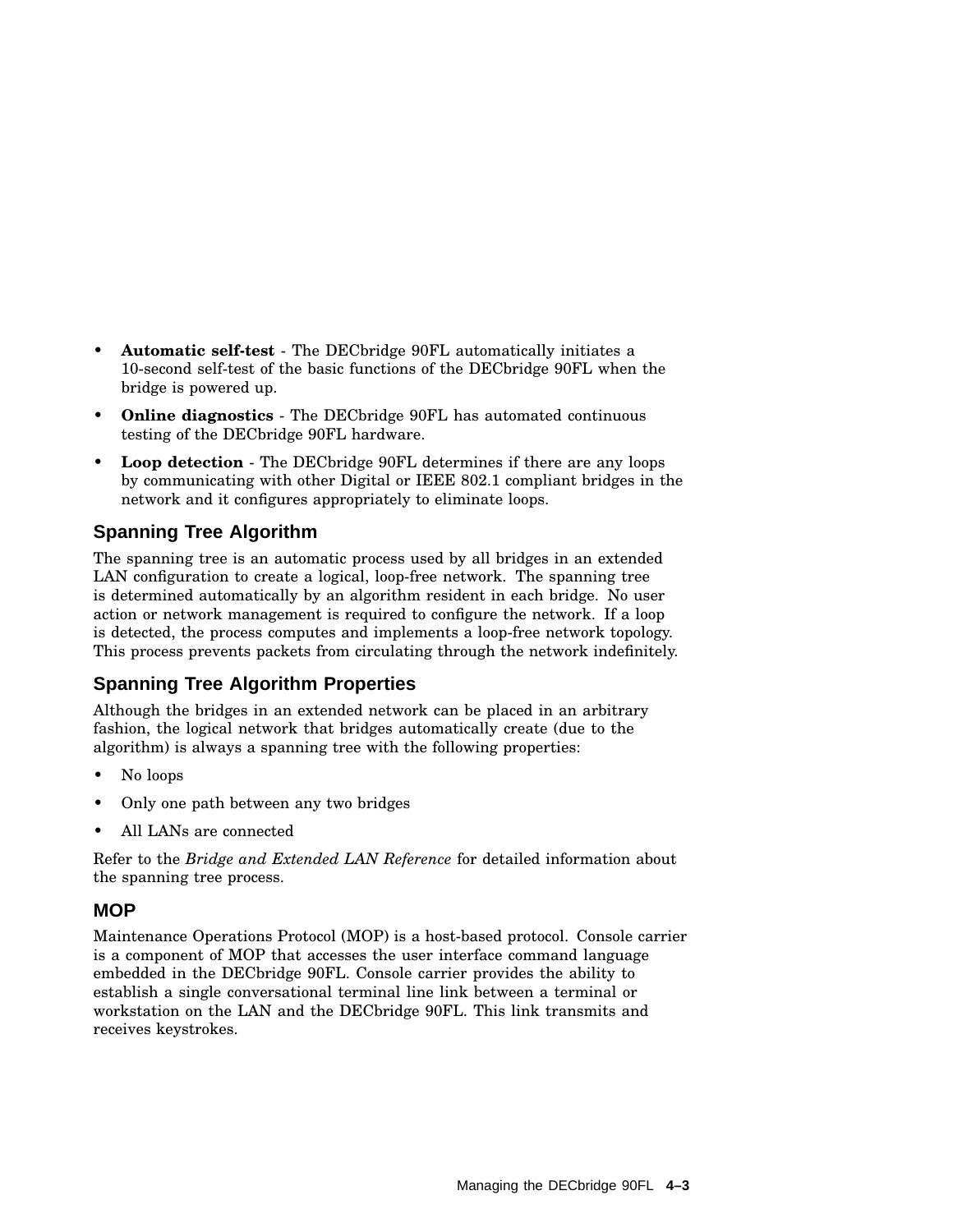- **Automatic self-test** - The DECbridge 90FL automatically initiates a 10-second self-test of the basic functions of the DECbridge 90FL when the bridge is powered up.
- **Online diagnostics** - The DECbridge 90FL has automated continuous testing of the DECbridge 90FL hardware.
- **Loop detection** - The DECbridge 90FL determines if there are any loops by communicating with other Digital or IEEE 802.1 compliant bridges in the network and it configures appropriately to eliminate loops.

### Spanning Tree Algorithm

The spanning tree is an automatic process used by all bridges in an extended LAN configuration to create a logical, loop-free network. The spanning tree is determined automatically by an algorithm resident in each bridge. No user action or network management is required to configure the network. If a loop is detected, the process computes and implements a loop-free network topology. This process prevents packets from circulating through the network indefinitely.

### Spanning Tree Algorithm Properties

Although the bridges in an extended network can be placed in an arbitrary fashion, the logical network that bridges automatically create (due to the algorithm) is always a spanning tree with the following properties:

- No loops
- Only one path between any two bridges
- All LANs are connected

Refer to the *Bridge and Extended LAN Reference* for detailed information about the spanning tree process.

### MOP

Maintenance Operations Protocol (MOP) is a host-based protocol. Console carrier is a component of MOP that accesses the user interface command language embedded in the DECbridge 90FL. Console carrier provides the ability to establish a single conversational terminal line link between a terminal or workstation on the LAN and the DECbridge 90FL. This link transmits and receives keystrokes.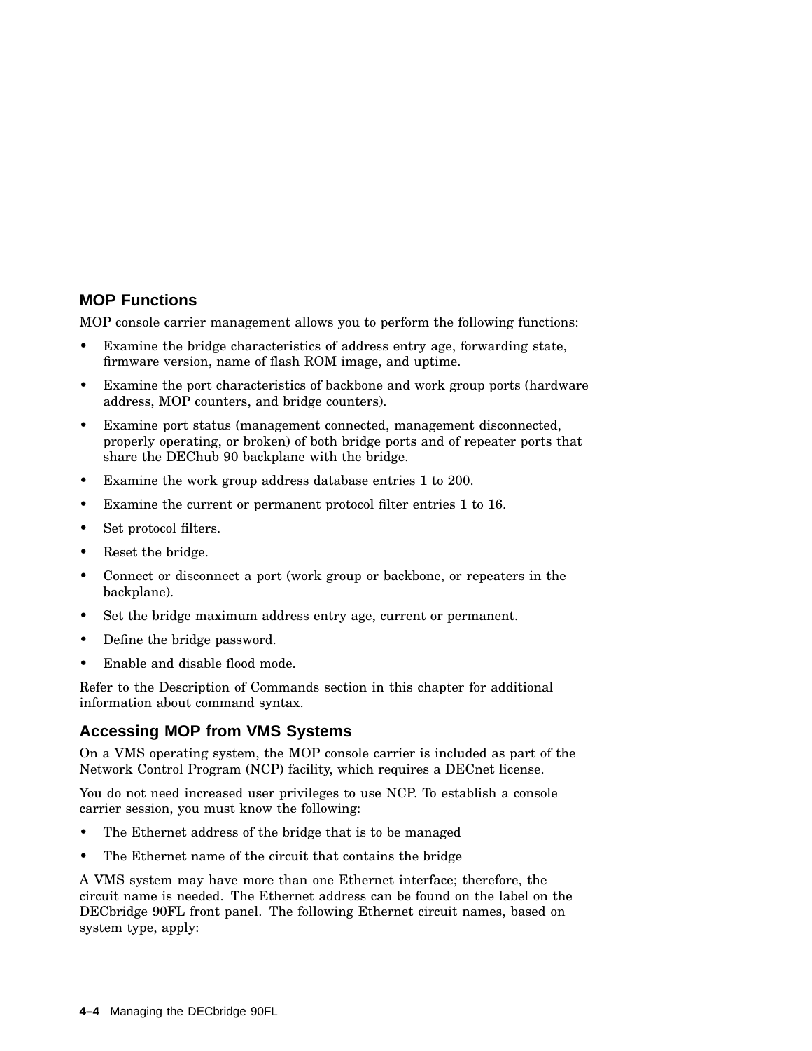## MOP Functions

MOP console carrier management allows you to perform the following functions:

- Examine the bridge characteristics of address entry age, forwarding state, firmware version, name of flash ROM image, and uptime.
- Examine the port characteristics of backbone and work group ports (hardware address, MOP counters, and bridge counters).
- Examine port status (management connected, management disconnected, properly operating, or broken) of both bridge ports and of repeater ports that share the DEChub 90 backplane with the bridge.
- Examine the work group address database entries 1 to 200.
- Examine the current or permanent protocol filter entries 1 to 16.
- Set protocol filters.
- Reset the bridge.
- Connect or disconnect a port (work group or backbone, or repeaters in the backplane).
- Set the bridge maximum address entry age, current or permanent.
- Define the bridge password.
- Enable and disable flood mode.

Refer to the Description of Commands section in this chapter for additional information about command syntax.

## Accessing MOP from VMS Systems

On a VMS operating system, the MOP console carrier is included as part of the Network Control Program (NCP) facility, which requires a DECnet license.

You do not need increased user privileges to use NCP. To establish a console carrier session, you must know the following:

- The Ethernet address of the bridge that is to be managed
- The Ethernet name of the circuit that contains the bridge

A VMS system may have more than one Ethernet interface; therefore, the circuit name is needed. The Ethernet address can be found on the label on the DECbridge 90FL front panel. The following Ethernet circuit names, based on system type, apply: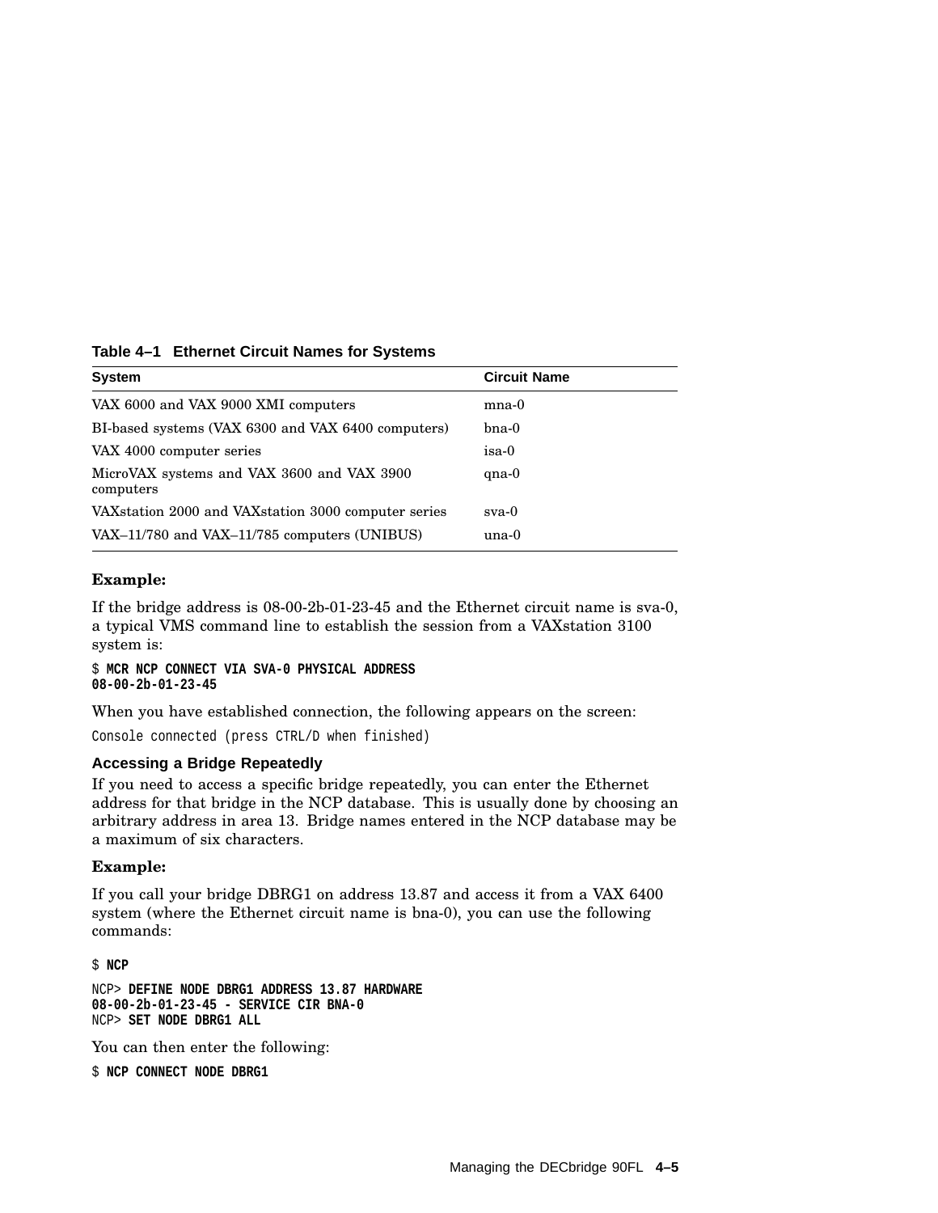**Table 4–1 Ethernet Circuit Names for Systems**

| System | Circuit Name |
| --- | --- |
| VAX 6000 and VAX 9000 XMI computers | mna-0 |
| BI-based systems (VAX 6300 and VAX 6400 computers) | bna-0 |
| VAX 4000 computer series | isa-0 |
| MicroVAX systems and VAX 3600 and VAX 3900 computers | qna-0 |
| VAXstation 2000 and VAXstation 3000 computer series | sva-0 |
| VAX–11/780 and VAX–11/785 computers (UNIBUS) | una-0 |

**Example:**

If the bridge address is 08-00-2b-01-23-45 and the Ethernet circuit name is sva-0, a typical VMS command line to establish the session from a VAXstation 3100 system is:

```
$ MCR NCP CONNECT VIA SVA-0 PHYSICAL ADDRESS
08-00-2b-01-23-45
```

When you have established connection, the following appears on the screen:

```
Console connected (press CTRL/D when finished)
```

### Accessing a Bridge Repeatedly

If you need to access a specific bridge repeatedly, you can enter the Ethernet address for that bridge in the NCP database. This is usually done by choosing an arbitrary address in area 13. Bridge names entered in the NCP database may be a maximum of six characters.

**Example:**

If you call your bridge DBRG1 on address 13.87 and access it from a VAX 6400 system (where the Ethernet circuit name is bna-0), you can use the following commands:

```
$ NCP

NCP> DEFINE NODE DBRG1 ADDRESS 13.87 HARDWARE
08-00-2b-01-23-45 - SERVICE CIR BNA-0
NCP> SET NODE DBRG1 ALL
```

You can then enter the following:

```
$ NCP CONNECT NODE DBRG1
```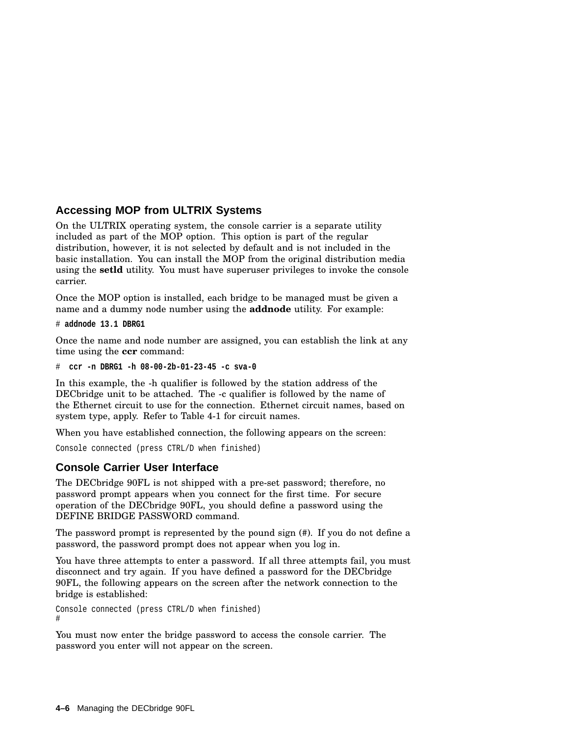## Accessing MOP from ULTRIX Systems

On the ULTRIX operating system, the console carrier is a separate utility included as part of the MOP option. This option is part of the regular distribution, however, it is not selected by default and is not included in the basic installation. You can install the MOP from the original distribution media using the **setld** utility. You must have superuser privileges to invoke the console carrier.

Once the MOP option is installed, each bridge to be managed must be given a name and a dummy node number using the **addnode** utility. For example:

```
# addnode 13.1 DBRG1
```

Once the name and node number are assigned, you can establish the link at any time using the **ccr** command:

```
# ccr -n DBRG1 -h 08-00-2b-01-23-45 -c sva-0
```

In this example, the -h qualifier is followed by the station address of the DECbridge unit to be attached. The -c qualifier is followed by the name of the Ethernet circuit to use for the connection. Ethernet circuit names, based on system type, apply. Refer to Table 4-1 for circuit names.

When you have established connection, the following appears on the screen:

```
Console connected (press CTRL/D when finished)
```

## Console Carrier User Interface

The DECbridge 90FL is not shipped with a pre-set password; therefore, no password prompt appears when you connect for the first time. For secure operation of the DECbridge 90FL, you should define a password using the DEFINE BRIDGE PASSWORD command.

The password prompt is represented by the pound sign (#). If you do not define a password, the password prompt does not appear when you log in.

You have three attempts to enter a password. If all three attempts fail, you must disconnect and try again. If you have defined a password for the DECbridge 90FL, the following appears on the screen after the network connection to the bridge is established:

```
Console connected (press CTRL/D when finished)
#
```

You must now enter the bridge password to access the console carrier. The password you enter will not appear on the screen.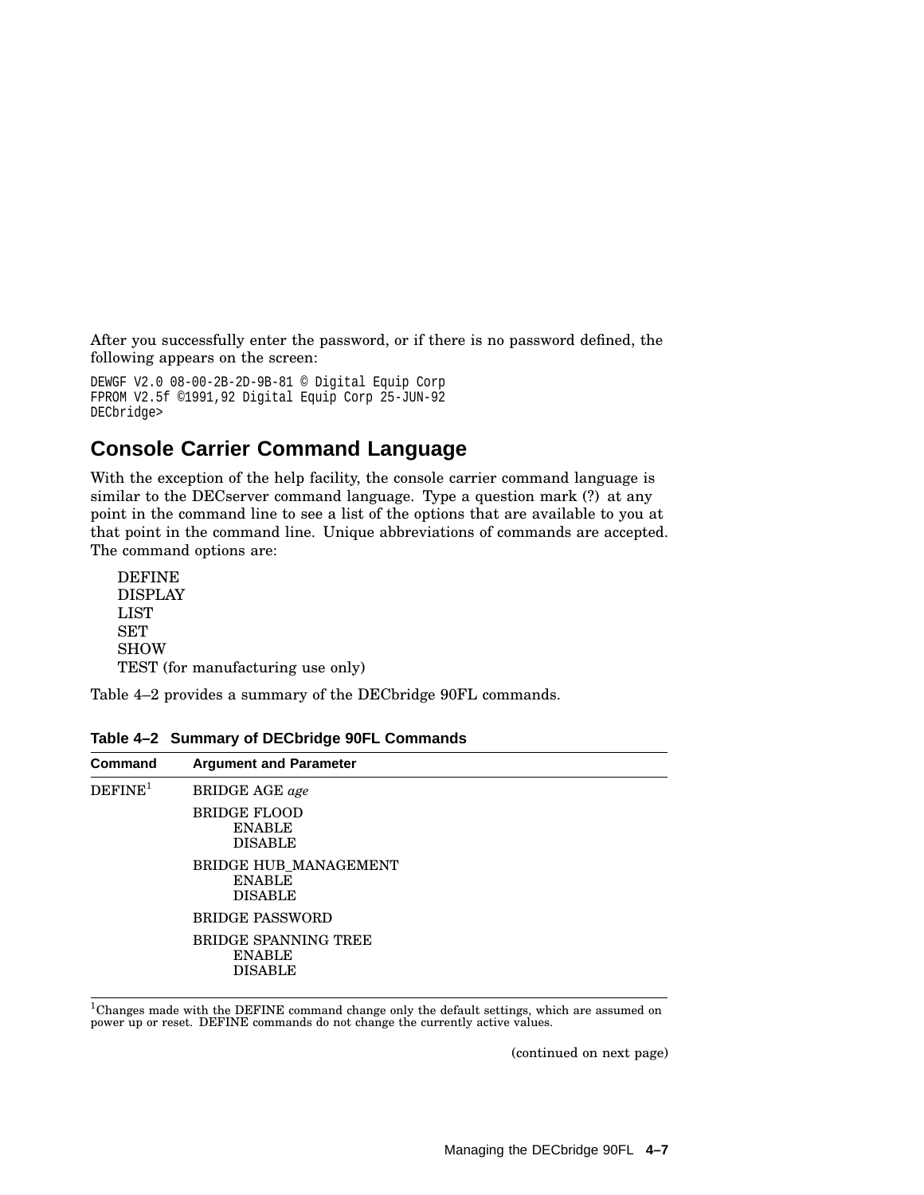After you successfully enter the password, or if there is no password defined, the following appears on the screen:

```
DEWGF V2.0 08-00-2B-2D-9B-81 © Digital Equip Corp
FPROM V2.5f ©1991,92 Digital Equip Corp 25-JUN-92
DECbridge>
```

## Console Carrier Command Language

With the exception of the help facility, the console carrier command language is similar to the DECserver command language. Type a question mark (?) at any point in the command line to see a list of the options that are available to you at that point in the command line. Unique abbreviations of commands are accepted. The command options are:

DEFINE
DISPLAY
LIST
SET
SHOW
TEST (for manufacturing use only)

Table 4–2 provides a summary of the DECbridge 90FL commands.

**Table 4–2 Summary of DECbridge 90FL Commands**

| Command | Argument and Parameter |
|---|---|
| DEFINE[1] | BRIDGE AGE *age* |
| | BRIDGE FLOOD<br>ENABLE<br>DISABLE |
| | BRIDGE HUB_MANAGEMENT<br>ENABLE<br>DISABLE |
| | BRIDGE PASSWORD |
| | BRIDGE SPANNING TREE<br>ENABLE<br>DISABLE |

[1]Changes made with the DEFINE command change only the default settings, which are assumed on power up or reset. DEFINE commands do not change the currently active values.

(continued on next page)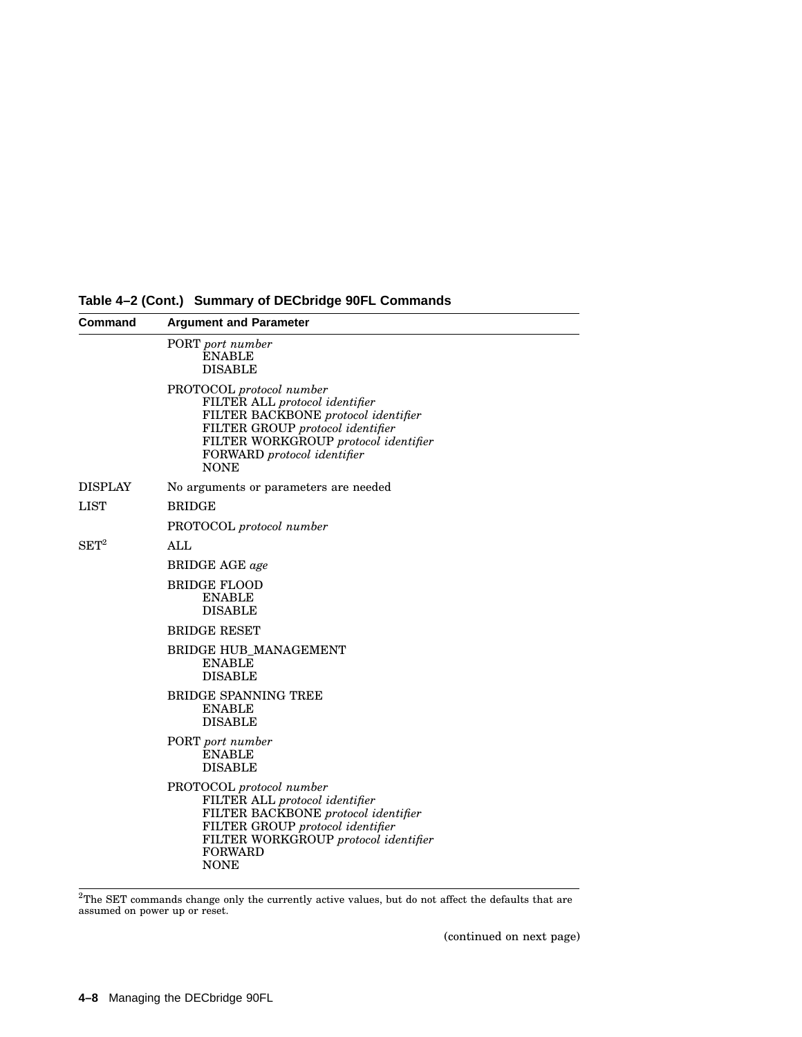**Table 4–2 (Cont.) Summary of DECbridge 90FL Commands**

| Command | Argument and Parameter |
|---|---|
| | PORT *port number*<br>ENABLE<br>DISABLE |
| | PROTOCOL *protocol number*<br>FILTER ALL *protocol identifier*<br>FILTER BACKBONE *protocol identifier*<br>FILTER GROUP *protocol identifier*<br>FILTER WORKGROUP *protocol identifier*<br>FORWARD *protocol identifier*<br>NONE |
| DISPLAY | No arguments or parameters are needed |
| LIST | BRIDGE |
| | PROTOCOL *protocol number* |
| SET[2] | ALL |
| | BRIDGE AGE *age* |
| | BRIDGE FLOOD<br>ENABLE<br>DISABLE |
| | BRIDGE RESET |
| | BRIDGE HUB_MANAGEMENT<br>ENABLE<br>DISABLE |
| | BRIDGE SPANNING TREE<br>ENABLE<br>DISABLE |
| | PORT *port number*<br>ENABLE<br>DISABLE |
| | PROTOCOL *protocol number*<br>FILTER ALL *protocol identifier*<br>FILTER BACKBONE *protocol identifier*<br>FILTER GROUP *protocol identifier*<br>FILTER WORKGROUP *protocol identifier*<br>FORWARD<br>NONE |

[2]The SET commands change only the currently active values, but do not affect the defaults that are assumed on power up or reset.

(continued on next page)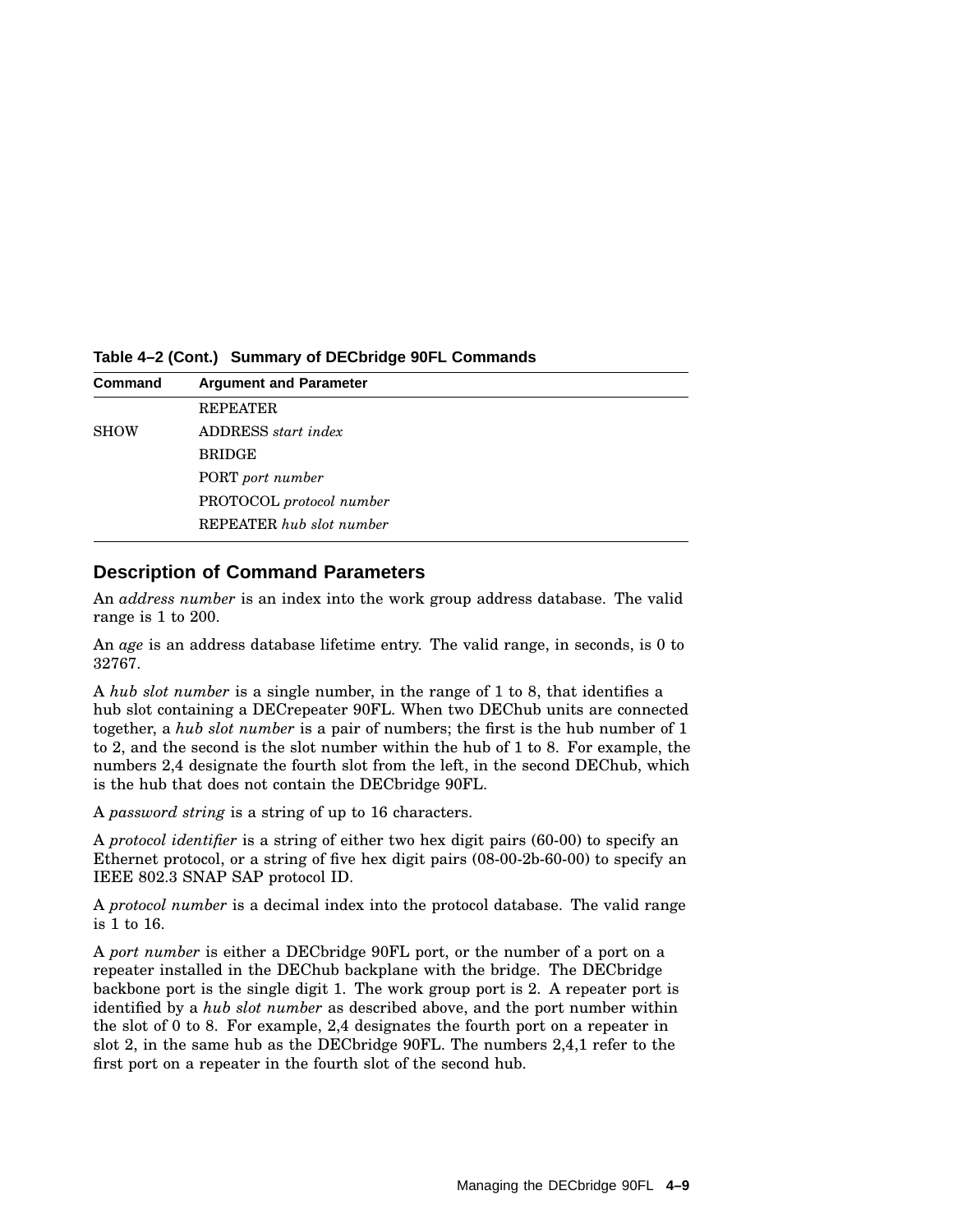**Table 4–2 (Cont.) Summary of DECbridge 90FL Commands**

| Command | Argument and Parameter |
|---|---|
| | REPEATER |
| SHOW | ADDRESS *start index* |
| | BRIDGE |
| | PORT *port number* |
| | PROTOCOL *protocol number* |
| | REPEATER *hub slot number* |

## Description of Command Parameters

An *address number* is an index into the work group address database. The valid range is 1 to 200.

An *age* is an address database lifetime entry. The valid range, in seconds, is 0 to 32767.

A *hub slot number* is a single number, in the range of 1 to 8, that identifies a hub slot containing a DECrepeater 90FL. When two DEChub units are connected together, a *hub slot number* is a pair of numbers; the first is the hub number of 1 to 2, and the second is the slot number within the hub of 1 to 8. For example, the numbers 2,4 designate the fourth slot from the left, in the second DEChub, which is the hub that does not contain the DECbridge 90FL.

A *password string* is a string of up to 16 characters.

A *protocol identifier* is a string of either two hex digit pairs (60-00) to specify an Ethernet protocol, or a string of five hex digit pairs (08-00-2b-60-00) to specify an IEEE 802.3 SNAP SAP protocol ID.

A *protocol number* is a decimal index into the protocol database. The valid range is 1 to 16.

A *port number* is either a DECbridge 90FL port, or the number of a port on a repeater installed in the DEChub backplane with the bridge. The DECbridge backbone port is the single digit 1. The work group port is 2. A repeater port is identified by a *hub slot number* as described above, and the port number within the slot of 0 to 8. For example, 2,4 designates the fourth port on a repeater in slot 2, in the same hub as the DECbridge 90FL. The numbers 2,4,1 refer to the first port on a repeater in the fourth slot of the second hub.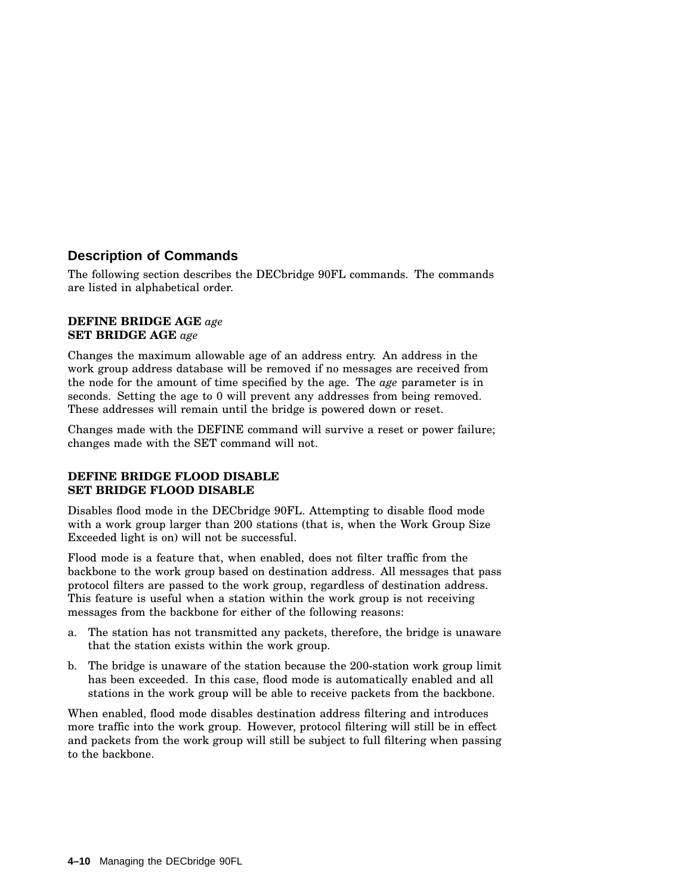## Description of Commands

The following section describes the DECbridge 90FL commands. The commands are listed in alphabetical order.

**DEFINE BRIDGE AGE** *age*
**SET BRIDGE AGE** *age*

Changes the maximum allowable age of an address entry. An address in the work group address database will be removed if no messages are received from the node for the amount of time specified by the age. The *age* parameter is in seconds. Setting the age to 0 will prevent any addresses from being removed. These addresses will remain until the bridge is powered down or reset.

Changes made with the DEFINE command will survive a reset or power failure; changes made with the SET command will not.

**DEFINE BRIDGE FLOOD DISABLE**
**SET BRIDGE FLOOD DISABLE**

Disables flood mode in the DECbridge 90FL. Attempting to disable flood mode with a work group larger than 200 stations (that is, when the Work Group Size Exceeded light is on) will not be successful.

Flood mode is a feature that, when enabled, does not filter traffic from the backbone to the work group based on destination address. All messages that pass protocol filters are passed to the work group, regardless of destination address. This feature is useful when a station within the work group is not receiving messages from the backbone for either of the following reasons:

a. The station has not transmitted any packets, therefore, the bridge is unaware that the station exists within the work group.

b. The bridge is unaware of the station because the 200-station work group limit has been exceeded. In this case, flood mode is automatically enabled and all stations in the work group will be able to receive packets from the backbone.

When enabled, flood mode disables destination address filtering and introduces more traffic into the work group. However, protocol filtering will still be in effect and packets from the work group will still be subject to full filtering when passing to the backbone.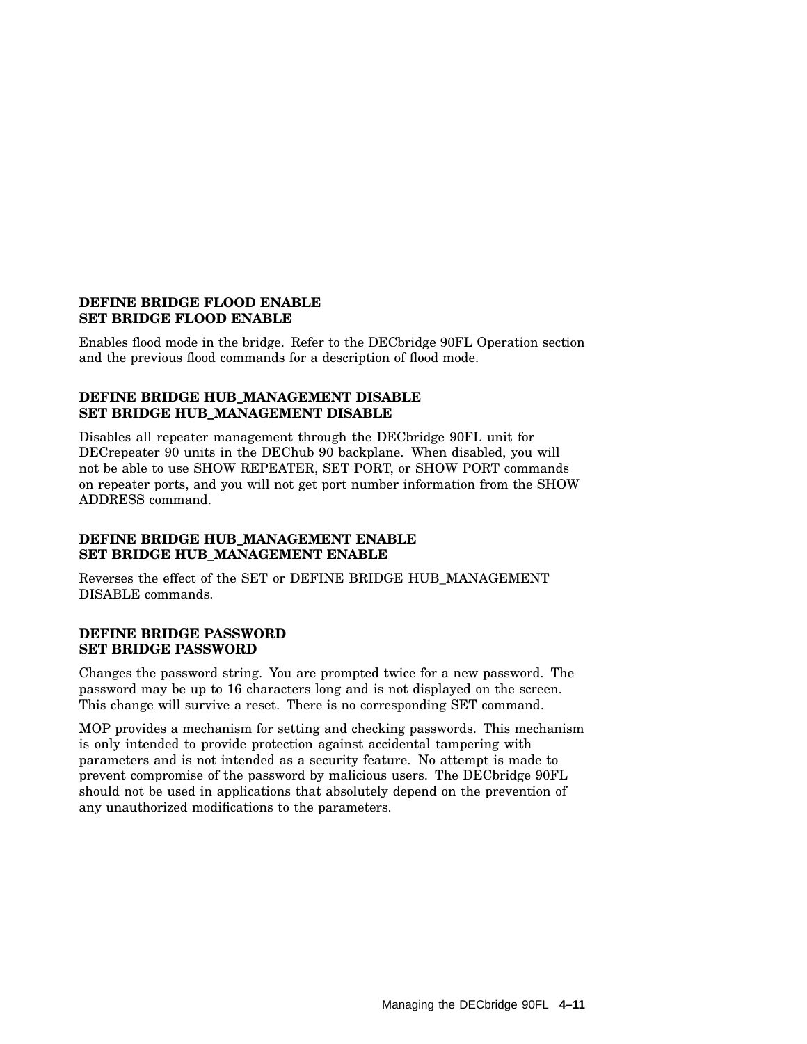**DEFINE BRIDGE FLOOD ENABLE**
**SET BRIDGE FLOOD ENABLE**

Enables flood mode in the bridge. Refer to the DECbridge 90FL Operation section and the previous flood commands for a description of flood mode.

**DEFINE BRIDGE HUB_MANAGEMENT DISABLE**
**SET BRIDGE HUB_MANAGEMENT DISABLE**

Disables all repeater management through the DECbridge 90FL unit for DECrepeater 90 units in the DEChub 90 backplane. When disabled, you will not be able to use SHOW REPEATER, SET PORT, or SHOW PORT commands on repeater ports, and you will not get port number information from the SHOW ADDRESS command.

**DEFINE BRIDGE HUB_MANAGEMENT ENABLE**
**SET BRIDGE HUB_MANAGEMENT ENABLE**

Reverses the effect of the SET or DEFINE BRIDGE HUB_MANAGEMENT DISABLE commands.

**DEFINE BRIDGE PASSWORD**
**SET BRIDGE PASSWORD**

Changes the password string. You are prompted twice for a new password. The password may be up to 16 characters long and is not displayed on the screen. This change will survive a reset. There is no corresponding SET command.

MOP provides a mechanism for setting and checking passwords. This mechanism is only intended to provide protection against accidental tampering with parameters and is not intended as a security feature. No attempt is made to prevent compromise of the password by malicious users. The DECbridge 90FL should not be used in applications that absolutely depend on the prevention of any unauthorized modifications to the parameters.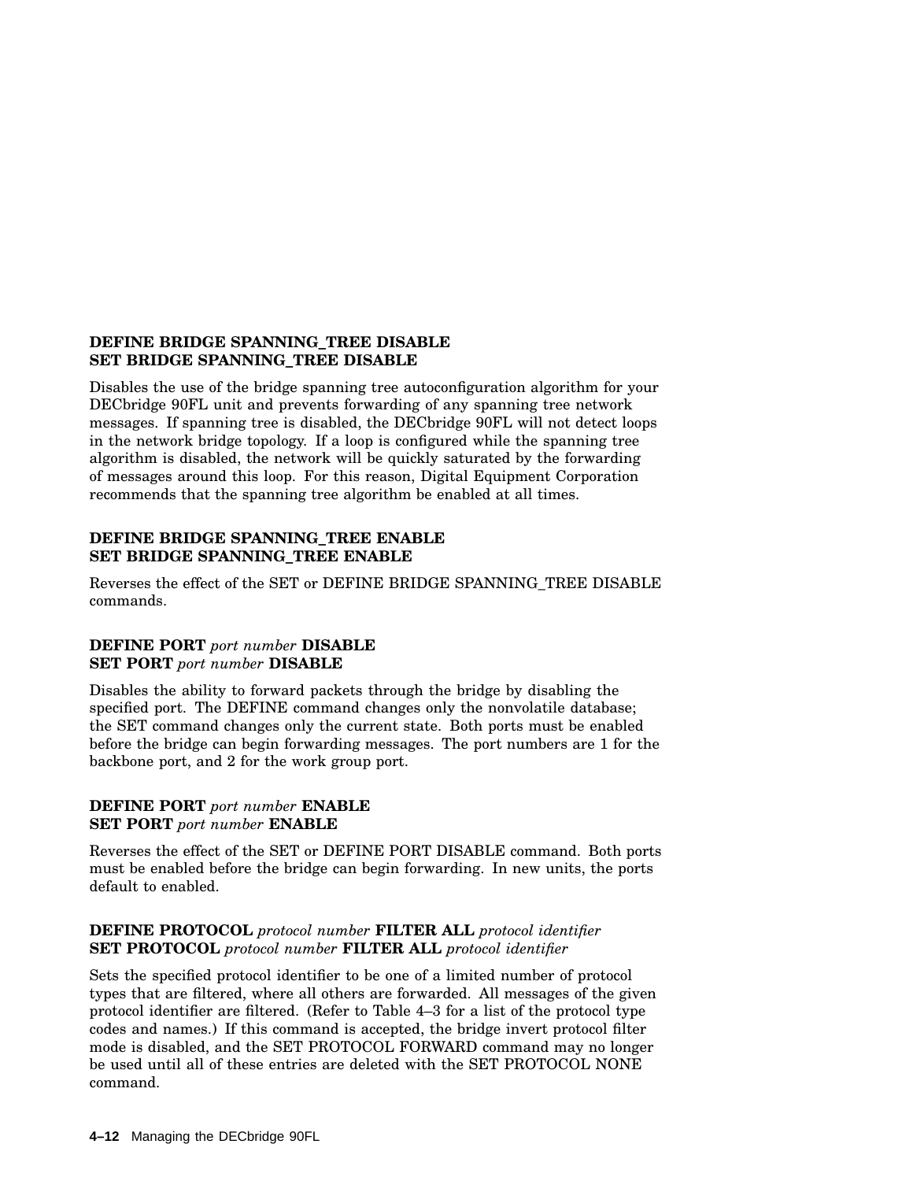**DEFINE BRIDGE SPANNING_TREE DISABLE**
**SET BRIDGE SPANNING_TREE DISABLE**

Disables the use of the bridge spanning tree autoconfiguration algorithm for your DECbridge 90FL unit and prevents forwarding of any spanning tree network messages. If spanning tree is disabled, the DECbridge 90FL will not detect loops in the network bridge topology. If a loop is configured while the spanning tree algorithm is disabled, the network will be quickly saturated by the forwarding of messages around this loop. For this reason, Digital Equipment Corporation recommends that the spanning tree algorithm be enabled at all times.

**DEFINE BRIDGE SPANNING_TREE ENABLE**
**SET BRIDGE SPANNING_TREE ENABLE**

Reverses the effect of the SET or DEFINE BRIDGE SPANNING_TREE DISABLE commands.

**DEFINE PORT** *port number* **DISABLE**
**SET PORT** *port number* **DISABLE**

Disables the ability to forward packets through the bridge by disabling the specified port. The DEFINE command changes only the nonvolatile database; the SET command changes only the current state. Both ports must be enabled before the bridge can begin forwarding messages. The port numbers are 1 for the backbone port, and 2 for the work group port.

**DEFINE PORT** *port number* **ENABLE**
**SET PORT** *port number* **ENABLE**

Reverses the effect of the SET or DEFINE PORT DISABLE command. Both ports must be enabled before the bridge can begin forwarding. In new units, the ports default to enabled.

**DEFINE PROTOCOL** *protocol number* **FILTER ALL** *protocol identifier*
**SET PROTOCOL** *protocol number* **FILTER ALL** *protocol identifier*

Sets the specified protocol identifier to be one of a limited number of protocol types that are filtered, where all others are forwarded. All messages of the given protocol identifier are filtered. (Refer to Table 4–3 for a list of the protocol type codes and names.) If this command is accepted, the bridge invert protocol filter mode is disabled, and the SET PROTOCOL FORWARD command may no longer be used until all of these entries are deleted with the SET PROTOCOL NONE command.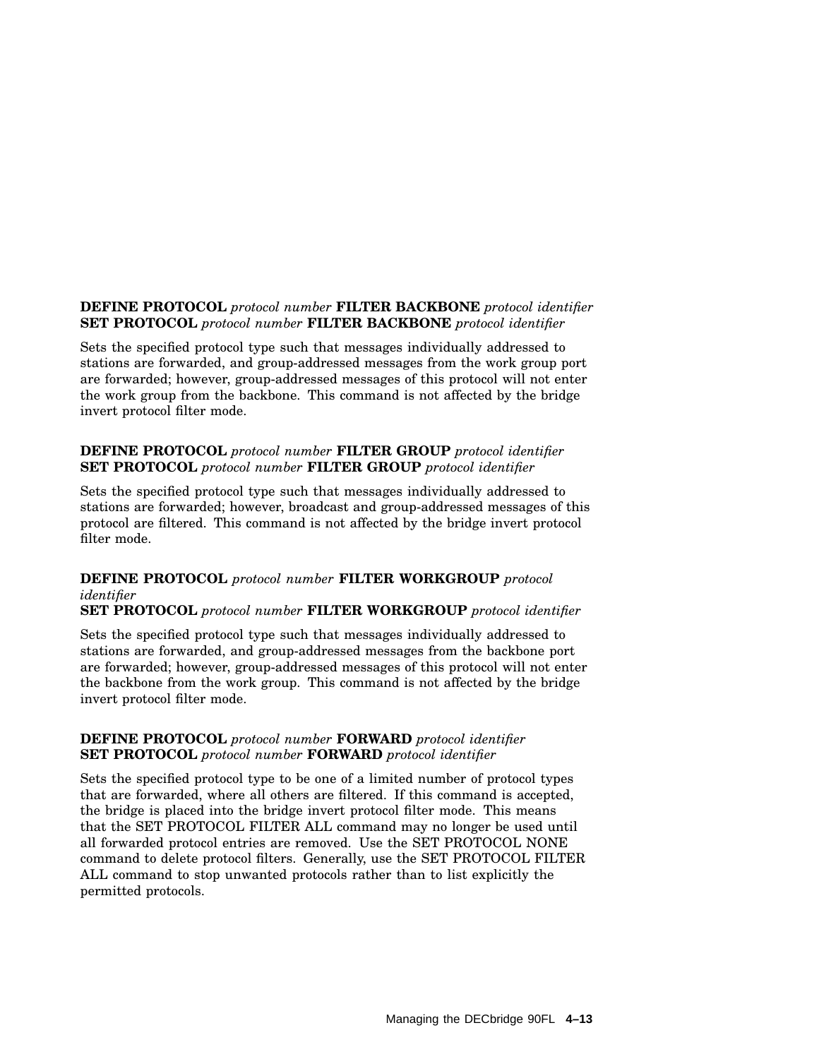**DEFINE PROTOCOL** *protocol number* **FILTER BACKBONE** *protocol identifier*
**SET PROTOCOL** *protocol number* **FILTER BACKBONE** *protocol identifier*

Sets the specified protocol type such that messages individually addressed to stations are forwarded, and group-addressed messages from the work group port are forwarded; however, group-addressed messages of this protocol will not enter the work group from the backbone. This command is not affected by the bridge invert protocol filter mode.

**DEFINE PROTOCOL** *protocol number* **FILTER GROUP** *protocol identifier*
**SET PROTOCOL** *protocol number* **FILTER GROUP** *protocol identifier*

Sets the specified protocol type such that messages individually addressed to stations are forwarded; however, broadcast and group-addressed messages of this protocol are filtered. This command is not affected by the bridge invert protocol filter mode.

**DEFINE PROTOCOL** *protocol number* **FILTER WORKGROUP** *protocol identifier*
**SET PROTOCOL** *protocol number* **FILTER WORKGROUP** *protocol identifier*

Sets the specified protocol type such that messages individually addressed to stations are forwarded, and group-addressed messages from the backbone port are forwarded; however, group-addressed messages of this protocol will not enter the backbone from the work group. This command is not affected by the bridge invert protocol filter mode.

**DEFINE PROTOCOL** *protocol number* **FORWARD** *protocol identifier*
**SET PROTOCOL** *protocol number* **FORWARD** *protocol identifier*

Sets the specified protocol type to be one of a limited number of protocol types that are forwarded, where all others are filtered. If this command is accepted, the bridge is placed into the bridge invert protocol filter mode. This means that the SET PROTOCOL FILTER ALL command may no longer be used until all forwarded protocol entries are removed. Use the SET PROTOCOL NONE command to delete protocol filters. Generally, use the SET PROTOCOL FILTER ALL command to stop unwanted protocols rather than to list explicitly the permitted protocols.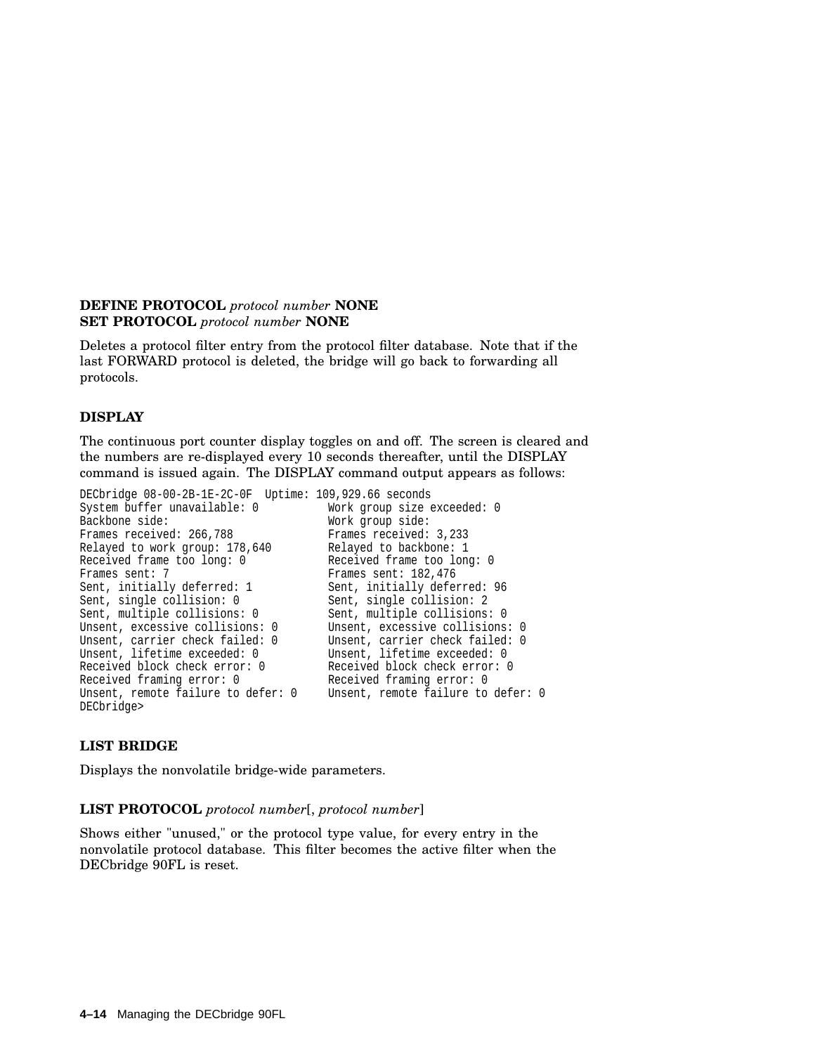**DEFINE PROTOCOL** *protocol number* **NONE**
**SET PROTOCOL** *protocol number* **NONE**

Deletes a protocol filter entry from the protocol filter database. Note that if the last FORWARD protocol is deleted, the bridge will go back to forwarding all protocols.

**DISPLAY**

The continuous port counter display toggles on and off. The screen is cleared and the numbers are re-displayed every 10 seconds thereafter, until the DISPLAY command is issued again. The DISPLAY command output appears as follows:

```
DECbridge 08-00-2B-1E-2C-0F  Uptime: 109,929.66 seconds
System buffer unavailable: 0          Work group size exceeded: 0
Backbone side:                        Work group side:
Frames received: 266,788              Frames received: 3,233
Relayed to work group: 178,640        Relayed to backbone: 1
Received frame too long: 0            Received frame too long: 0
Frames sent: 7                        Frames sent: 182,476
Sent, initially deferred: 1           Sent, initially deferred: 96
Sent, single collision: 0             Sent, single collision: 2
Sent, multiple collisions: 0          Sent, multiple collisions: 0
Unsent, excessive collisions: 0       Unsent, excessive collisions: 0
Unsent, carrier check failed: 0       Unsent, carrier check failed: 0
Unsent, lifetime exceeded: 0          Unsent, lifetime exceeded: 0
Received block check error: 0         Received block check error: 0
Received framing error: 0             Received framing error: 0
Unsent, remote failure to defer: 0    Unsent, remote failure to defer: 0
DECbridge>
```

**LIST BRIDGE**

Displays the nonvolatile bridge-wide parameters.

**LIST PROTOCOL** *protocol number*[, *protocol number*]

Shows either "unused," or the protocol type value, for every entry in the nonvolatile protocol database. This filter becomes the active filter when the DECbridge 90FL is reset.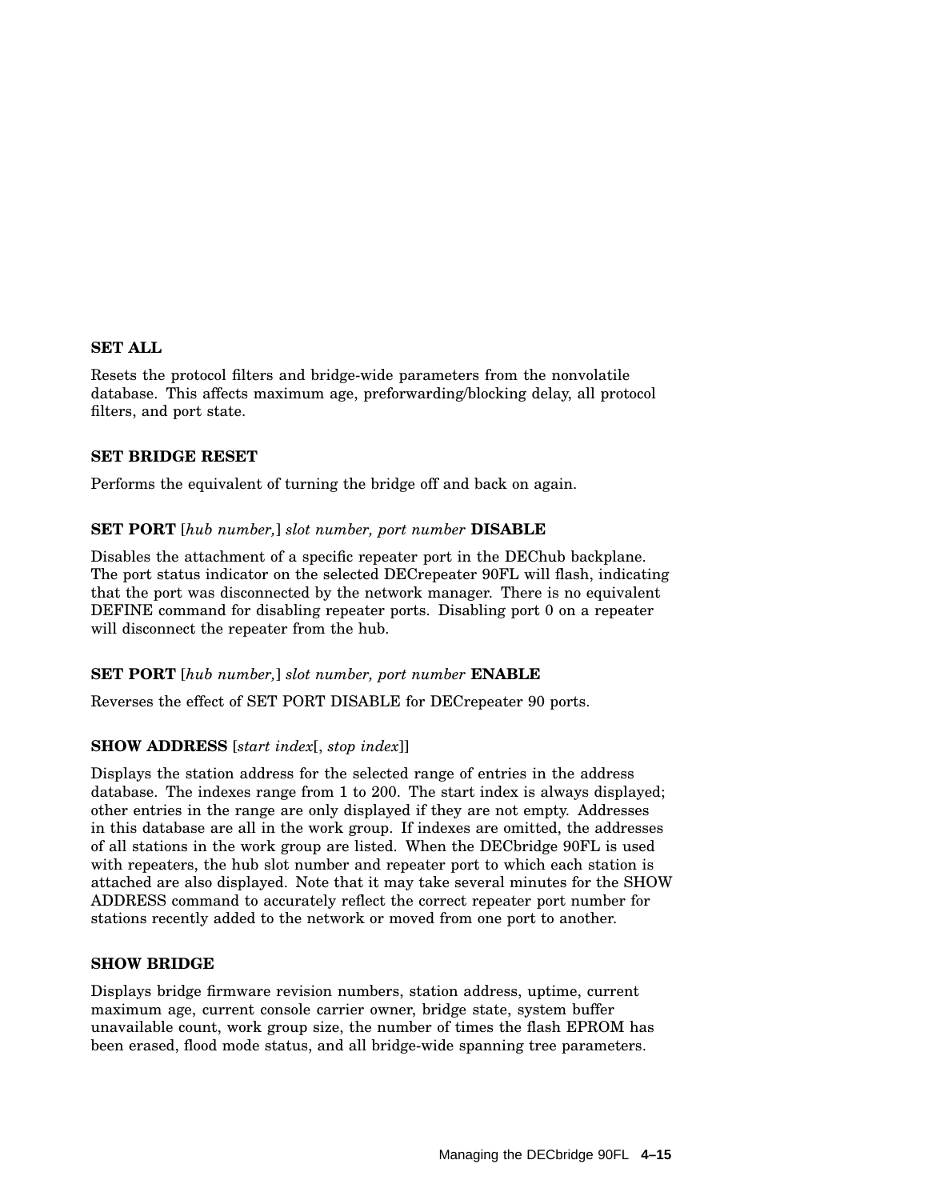**SET ALL**

Resets the protocol filters and bridge-wide parameters from the nonvolatile database. This affects maximum age, preforwarding/blocking delay, all protocol filters, and port state.

**SET BRIDGE RESET**

Performs the equivalent of turning the bridge off and back on again.

**SET PORT** [*hub number,*] *slot number, port number* **DISABLE**

Disables the attachment of a specific repeater port in the DEChub backplane. The port status indicator on the selected DECrepeater 90FL will flash, indicating that the port was disconnected by the network manager. There is no equivalent DEFINE command for disabling repeater ports. Disabling port 0 on a repeater will disconnect the repeater from the hub.

**SET PORT** [*hub number,*] *slot number, port number* **ENABLE**

Reverses the effect of SET PORT DISABLE for DECrepeater 90 ports.

**SHOW ADDRESS** [*start index*[, *stop index*]]

Displays the station address for the selected range of entries in the address database. The indexes range from 1 to 200. The start index is always displayed; other entries in the range are only displayed if they are not empty. Addresses in this database are all in the work group. If indexes are omitted, the addresses of all stations in the work group are listed. When the DECbridge 90FL is used with repeaters, the hub slot number and repeater port to which each station is attached are also displayed. Note that it may take several minutes for the SHOW ADDRESS command to accurately reflect the correct repeater port number for stations recently added to the network or moved from one port to another.

**SHOW BRIDGE**

Displays bridge firmware revision numbers, station address, uptime, current maximum age, current console carrier owner, bridge state, system buffer unavailable count, work group size, the number of times the flash EPROM has been erased, flood mode status, and all bridge-wide spanning tree parameters.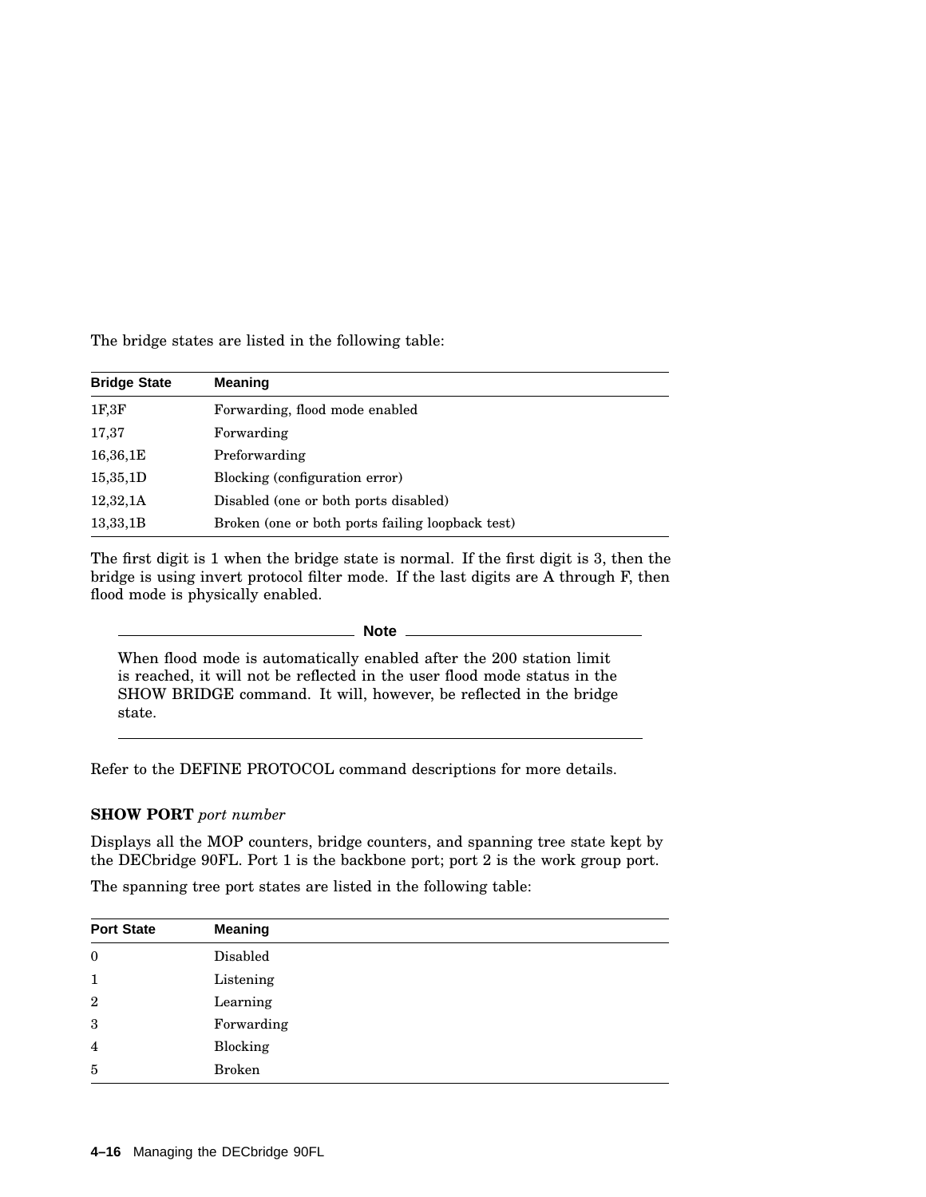The bridge states are listed in the following table:

| Bridge State | Meaning |
|---|---|
| 1F,3F | Forwarding, flood mode enabled |
| 17,37 | Forwarding |
| 16,36,1E | Preforwarding |
| 15,35,1D | Blocking (configuration error) |
| 12,32,1A | Disabled (one or both ports disabled) |
| 13,33,1B | Broken (one or both ports failing loopback test) |

The first digit is 1 when the bridge state is normal. If the first digit is 3, then the bridge is using invert protocol filter mode. If the last digits are A through F, then flood mode is physically enabled.

---

**Note**

When flood mode is automatically enabled after the 200 station limit is reached, it will not be reflected in the user flood mode status in the SHOW BRIDGE command. It will, however, be reflected in the bridge state.

---

Refer to the DEFINE PROTOCOL command descriptions for more details.

**SHOW PORT** *port number*

Displays all the MOP counters, bridge counters, and spanning tree state kept by the DECbridge 90FL. Port 1 is the backbone port; port 2 is the work group port.

The spanning tree port states are listed in the following table:

| Port State | Meaning |
|---|---|
| 0 | Disabled |
| 1 | Listening |
| 2 | Learning |
| 3 | Forwarding |
| 4 | Blocking |
| 5 | Broken |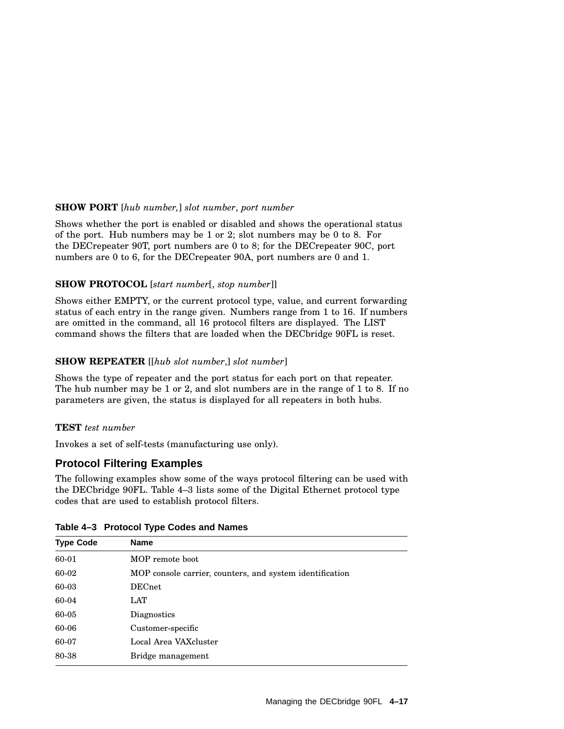**SHOW PORT** [*hub number,*] *slot number*, *port number*

Shows whether the port is enabled or disabled and shows the operational status of the port. Hub numbers may be 1 or 2; slot numbers may be 0 to 8. For the DECrepeater 90T, port numbers are 0 to 8; for the DECrepeater 90C, port numbers are 0 to 6, for the DECrepeater 90A, port numbers are 0 and 1.

**SHOW PROTOCOL** [*start number*[, *stop number*]]

Shows either EMPTY, or the current protocol type, value, and current forwarding status of each entry in the range given. Numbers range from 1 to 16. If numbers are omitted in the command, all 16 protocol filters are displayed. The LIST command shows the filters that are loaded when the DECbridge 90FL is reset.

**SHOW REPEATER** [[*hub slot number*,] *slot number*]

Shows the type of repeater and the port status for each port on that repeater. The hub number may be 1 or 2, and slot numbers are in the range of 1 to 8. If no parameters are given, the status is displayed for all repeaters in both hubs.

**TEST** *test number*

Invokes a set of self-tests (manufacturing use only).

### Protocol Filtering Examples

The following examples show some of the ways protocol filtering can be used with the DECbridge 90FL. Table 4–3 lists some of the Digital Ethernet protocol type codes that are used to establish protocol filters.

**Table 4–3 Protocol Type Codes and Names**

| Type Code | Name |
|---|---|
| 60-01 | MOP remote boot |
| 60-02 | MOP console carrier, counters, and system identification |
| 60-03 | DECnet |
| 60-04 | LAT |
| 60-05 | Diagnostics |
| 60-06 | Customer-specific |
| 60-07 | Local Area VAXcluster |
| 80-38 | Bridge management |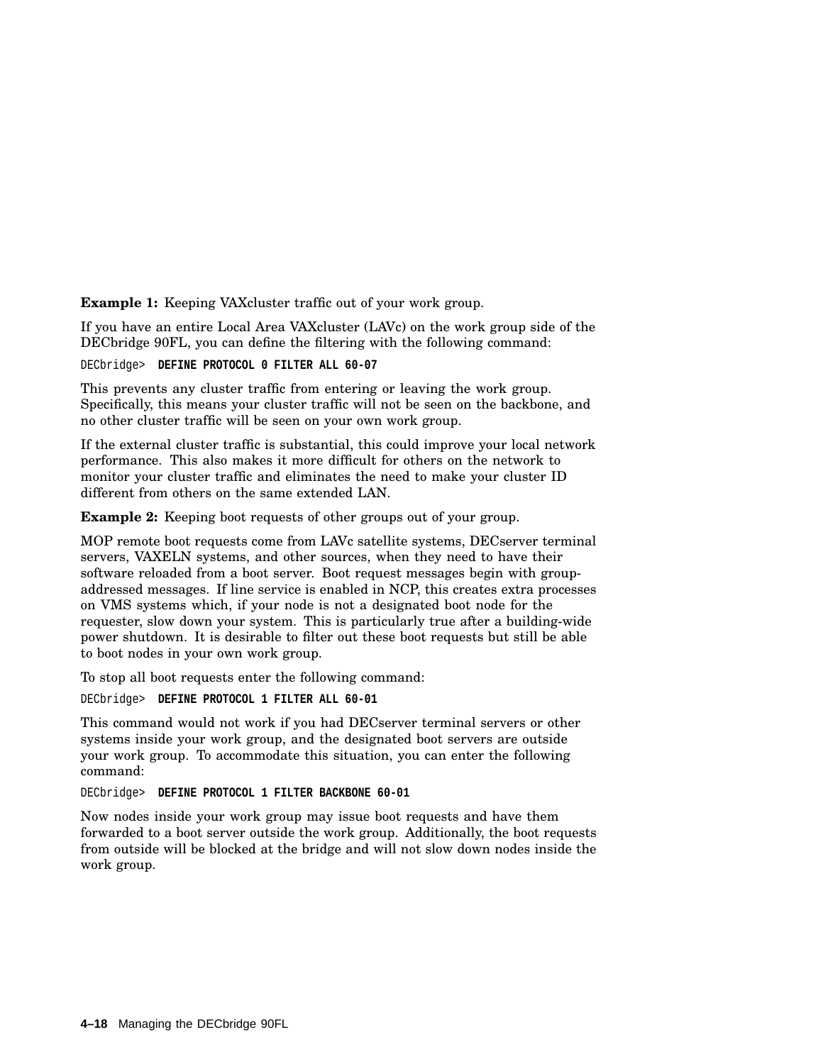**Example 1:** Keeping VAXcluster traffic out of your work group.

If you have an entire Local Area VAXcluster (LAVc) on the work group side of the DECbridge 90FL, you can define the filtering with the following command:

```
DECbridge>  DEFINE PROTOCOL 0 FILTER ALL 60-07
```

This prevents any cluster traffic from entering or leaving the work group. Specifically, this means your cluster traffic will not be seen on the backbone, and no other cluster traffic will be seen on your own work group.

If the external cluster traffic is substantial, this could improve your local network performance. This also makes it more difficult for others on the network to monitor your cluster traffic and eliminates the need to make your cluster ID different from others on the same extended LAN.

**Example 2:** Keeping boot requests of other groups out of your group.

MOP remote boot requests come from LAVc satellite systems, DECserver terminal servers, VAXELN systems, and other sources, when they need to have their software reloaded from a boot server. Boot request messages begin with group-addressed messages. If line service is enabled in NCP, this creates extra processes on VMS systems which, if your node is not a designated boot node for the requester, slow down your system. This is particularly true after a building-wide power shutdown. It is desirable to filter out these boot requests but still be able to boot nodes in your own work group.

To stop all boot requests enter the following command:

```
DECbridge>  DEFINE PROTOCOL 1 FILTER ALL 60-01
```

This command would not work if you had DECserver terminal servers or other systems inside your work group, and the designated boot servers are outside your work group. To accommodate this situation, you can enter the following command:

```
DECbridge>  DEFINE PROTOCOL 1 FILTER BACKBONE 60-01
```

Now nodes inside your work group may issue boot requests and have them forwarded to a boot server outside the work group. Additionally, the boot requests from outside will be blocked at the bridge and will not slow down nodes inside the work group.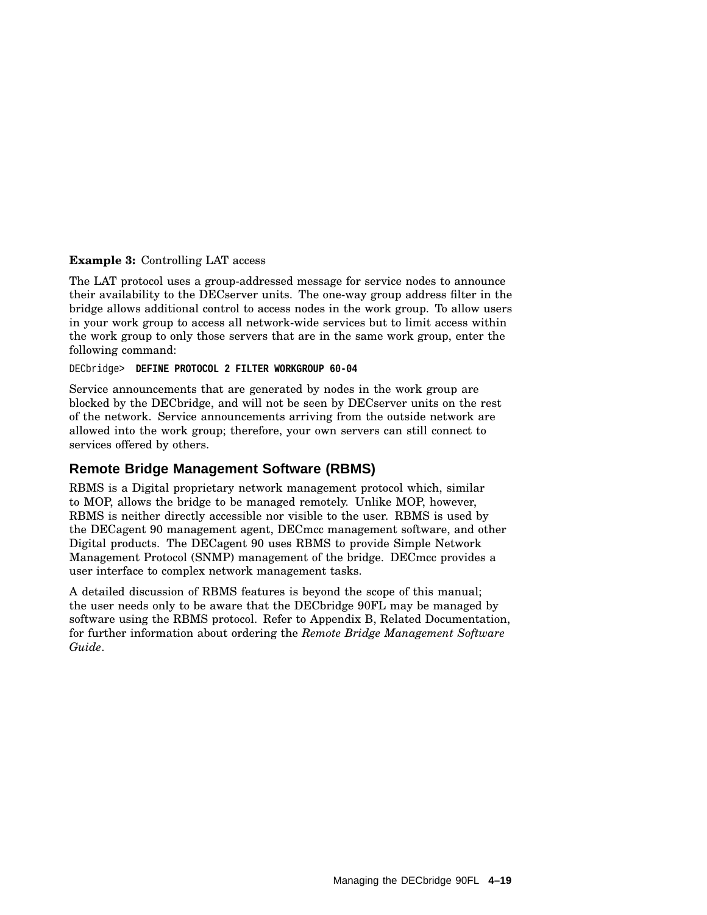**Example 3:** Controlling LAT access

The LAT protocol uses a group-addressed message for service nodes to announce their availability to the DECserver units. The one-way group address filter in the bridge allows additional control to access nodes in the work group. To allow users in your work group to access all network-wide services but to limit access within the work group to only those servers that are in the same work group, enter the following command:

```
DECbridge>  DEFINE PROTOCOL 2 FILTER WORKGROUP 60-04
```

Service announcements that are generated by nodes in the work group are blocked by the DECbridge, and will not be seen by DECserver units on the rest of the network. Service announcements arriving from the outside network are allowed into the work group; therefore, your own servers can still connect to services offered by others.

## Remote Bridge Management Software (RBMS)

RBMS is a Digital proprietary network management protocol which, similar to MOP, allows the bridge to be managed remotely. Unlike MOP, however, RBMS is neither directly accessible nor visible to the user. RBMS is used by the DECagent 90 management agent, DECmcc management software, and other Digital products. The DECagent 90 uses RBMS to provide Simple Network Management Protocol (SNMP) management of the bridge. DECmcc provides a user interface to complex network management tasks.

A detailed discussion of RBMS features is beyond the scope of this manual; the user needs only to be aware that the DECbridge 90FL may be managed by software using the RBMS protocol. Refer to Appendix B, Related Documentation, for further information about ordering the *Remote Bridge Management Software Guide*.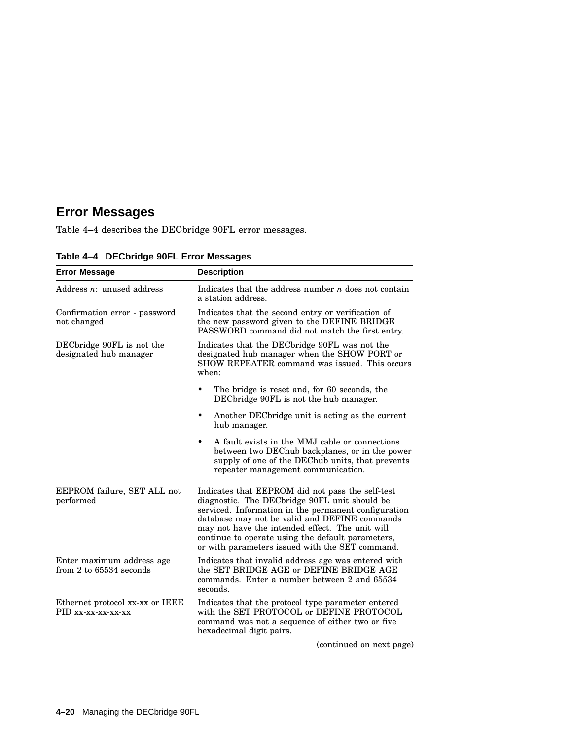## Error Messages

Table 4–4 describes the DECbridge 90FL error messages.

**Table 4–4 DECbridge 90FL Error Messages**

| Error Message | Description |
|---|---|
| Address *n*: unused address | Indicates that the address number *n* does not contain a station address. |
| Confirmation error - password not changed | Indicates that the second entry or verification of the new password given to the DEFINE BRIDGE PASSWORD command did not match the first entry. |
| DECbridge 90FL is not the designated hub manager | Indicates that the DECbridge 90FL was not the designated hub manager when the SHOW PORT or SHOW REPEATER command was issued. This occurs when: <br>• The bridge is reset and, for 60 seconds, the DECbridge 90FL is not the hub manager. <br>• Another DECbridge unit is acting as the current hub manager. <br>• A fault exists in the MMJ cable or connections between two DEChub backplanes, or in the power supply of one of the DEChub units, that prevents repeater management communication. |
| EEPROM failure, SET ALL not performed | Indicates that EEPROM did not pass the self-test diagnostic. The DECbridge 90FL unit should be serviced. Information in the permanent configuration database may not be valid and DEFINE commands may not have the intended effect. The unit will continue to operate using the default parameters, or with parameters issued with the SET command. |
| Enter maximum address age from 2 to 65534 seconds | Indicates that invalid address age was entered with the SET BRIDGE AGE or DEFINE BRIDGE AGE commands. Enter a number between 2 and 65534 seconds. |
| Ethernet protocol xx-xx or IEEE PID xx-xx-xx-xx-xx | Indicates that the protocol type parameter entered with the SET PROTOCOL or DEFINE PROTOCOL command was not a sequence of either two or five hexadecimal digit pairs. |

(continued on next page)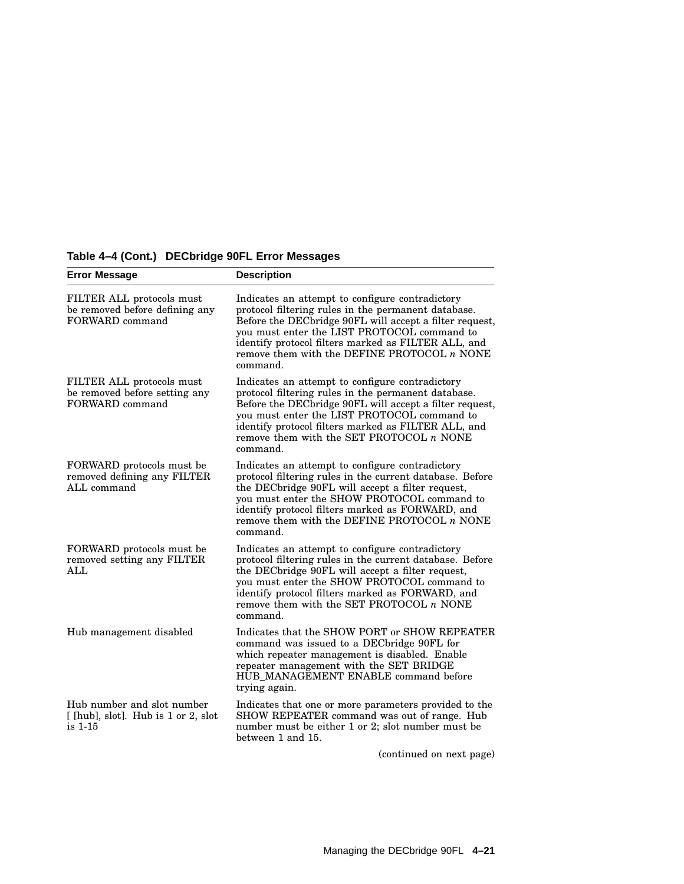**Table 4–4 (Cont.) DECbridge 90FL Error Messages**

| Error Message | Description |
|---|---|
| FILTER ALL protocols must be removed before defining any FORWARD command | Indicates an attempt to configure contradictory protocol filtering rules in the permanent database. Before the DECbridge 90FL will accept a filter request, you must enter the LIST PROTOCOL command to identify protocol filters marked as FILTER ALL, and remove them with the DEFINE PROTOCOL *n* NONE command. |
| FILTER ALL protocols must be removed before setting any FORWARD command | Indicates an attempt to configure contradictory protocol filtering rules in the permanent database. Before the DECbridge 90FL will accept a filter request, you must enter the LIST PROTOCOL command to identify protocol filters marked as FILTER ALL, and remove them with the SET PROTOCOL *n* NONE command. |
| FORWARD protocols must be removed defining any FILTER ALL command | Indicates an attempt to configure contradictory protocol filtering rules in the current database. Before the DECbridge 90FL will accept a filter request, you must enter the SHOW PROTOCOL command to identify protocol filters marked as FORWARD, and remove them with the DEFINE PROTOCOL *n* NONE command. |
| FORWARD protocols must be removed setting any FILTER ALL | Indicates an attempt to configure contradictory protocol filtering rules in the current database. Before the DECbridge 90FL will accept a filter request, you must enter the SHOW PROTOCOL command to identify protocol filters marked as FORWARD, and remove them with the SET PROTOCOL *n* NONE command. |
| Hub management disabled | Indicates that the SHOW PORT or SHOW REPEATER command was issued to a DECbridge 90FL for which repeater management is disabled. Enable repeater management with the SET BRIDGE HUB_MANAGEMENT ENABLE command before trying again. |
| Hub number and slot number [ [hub], slot]. Hub is 1 or 2, slot is 1-15 | Indicates that one or more parameters provided to the SHOW REPEATER command was out of range. Hub number must be either 1 or 2; slot number must be between 1 and 15. |

(continued on next page)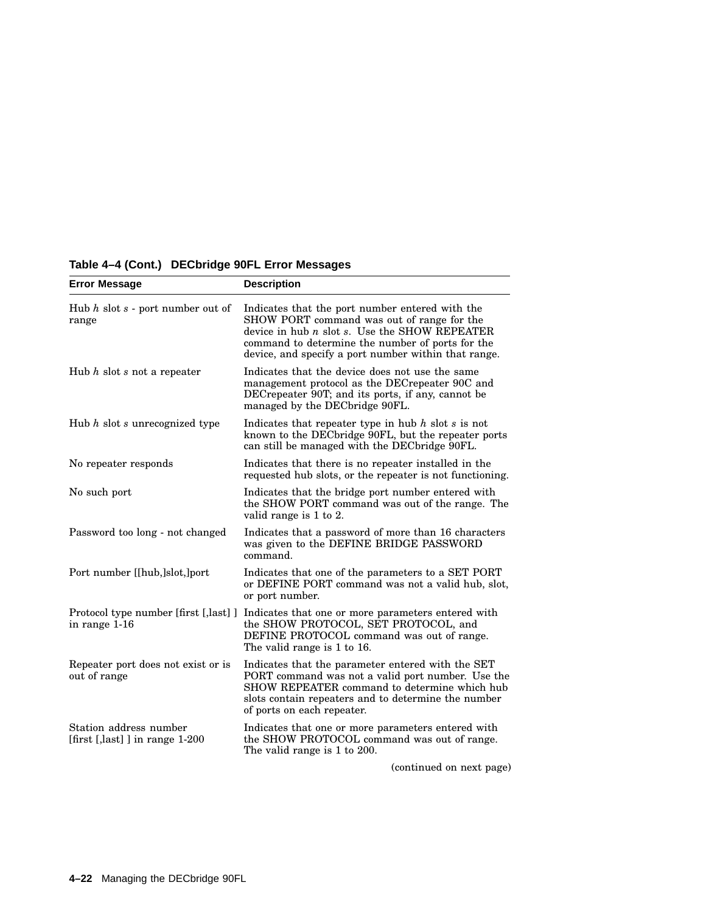**Table 4–4 (Cont.) DECbridge 90FL Error Messages**

| Error Message | Description |
|---|---|
| Hub *h* slot *s* - port number out of range | Indicates that the port number entered with the SHOW PORT command was out of range for the device in hub *n* slot *s*. Use the SHOW REPEATER command to determine the number of ports for the device, and specify a port number within that range. |
| Hub *h* slot *s* not a repeater | Indicates that the device does not use the same management protocol as the DECrepeater 90C and DECrepeater 90T; and its ports, if any, cannot be managed by the DECbridge 90FL. |
| Hub *h* slot *s* unrecognized type | Indicates that repeater type in hub *h* slot *s* is not known to the DECbridge 90FL, but the repeater ports can still be managed with the DECbridge 90FL. |
| No repeater responds | Indicates that there is no repeater installed in the requested hub slots, or the repeater is not functioning. |
| No such port | Indicates that the bridge port number entered with the SHOW PORT command was out of the range. The valid range is 1 to 2. |
| Password too long - not changed | Indicates that a password of more than 16 characters was given to the DEFINE BRIDGE PASSWORD command. |
| Port number [[hub,]slot,]port | Indicates that one of the parameters to a SET PORT or DEFINE PORT command was not a valid hub, slot, or port number. |
| Protocol type number [first [,last] ] in range 1-16 | Indicates that one or more parameters entered with the SHOW PROTOCOL, SET PROTOCOL, and DEFINE PROTOCOL command was out of range. The valid range is 1 to 16. |
| Repeater port does not exist or is out of range | Indicates that the parameter entered with the SET PORT command was not a valid port number. Use the SHOW REPEATER command to determine which hub slots contain repeaters and to determine the number of ports on each repeater. |
| Station address number [first [,last] ] in range 1-200 | Indicates that one or more parameters entered with the SHOW PROTOCOL command was out of range. The valid range is 1 to 200. |

(continued on next page)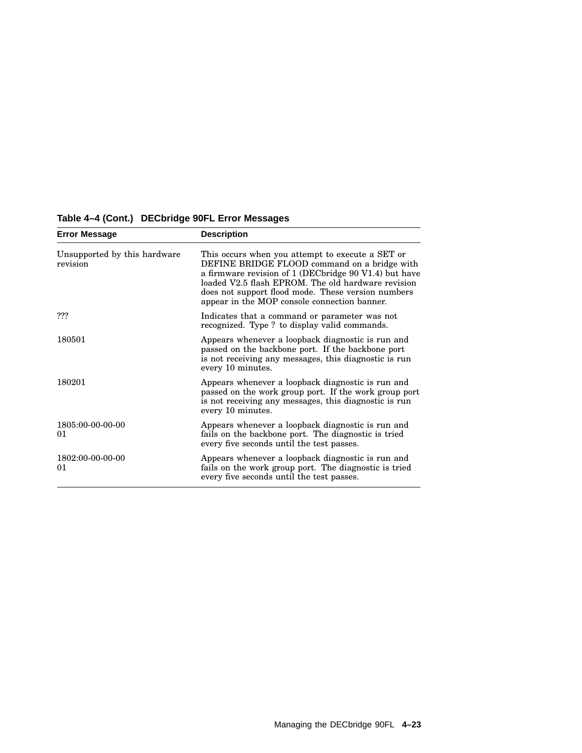**Table 4–4 (Cont.) DECbridge 90FL Error Messages**

| Error Message | Description |
| --- | --- |
| Unsupported by this hardware revision | This occurs when you attempt to execute a SET or DEFINE BRIDGE FLOOD command on a bridge with a firmware revision of 1 (DECbridge 90 V1.4) but have loaded V2.5 flash EPROM. The old hardware revision does not support flood mode. These version numbers appear in the MOP console connection banner. |
| ??? | Indicates that a command or parameter was not recognized. Type ? to display valid commands. |
| 180501 | Appears whenever a loopback diagnostic is run and passed on the backbone port. If the backbone port is not receiving any messages, this diagnostic is run every 10 minutes. |
| 180201 | Appears whenever a loopback diagnostic is run and passed on the work group port. If the work group port is not receiving any messages, this diagnostic is run every 10 minutes. |
| 1805:00-00-00-00 01 | Appears whenever a loopback diagnostic is run and fails on the backbone port. The diagnostic is tried every five seconds until the test passes. |
| 1802:00-00-00-00 01 | Appears whenever a loopback diagnostic is run and fails on the work group port. The diagnostic is tried every five seconds until the test passes. |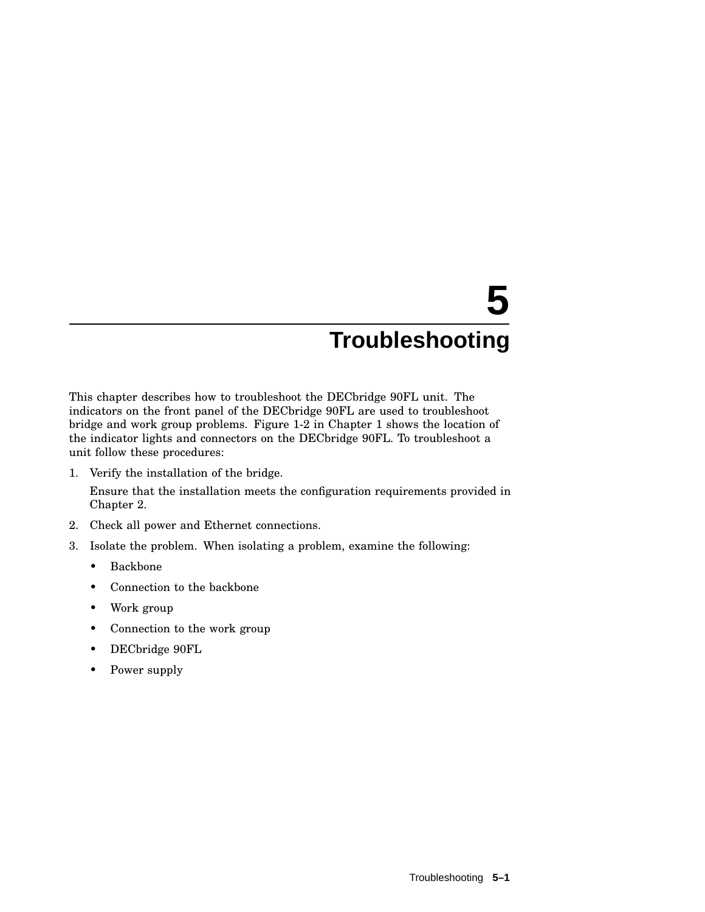# 5 Troubleshooting

This chapter describes how to troubleshoot the DECbridge 90FL unit. The indicators on the front panel of the DECbridge 90FL are used to troubleshoot bridge and work group problems. Figure 1-2 in Chapter 1 shows the location of the indicator lights and connectors on the DECbridge 90FL. To troubleshoot a unit follow these procedures:

1. Verify the installation of the bridge.

   Ensure that the installation meets the configuration requirements provided in Chapter 2.

2. Check all power and Ethernet connections.
3. Isolate the problem. When isolating a problem, examine the following:
   - Backbone
   - Connection to the backbone
   - Work group
   - Connection to the work group
   - DECbridge 90FL
   - Power supply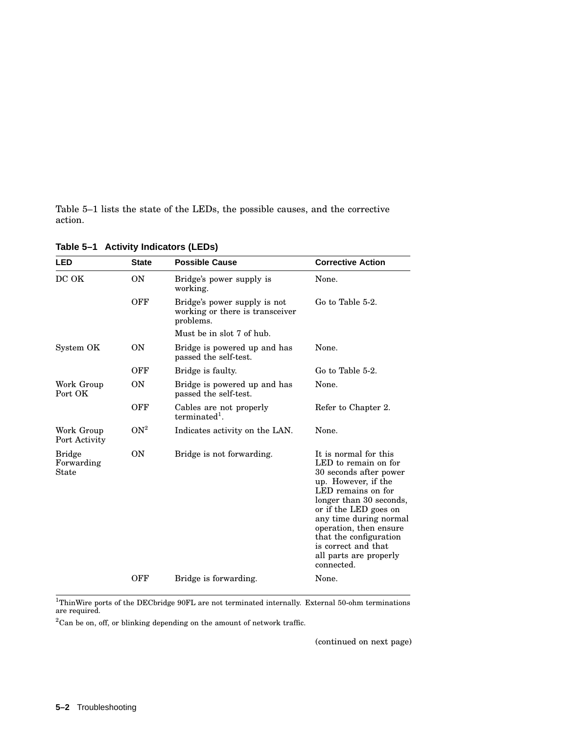Table 5–1 lists the state of the LEDs, the possible causes, and the corrective action.

**Table 5–1 Activity Indicators (LEDs)**

| LED | State | Possible Cause | Corrective Action |
|---|---|---|---|
| DC OK | ON | Bridge's power supply is working. | None. |
| | OFF | Bridge's power supply is not working or there is transceiver problems. Must be in slot 7 of hub. | Go to Table 5-2. |
| System OK | ON | Bridge is powered up and has passed the self-test. | None. |
| | OFF | Bridge is faulty. | Go to Table 5-2. |
| Work Group Port OK | ON | Bridge is powered up and has passed the self-test. | None. |
| | OFF | Cables are not properly terminated[1]. | Refer to Chapter 2. |
| Work Group Port Activity | ON[2] | Indicates activity on the LAN. | None. |
| Bridge Forwarding State | ON | Bridge is not forwarding. | It is normal for this LED to remain on for 30 seconds after power up. However, if the LED remains on for longer than 30 seconds, or if the LED goes on any time during normal operation, then ensure that the configuration is correct and that all parts are properly connected. |
| | OFF | Bridge is forwarding. | None. |

[1]ThinWire ports of the DECbridge 90FL are not terminated internally. External 50-ohm terminations are required.

[2]Can be on, off, or blinking depending on the amount of network traffic.

(continued on next page)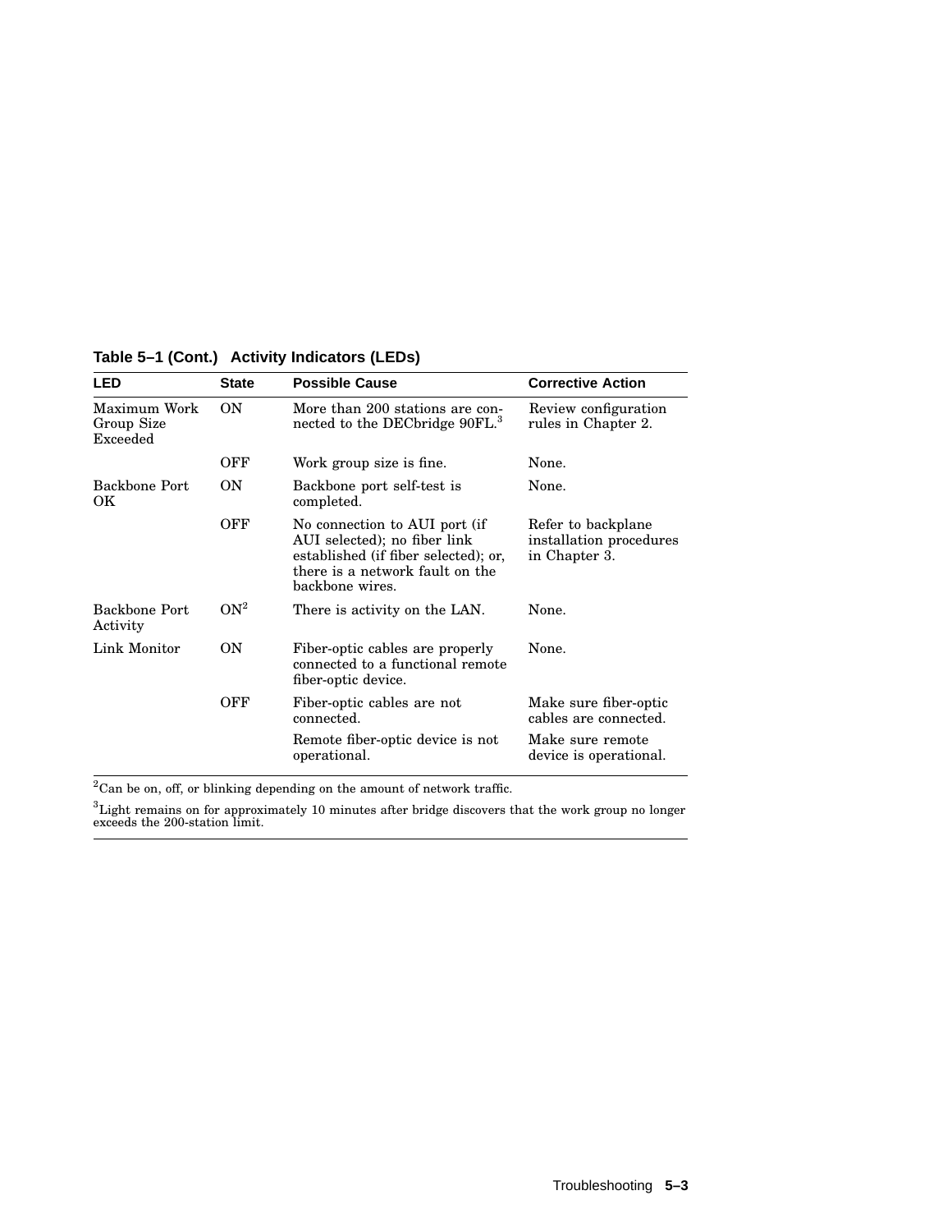**Table 5–1 (Cont.) Activity Indicators (LEDs)**

| LED | State | Possible Cause | Corrective Action |
|---|---|---|---|
| Maximum Work Group Size Exceeded | ON | More than 200 stations are connected to the DECbridge 90FL.[3] | Review configuration rules in Chapter 2. |
| | OFF | Work group size is fine. | None. |
| Backbone Port OK | ON | Backbone port self-test is completed. | None. |
| | OFF | No connection to AUI port (if AUI selected); no fiber link established (if fiber selected); or, there is a network fault on the backbone wires. | Refer to backplane installation procedures in Chapter 3. |
| Backbone Port Activity | ON[2] | There is activity on the LAN. | None. |
| Link Monitor | ON | Fiber-optic cables are properly connected to a functional remote fiber-optic device. | None. |
| | OFF | Fiber-optic cables are not connected. | Make sure fiber-optic cables are connected. |
| | | Remote fiber-optic device is not operational. | Make sure remote device is operational. |

[2]Can be on, off, or blinking depending on the amount of network traffic.

[3]Light remains on for approximately 10 minutes after bridge discovers that the work group no longer exceeds the 200-station limit.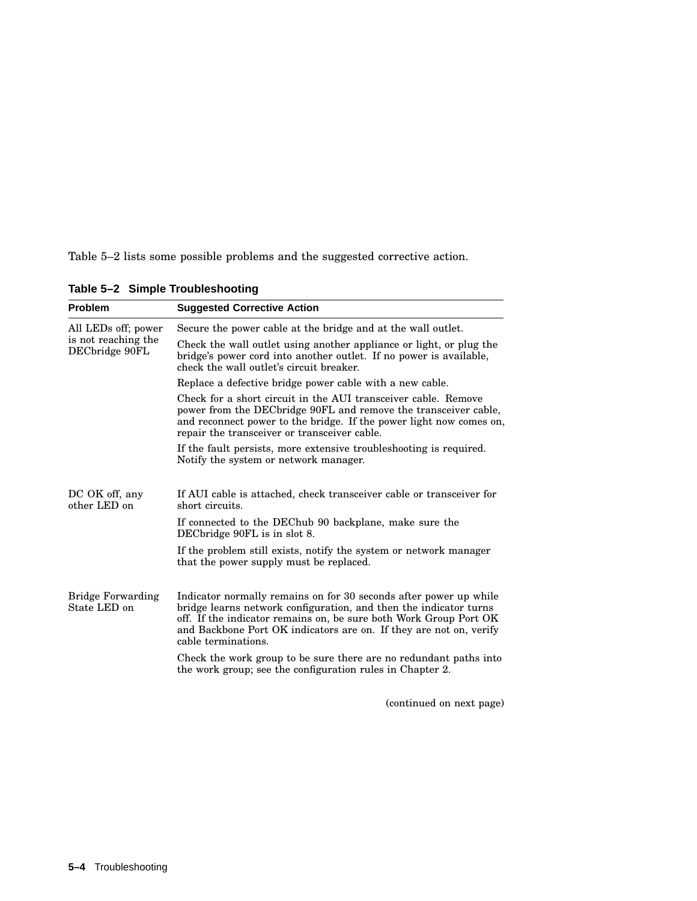Table 5–2 lists some possible problems and the suggested corrective action.

**Table 5–2 Simple Troubleshooting**

| Problem | Suggested Corrective Action |
|---|---|
| All LEDs off; power is not reaching the DECbridge 90FL | Secure the power cable at the bridge and at the wall outlet. |
| | Check the wall outlet using another appliance or light, or plug the bridge's power cord into another outlet. If no power is available, check the wall outlet's circuit breaker. |
| | Replace a defective bridge power cable with a new cable. |
| | Check for a short circuit in the AUI transceiver cable. Remove power from the DECbridge 90FL and remove the transceiver cable, and reconnect power to the bridge. If the power light now comes on, repair the transceiver or transceiver cable. |
| | If the fault persists, more extensive troubleshooting is required. Notify the system or network manager. |
| DC OK off, any other LED on | If AUI cable is attached, check transceiver cable or transceiver for short circuits. |
| | If connected to the DEChub 90 backplane, make sure the DECbridge 90FL is in slot 8. |
| | If the problem still exists, notify the system or network manager that the power supply must be replaced. |
| Bridge Forwarding State LED on | Indicator normally remains on for 30 seconds after power up while bridge learns network configuration, and then the indicator turns off. If the indicator remains on, be sure both Work Group Port OK and Backbone Port OK indicators are on. If they are not on, verify cable terminations. |
| | Check the work group to be sure there are no redundant paths into the work group; see the configuration rules in Chapter 2. |

(continued on next page)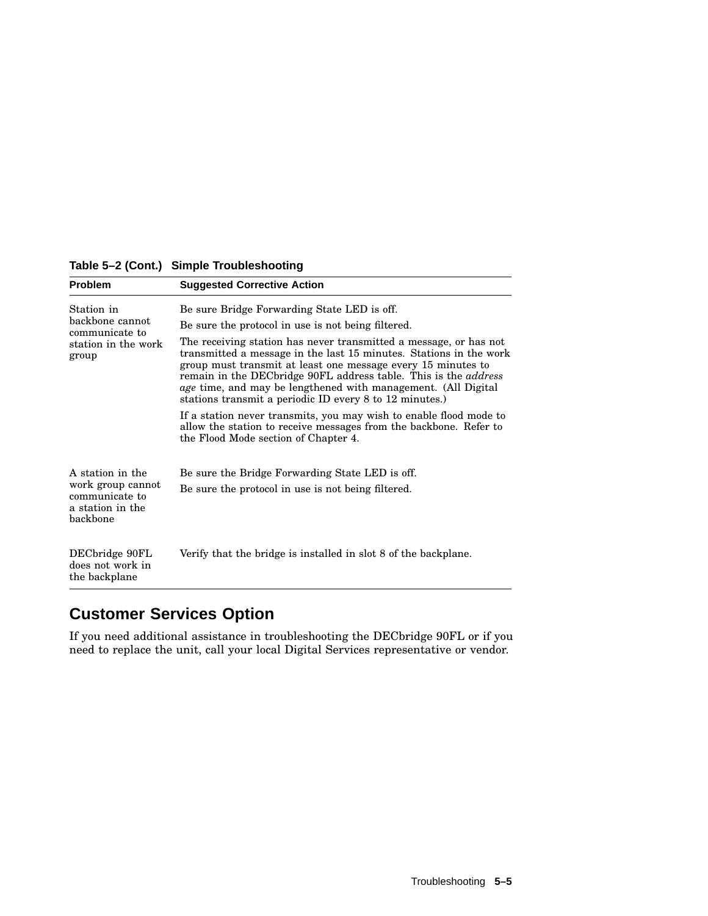**Table 5–2 (Cont.) Simple Troubleshooting**

| Problem | Suggested Corrective Action |
| --- | --- |
| Station in backbone cannot communicate to station in the work group | Be sure Bridge Forwarding State LED is off.<br><br>Be sure the protocol in use is not being filtered.<br><br>The receiving station has never transmitted a message, or has not transmitted a message in the last 15 minutes. Stations in the work group must transmit at least one message every 15 minutes to remain in the DECbridge 90FL address table. This is the *address age* time, and may be lengthened with management. (All Digital stations transmit a periodic ID every 8 to 12 minutes.)<br><br>If a station never transmits, you may wish to enable flood mode to allow the station to receive messages from the backbone. Refer to the Flood Mode section of Chapter 4. |
| A station in the work group cannot communicate to a station in the backbone | Be sure the Bridge Forwarding State LED is off.<br><br>Be sure the protocol in use is not being filtered. |
| DECbridge 90FL does not work in the backplane | Verify that the bridge is installed in slot 8 of the backplane. |

## Customer Services Option

If you need additional assistance in troubleshooting the DECbridge 90FL or if you need to replace the unit, call your local Digital Services representative or vendor.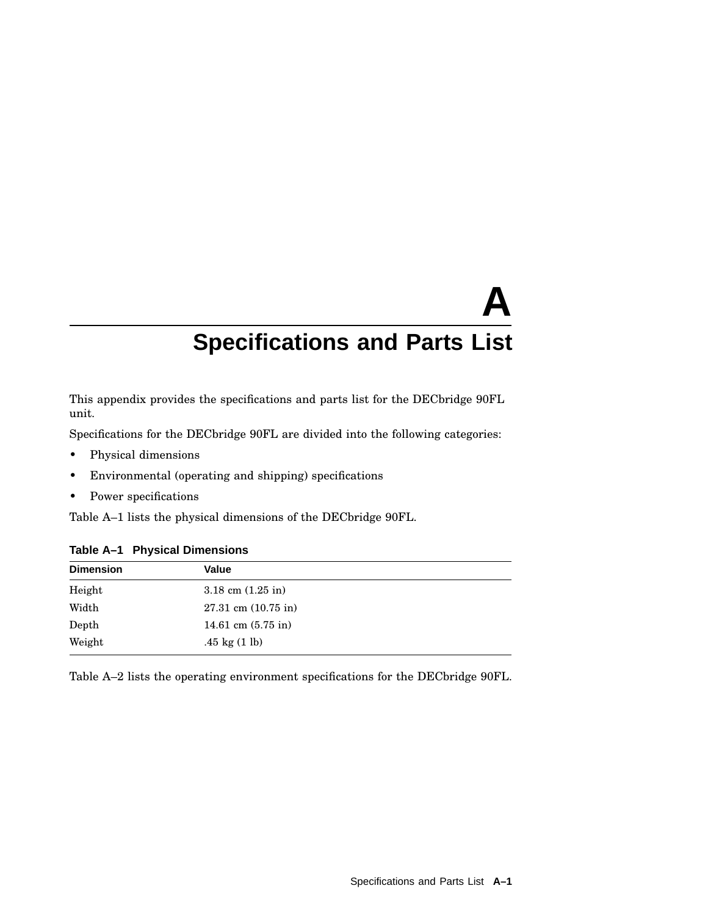# A Specifications and Parts List

This appendix provides the specifications and parts list for the DECbridge 90FL unit.

Specifications for the DECbridge 90FL are divided into the following categories:

- Physical dimensions
- Environmental (operating and shipping) specifications
- Power specifications

Table A–1 lists the physical dimensions of the DECbridge 90FL.

**Table A–1 Physical Dimensions**

| Dimension | Value |
|---|---|
| Height | 3.18 cm (1.25 in) |
| Width | 27.31 cm (10.75 in) |
| Depth | 14.61 cm (5.75 in) |
| Weight | .45 kg (1 lb) |

Table A–2 lists the operating environment specifications for the DECbridge 90FL.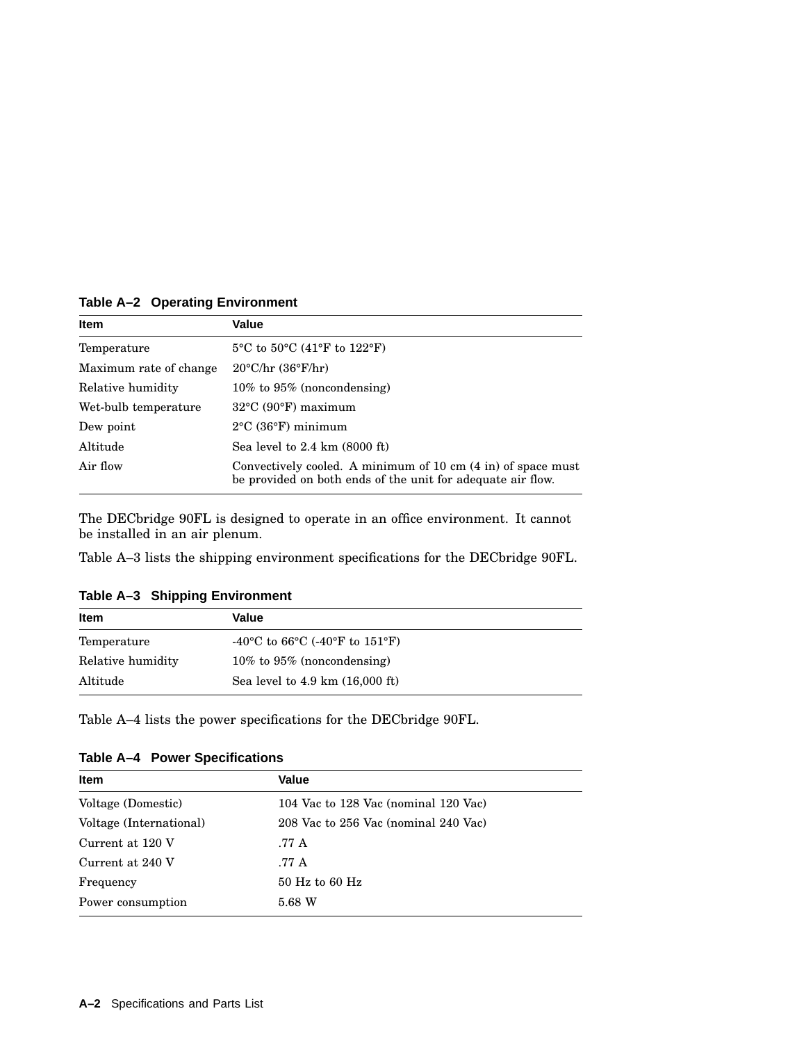**Table A–2 Operating Environment**

| Item | Value |
| --- | --- |
| Temperature | 5°C to 50°C (41°F to 122°F) |
| Maximum rate of change | 20°C/hr (36°F/hr) |
| Relative humidity | 10% to 95% (noncondensing) |
| Wet-bulb temperature | 32°C (90°F) maximum |
| Dew point | 2°C (36°F) minimum |
| Altitude | Sea level to 2.4 km (8000 ft) |
| Air flow | Convectively cooled. A minimum of 10 cm (4 in) of space must be provided on both ends of the unit for adequate air flow. |

The DECbridge 90FL is designed to operate in an office environment. It cannot be installed in an air plenum.

Table A–3 lists the shipping environment specifications for the DECbridge 90FL.

**Table A–3 Shipping Environment**

| Item | Value |
| --- | --- |
| Temperature | -40°C to 66°C (-40°F to 151°F) |
| Relative humidity | 10% to 95% (noncondensing) |
| Altitude | Sea level to 4.9 km (16,000 ft) |

Table A–4 lists the power specifications for the DECbridge 90FL.

**Table A–4 Power Specifications**

| Item | Value |
| --- | --- |
| Voltage (Domestic) | 104 Vac to 128 Vac (nominal 120 Vac) |
| Voltage (International) | 208 Vac to 256 Vac (nominal 240 Vac) |
| Current at 120 V | .77 A |
| Current at 240 V | .77 A |
| Frequency | 50 Hz to 60 Hz |
| Power consumption | 5.68 W |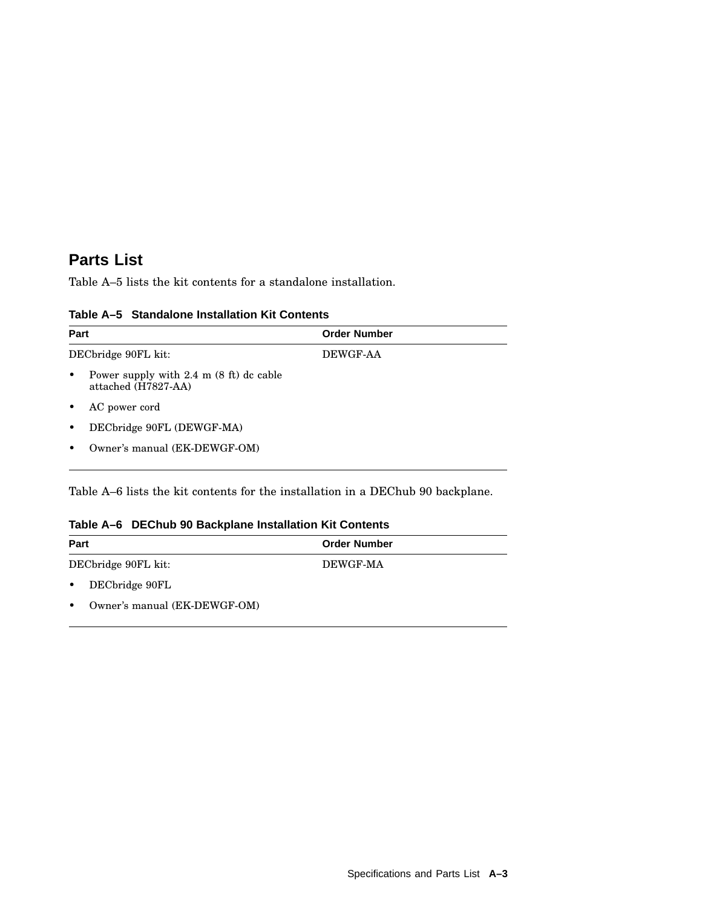## Parts List

Table A–5 lists the kit contents for a standalone installation.

**Table A–5 Standalone Installation Kit Contents**

| Part | Order Number |
|---|---|
| DECbridge 90FL kit: | DEWGF-AA |
| • Power supply with 2.4 m (8 ft) dc cable attached (H7827-AA) | |
| • AC power cord | |
| • DECbridge 90FL (DEWGF-MA) | |
| • Owner's manual (EK-DEWGF-OM) | |

Table A–6 lists the kit contents for the installation in a DEChub 90 backplane.

**Table A–6 DEChub 90 Backplane Installation Kit Contents**

| Part | Order Number |
|---|---|
| DECbridge 90FL kit: | DEWGF-MA |
| • DECbridge 90FL | |
| • Owner's manual (EK-DEWGF-OM) | |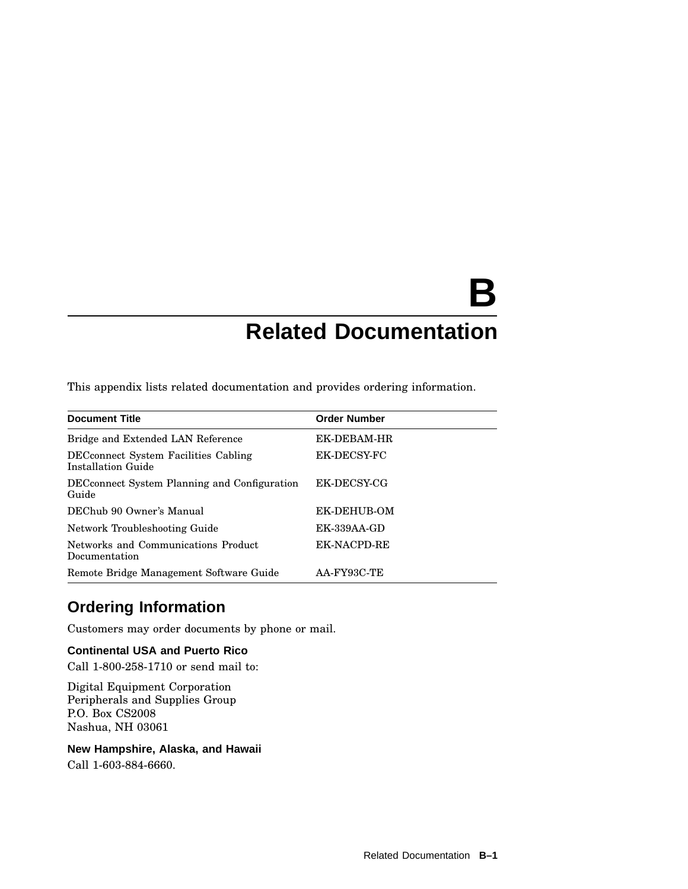# B Related Documentation

This appendix lists related documentation and provides ordering information.

| Document Title | Order Number |
|---|---|
| Bridge and Extended LAN Reference | EK-DEBAM-HR |
| DECconnect System Facilities Cabling Installation Guide | EK-DECSY-FC |
| DECconnect System Planning and Configuration Guide | EK-DECSY-CG |
| DEChub 90 Owner's Manual | EK-DEHUB-OM |
| Network Troubleshooting Guide | EK-339AA-GD |
| Networks and Communications Product Documentation | EK-NACPD-RE |
| Remote Bridge Management Software Guide | AA-FY93C-TE |

## Ordering Information

Customers may order documents by phone or mail.

### Continental USA and Puerto Rico

Call 1-800-258-1710 or send mail to:

Digital Equipment Corporation
Peripherals and Supplies Group
P.O. Box CS2008
Nashua, NH 03061

### New Hampshire, Alaska, and Hawaii

Call 1-603-884-6660.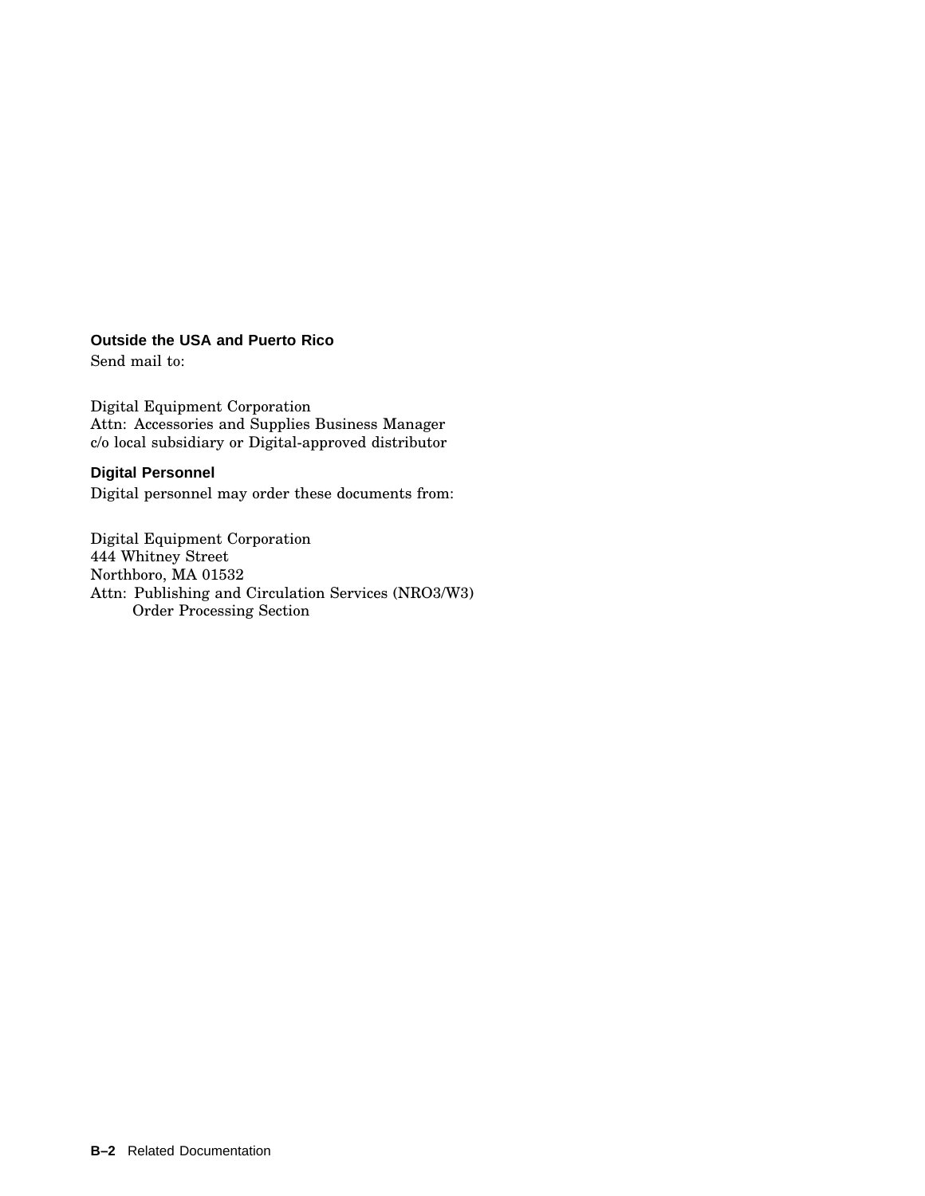### Outside the USA and Puerto Rico

Send mail to:

Digital Equipment Corporation
Attn: Accessories and Supplies Business Manager
c/o local subsidiary or Digital-approved distributor

### Digital Personnel

Digital personnel may order these documents from:

Digital Equipment Corporation
444 Whitney Street
Northboro, MA 01532
Attn: Publishing and Circulation Services (NRO3/W3)
Order Processing Section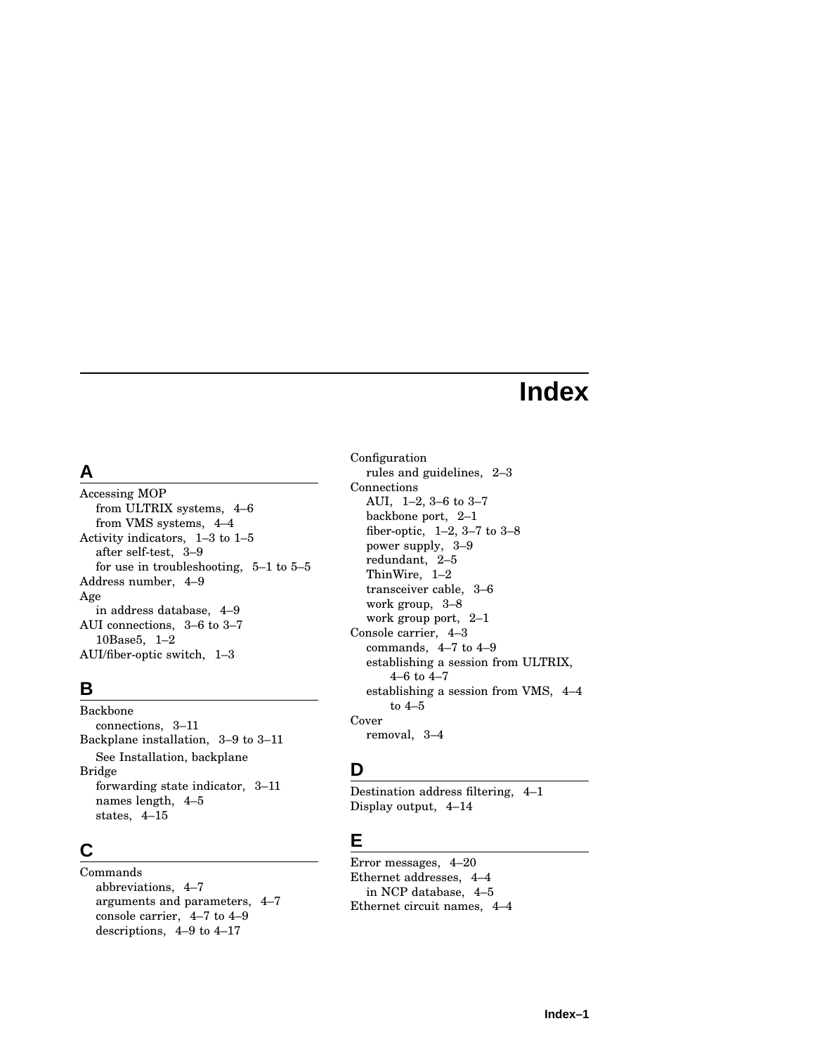# Index

## A

Accessing MOP
  from ULTRIX systems, 4–6
  from VMS systems, 4–4
Activity indicators, 1–3 to 1–5
  after self-test, 3–9
  for use in troubleshooting, 5–1 to 5–5
Address number, 4–9
Age
  in address database, 4–9
AUI connections, 3–6 to 3–7
  10Base5, 1–2
AUI/fiber-optic switch, 1–3

## B

Backbone
  connections, 3–11
Backplane installation, 3–9 to 3–11
  See Installation, backplane
Bridge
  forwarding state indicator, 3–11
  names length, 4–5
  states, 4–15

## C

Commands
  abbreviations, 4–7
  arguments and parameters, 4–7
  console carrier, 4–7 to 4–9
  descriptions, 4–9 to 4–17
Configuration
  rules and guidelines, 2–3
Connections
  AUI, 1–2, 3–6 to 3–7
  backbone port, 2–1
  fiber-optic, 1–2, 3–7 to 3–8
  power supply, 3–9
  redundant, 2–5
  ThinWire, 1–2
  transceiver cable, 3–6
  work group, 3–8
  work group port, 2–1
Console carrier, 4–3
  commands, 4–7 to 4–9
  establishing a session from ULTRIX, 4–6 to 4–7
  establishing a session from VMS, 4–4 to 4–5
Cover
  removal, 3–4

## D

Destination address filtering, 4–1
Display output, 4–14

## E

Error messages, 4–20
Ethernet addresses, 4–4
  in NCP database, 4–5
Ethernet circuit names, 4–4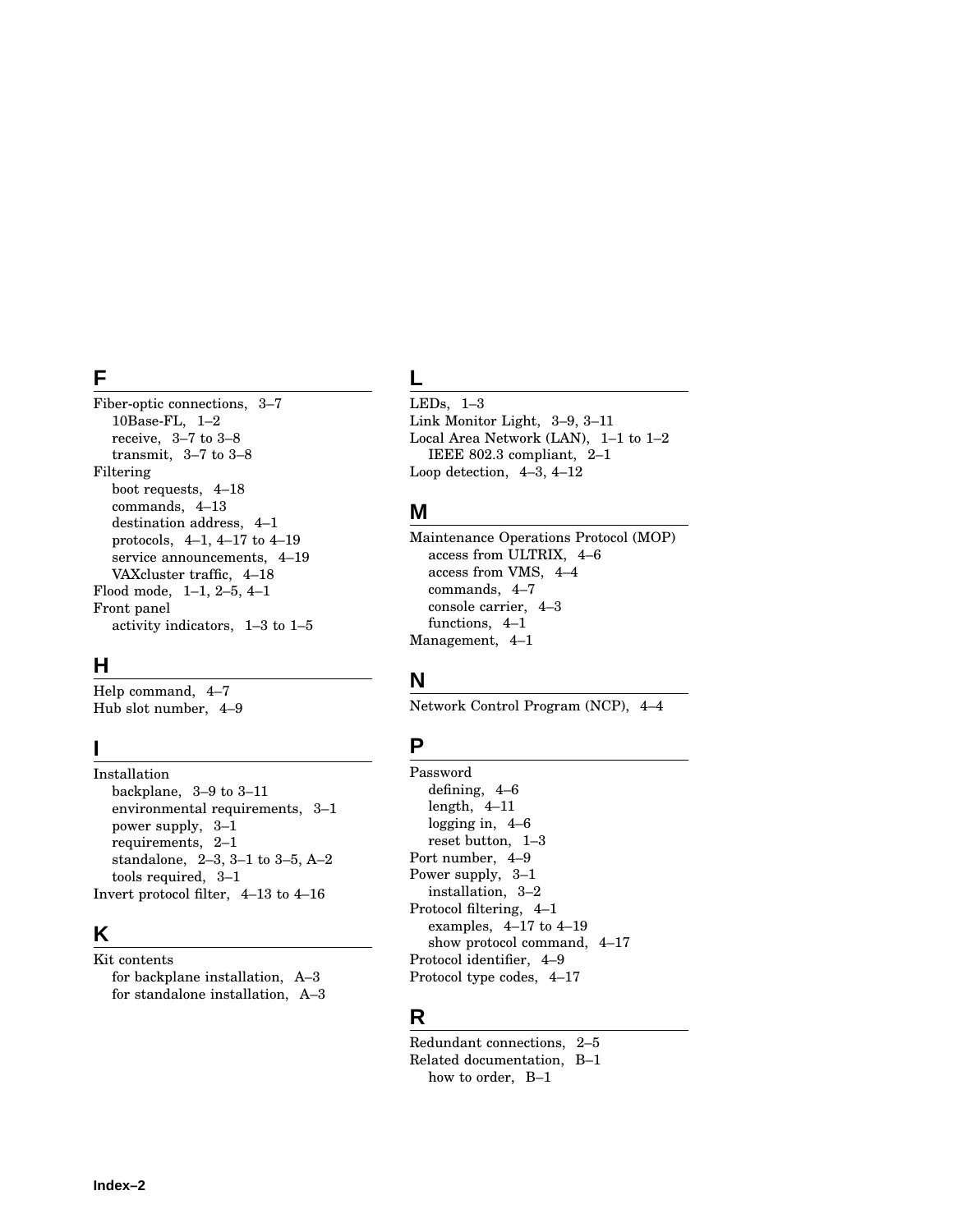## F

Fiber-optic connections, 3–7
- 10Base-FL, 1–2
- receive, 3–7 to 3–8
- transmit, 3–7 to 3–8

Filtering
- boot requests, 4–18
- commands, 4–13
- destination address, 4–1
- protocols, 4–1, 4–17 to 4–19
- service announcements, 4–19
- VAXcluster traffic, 4–18

Flood mode, 1–1, 2–5, 4–1

Front panel
- activity indicators, 1–3 to 1–5

## H

Help command, 4–7

Hub slot number, 4–9

## I

Installation
- backplane, 3–9 to 3–11
- environmental requirements, 3–1
- power supply, 3–1
- requirements, 2–1
- standalone, 2–3, 3–1 to 3–5, A–2
- tools required, 3–1

Invert protocol filter, 4–13 to 4–16

## K

Kit contents
- for backplane installation, A–3
- for standalone installation, A–3

## L

LEDs, 1–3

Link Monitor Light, 3–9, 3–11

Local Area Network (LAN), 1–1 to 1–2
- IEEE 802.3 compliant, 2–1

Loop detection, 4–3, 4–12

## M

Maintenance Operations Protocol (MOP)
- access from ULTRIX, 4–6
- access from VMS, 4–4
- commands, 4–7
- console carrier, 4–3
- functions, 4–1

Management, 4–1

## N

Network Control Program (NCP), 4–4

## P

Password
- defining, 4–6
- length, 4–11
- logging in, 4–6
- reset button, 1–3

Port number, 4–9

Power supply, 3–1
- installation, 3–2

Protocol filtering, 4–1
- examples, 4–17 to 4–19
- show protocol command, 4–17

Protocol identifier, 4–9

Protocol type codes, 4–17

## R

Redundant connections, 2–5

Related documentation, B–1
- how to order, B–1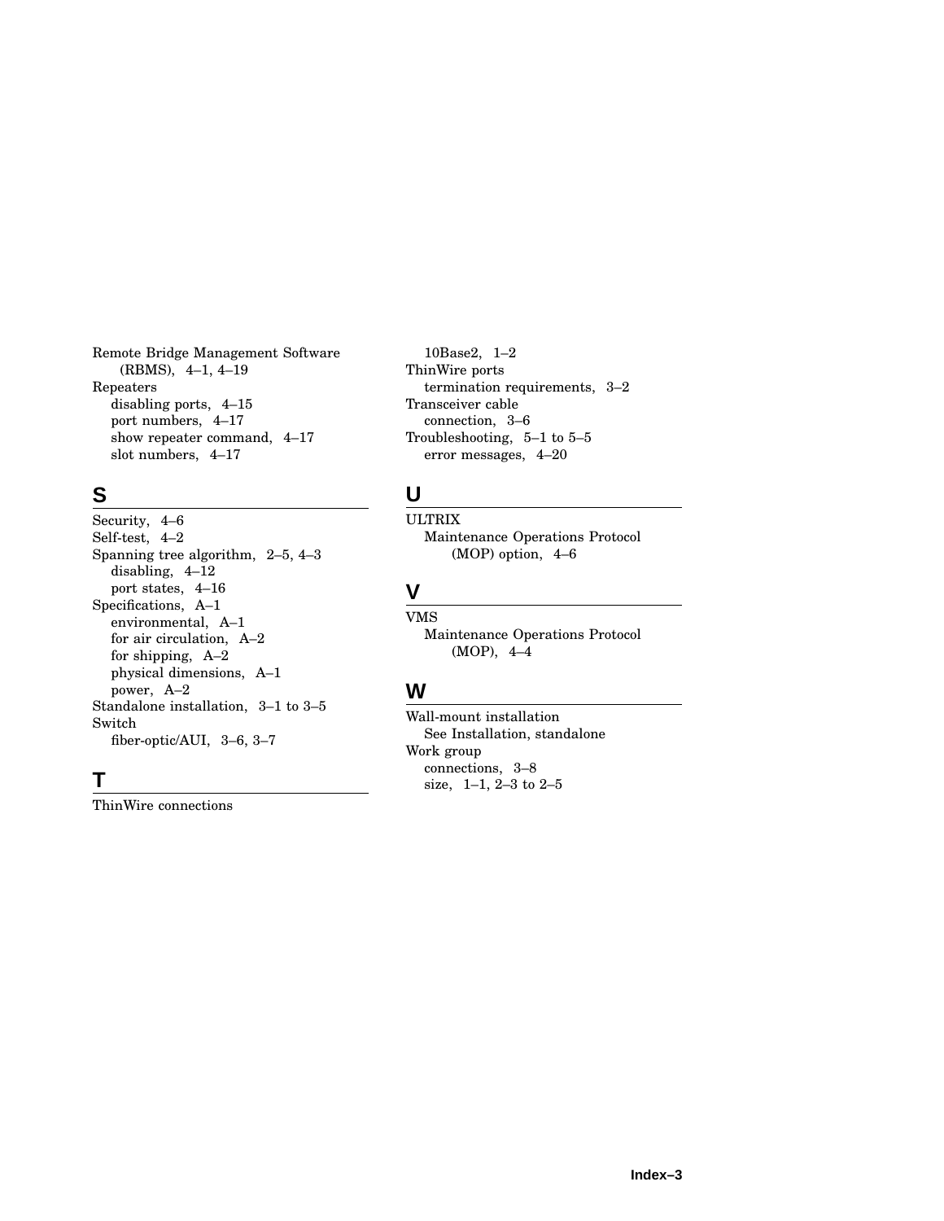Remote Bridge Management Software (RBMS), 4–1, 4–19
Repeaters
- disabling ports, 4–15
- port numbers, 4–17
- show repeater command, 4–17
- slot numbers, 4–17

## S

Security, 4–6
Self-test, 4–2
Spanning tree algorithm, 2–5, 4–3
- disabling, 4–12
- port states, 4–16

Specifications, A–1
- environmental, A–1
- for air circulation, A–2
- for shipping, A–2
- physical dimensions, A–1
- power, A–2

Standalone installation, 3–1 to 3–5
Switch
- fiber-optic/AUI, 3–6, 3–7

## T

ThinWire connections
- 10Base2, 1–2

ThinWire ports
- termination requirements, 3–2

Transceiver cable
- connection, 3–6

Troubleshooting, 5–1 to 5–5
- error messages, 4–20

## U

ULTRIX
- Maintenance Operations Protocol (MOP) option, 4–6

## V

VMS
- Maintenance Operations Protocol (MOP), 4–4

## W

Wall-mount installation
- See Installation, standalone

Work group
- connections, 3–8
- size, 1–1, 2–3 to 2–5